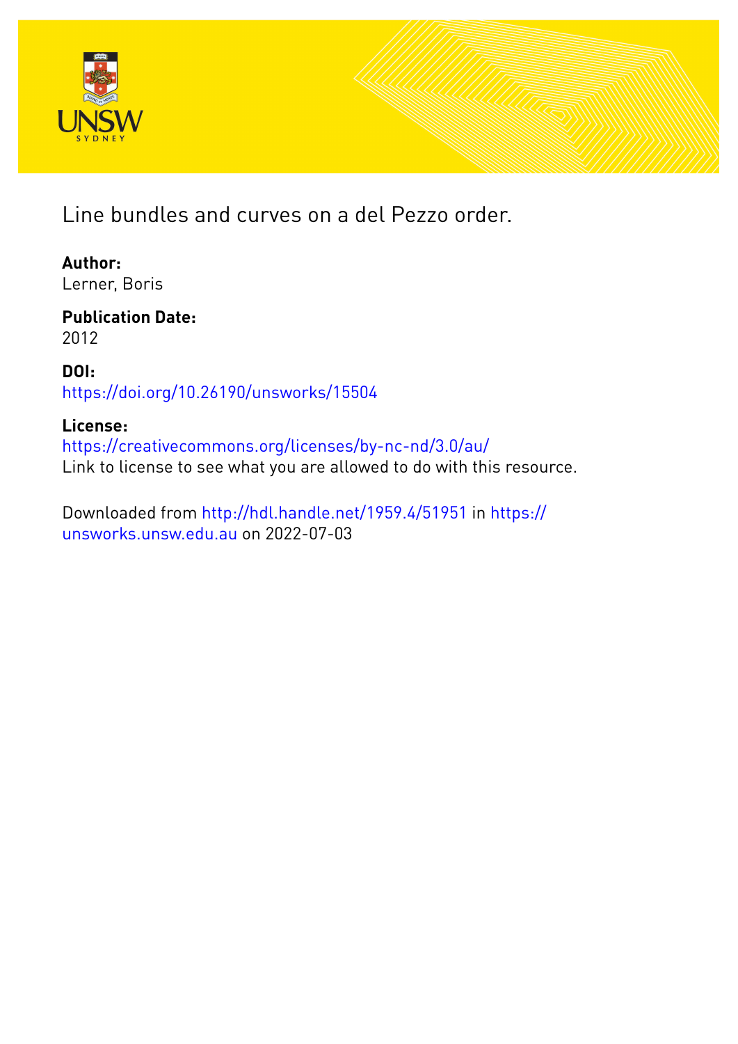Line bundles and curves on a del Pezzo order.

**Author:**
Lerner, Boris

**Publication Date:**
2012

**DOI:**
https://doi.org/10.26190/unsworks/15504

**License:**
https://creativecommons.org/licenses/by-nc-nd/3.0/au/
Link to license to see what you are allowed to do with this resource.

Downloaded from http://hdl.handle.net/1959.4/51951 in https://unsworks.unsw.edu.au on 2022-07-03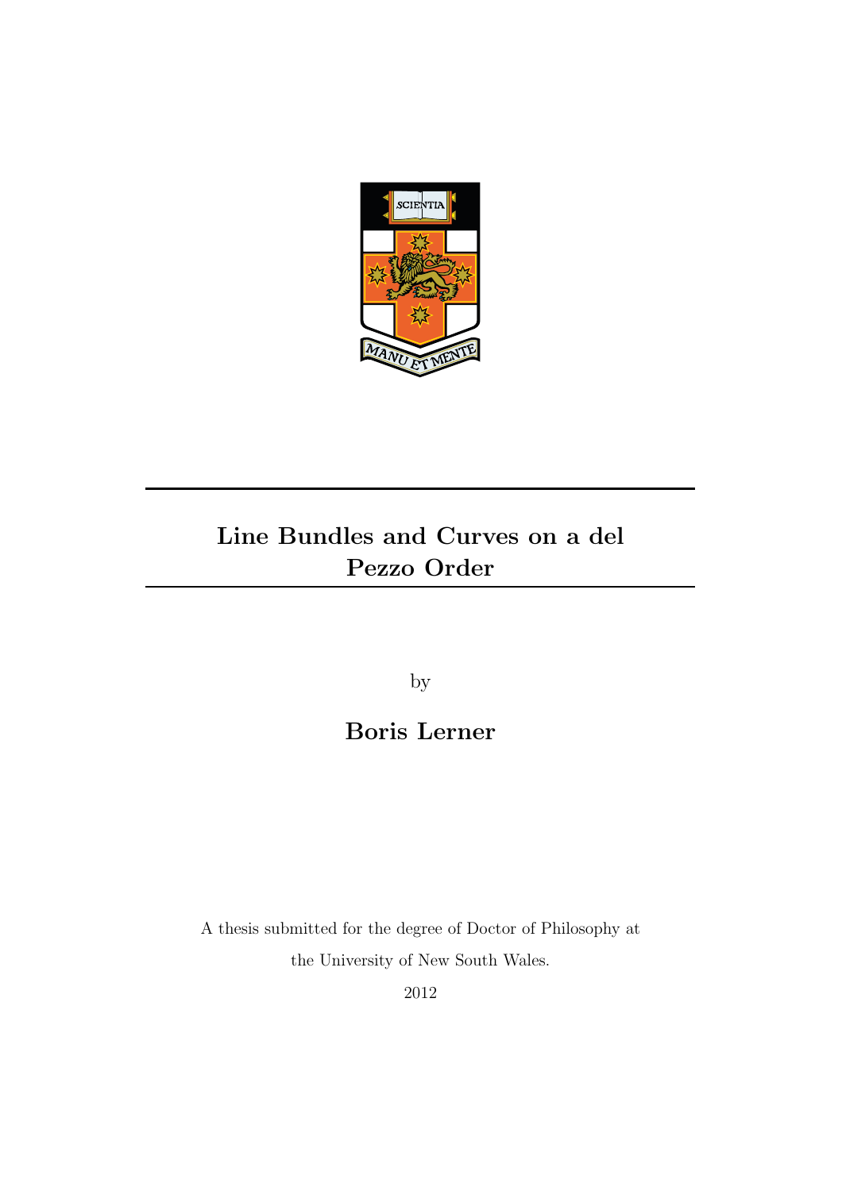# Line Bundles and Curves on a del Pezzo Order

by

## Boris Lerner

A thesis submitted for the degree of Doctor of Philosophy at

the University of New South Wales.

2012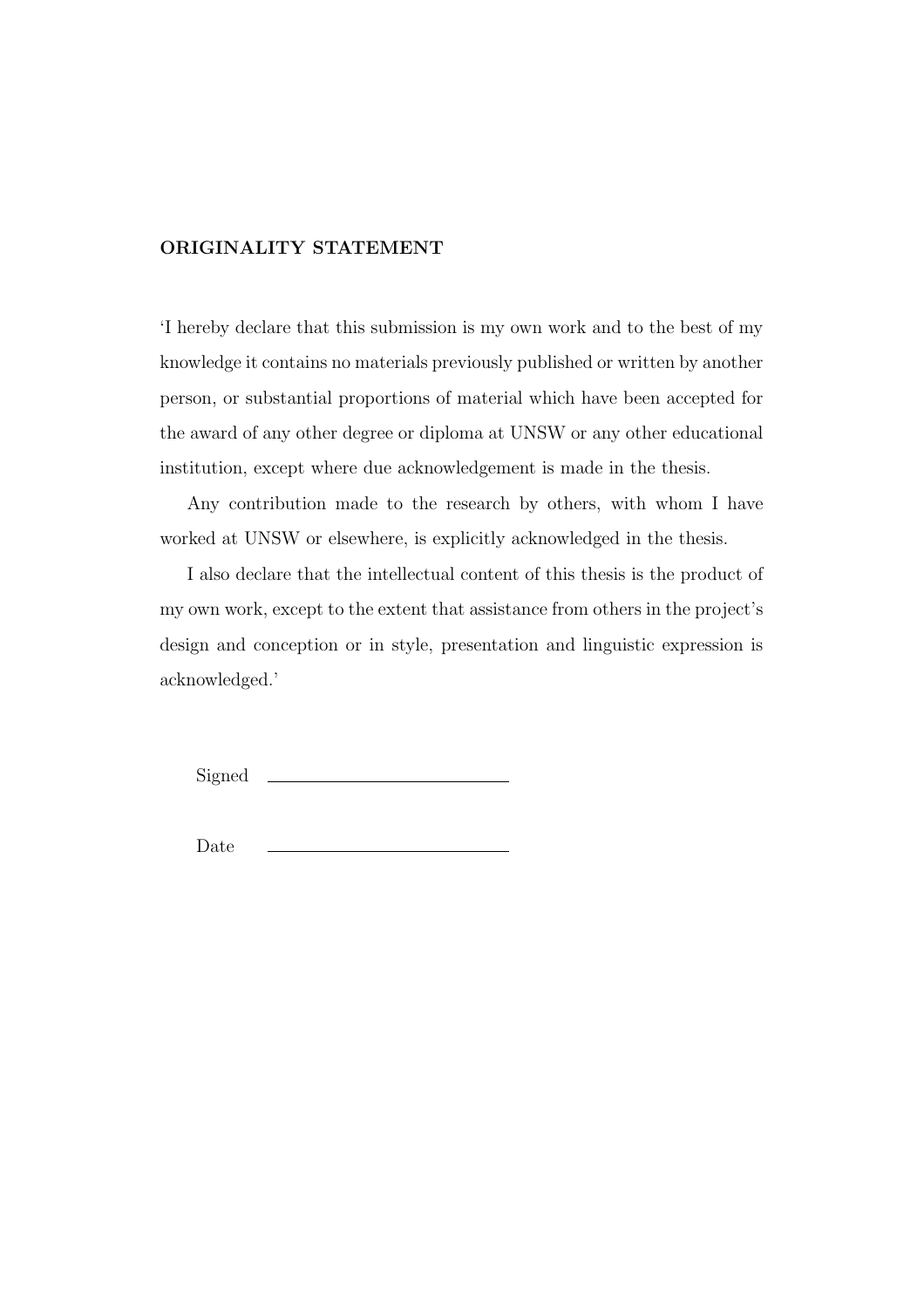**ORIGINALITY STATEMENT**

'I hereby declare that this submission is my own work and to the best of my knowledge it contains no materials previously published or written by another person, or substantial proportions of material which have been accepted for the award of any other degree or diploma at UNSW or any other educational institution, except where due acknowledgement is made in the thesis.

Any contribution made to the research by others, with whom I have worked at UNSW or elsewhere, is explicitly acknowledged in the thesis.

I also declare that the intellectual content of this thesis is the product of my own work, except to the extent that assistance from others in the project's design and conception or in style, presentation and linguistic expression is acknowledged.'

Signed \_\_\_\_\_\_\_\_\_\_\_\_\_\_\_\_\_\_\_\_\_\_\_\_

Date \_\_\_\_\_\_\_\_\_\_\_\_\_\_\_\_\_\_\_\_\_\_\_\_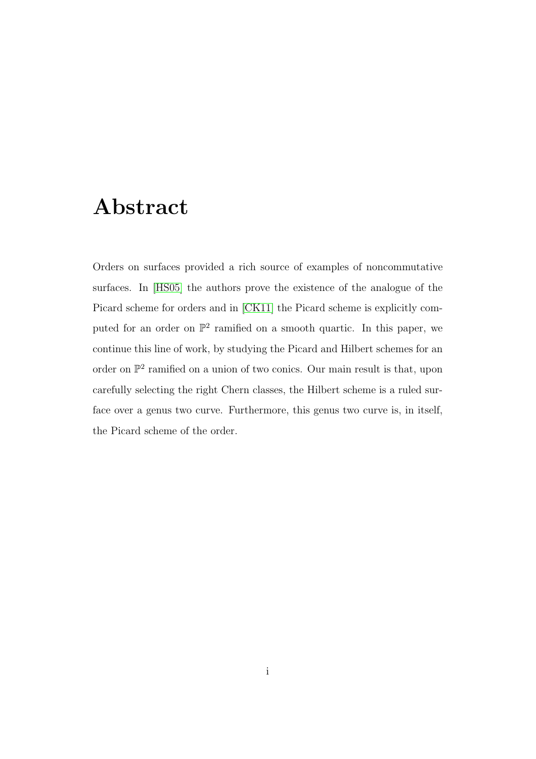# Abstract

Orders on surfaces provided a rich source of examples of noncommutative surfaces. In [HS05] the authors prove the existence of the analogue of the Picard scheme for orders and in [CK11] the Picard scheme is explicitly computed for an order on $\mathbb{P}^2$ ramified on a smooth quartic. In this paper, we continue this line of work, by studying the Picard and Hilbert schemes for an order on $\mathbb{P}^2$ ramified on a union of two conics. Our main result is that, upon carefully selecting the right Chern classes, the Hilbert scheme is a ruled surface over a genus two curve. Furthermore, this genus two curve is, in itself, the Picard scheme of the order.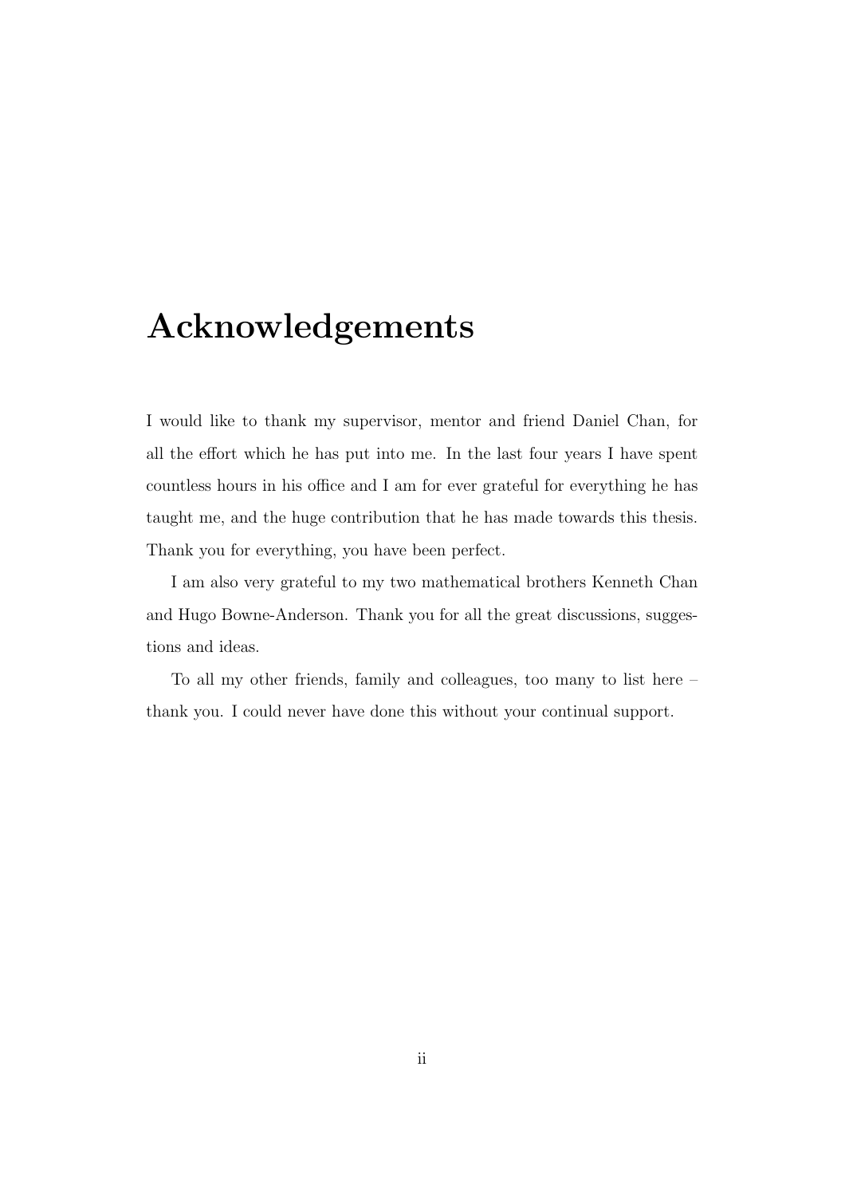# Acknowledgements

I would like to thank my supervisor, mentor and friend Daniel Chan, for all the effort which he has put into me. In the last four years I have spent countless hours in his office and I am for ever grateful for everything he has taught me, and the huge contribution that he has made towards this thesis. Thank you for everything, you have been perfect.

I am also very grateful to my two mathematical brothers Kenneth Chan and Hugo Bowne-Anderson. Thank you for all the great discussions, suggestions and ideas.

To all my other friends, family and colleagues, too many to list here – thank you. I could never have done this without your continual support.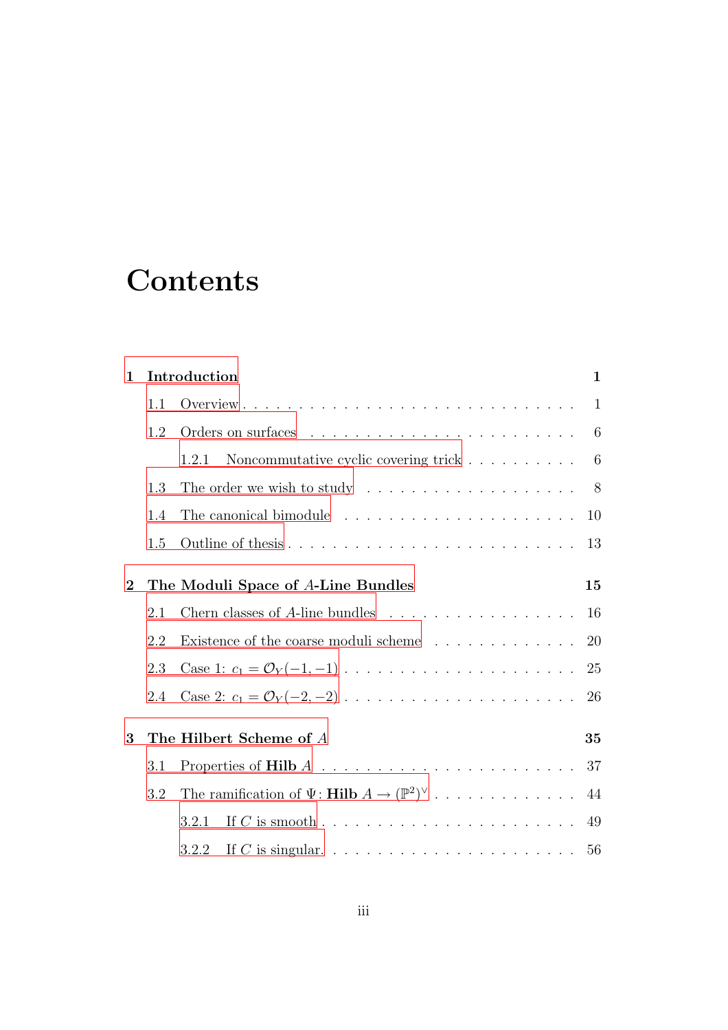# Contents

**1 Introduction** **1**

- 1.1 Overview . . . 1
- 1.2 Orders on surfaces . . . 6
  - 1.2.1 Noncommutative cyclic covering trick . . . 6
- 1.3 The order we wish to study . . . 8
- 1.4 The canonical bimodule . . . 10
- 1.5 Outline of thesis . . . 13

**2 The Moduli Space of $A$-Line Bundles** **15**

- 2.1 Chern classes of $A$-line bundles . . . 16
- 2.2 Existence of the coarse moduli scheme . . . 20
- 2.3 Case 1: $c_1 = \mathcal{O}_Y(-1,-1)$ . . . 25
- 2.4 Case 2: $c_1 = \mathcal{O}_Y(-2,-2)$ . . . 26

**3 The Hilbert Scheme of $A$** **35**

- 3.1 Properties of **Hilb** $A$ . . . 37
- 3.2 The ramification of $\Psi\colon \textbf{Hilb}\ A \to (\mathbb{P}^2)^\vee$ . . . 44
  - 3.2.1 If $C$ is smooth . . . 49
  - 3.2.2 If $C$ is singular. . . . 56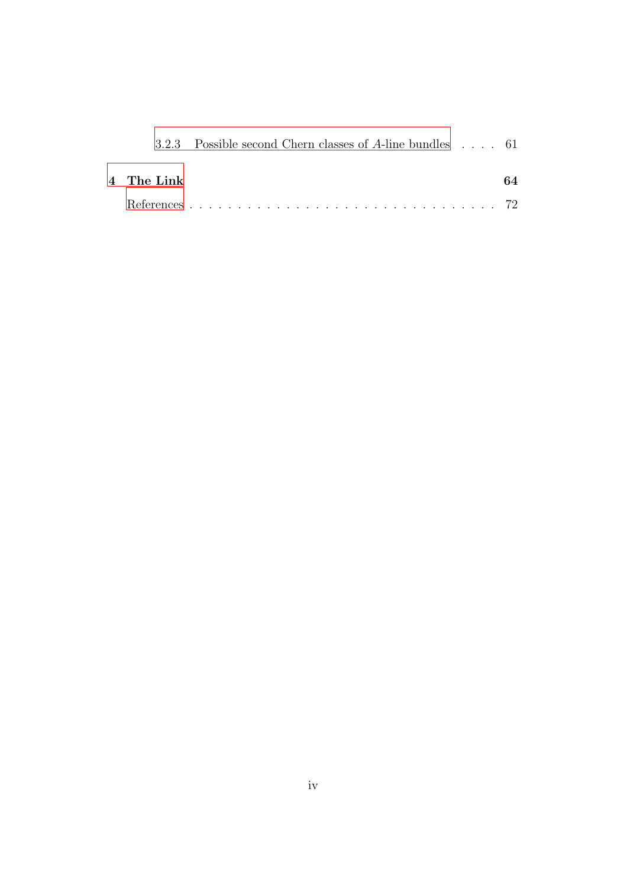3.2.3 Possible second Chern classes of $A$-line bundles . . . . 61

**4 The Link** **64**

References . . . . . . . . . . . . . . . . . . . . . . . . . . . . . . . . 72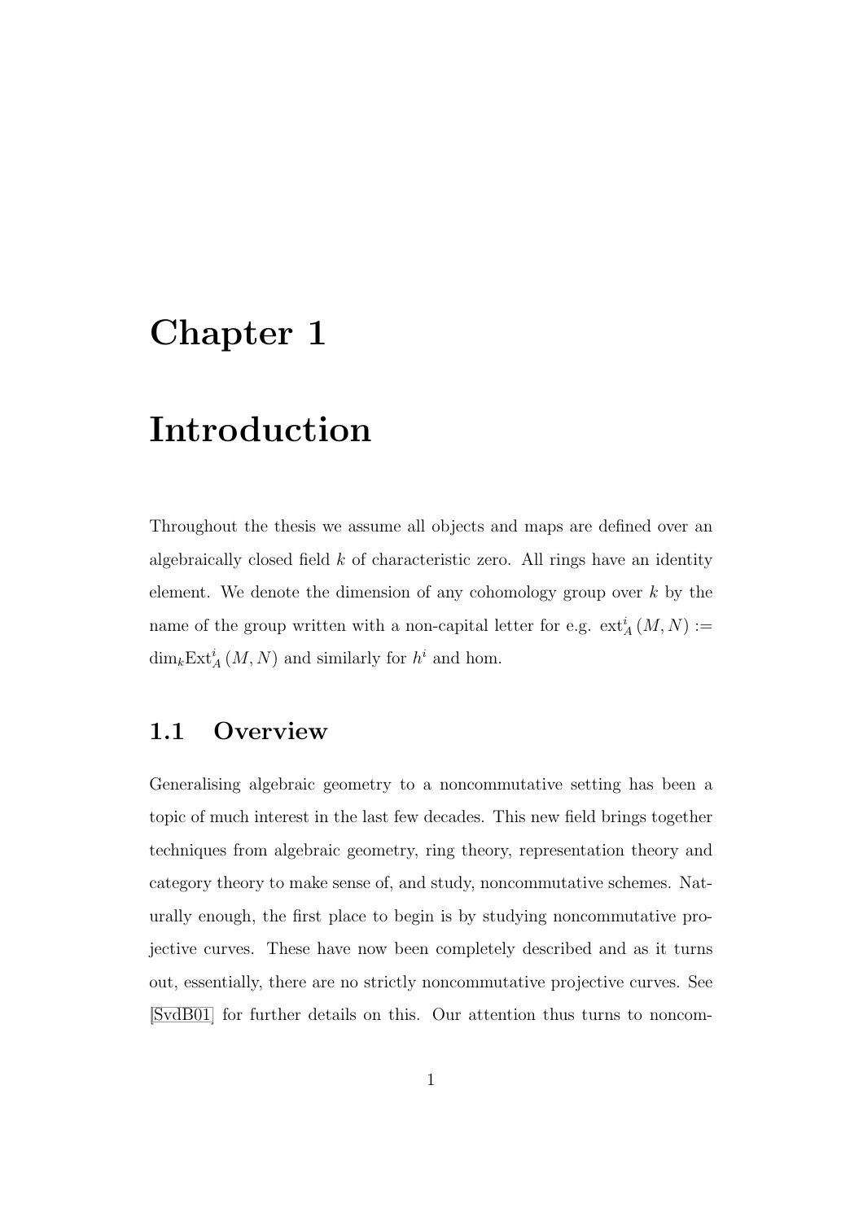# Chapter 1

# Introduction

Throughout the thesis we assume all objects and maps are defined over an algebraically closed field $k$ of characteristic zero. All rings have an identity element. We denote the dimension of any cohomology group over $k$ by the name of the group written with a non-capital letter for e.g. $\mathrm{ext}^i_A(M,N) := \dim_k \mathrm{Ext}^i_A(M,N)$ and similarly for $h^i$ and hom.

## 1.1 Overview

Generalising algebraic geometry to a noncommutative setting has been a topic of much interest in the last few decades. This new field brings together techniques from algebraic geometry, ring theory, representation theory and category theory to make sense of, and study, noncommutative schemes. Naturally enough, the first place to begin is by studying noncommutative projective curves. These have now been completely described and as it turns out, essentially, there are no strictly noncommutative projective curves. See [SvdB01] for further details on this. Our attention thus turns to noncom-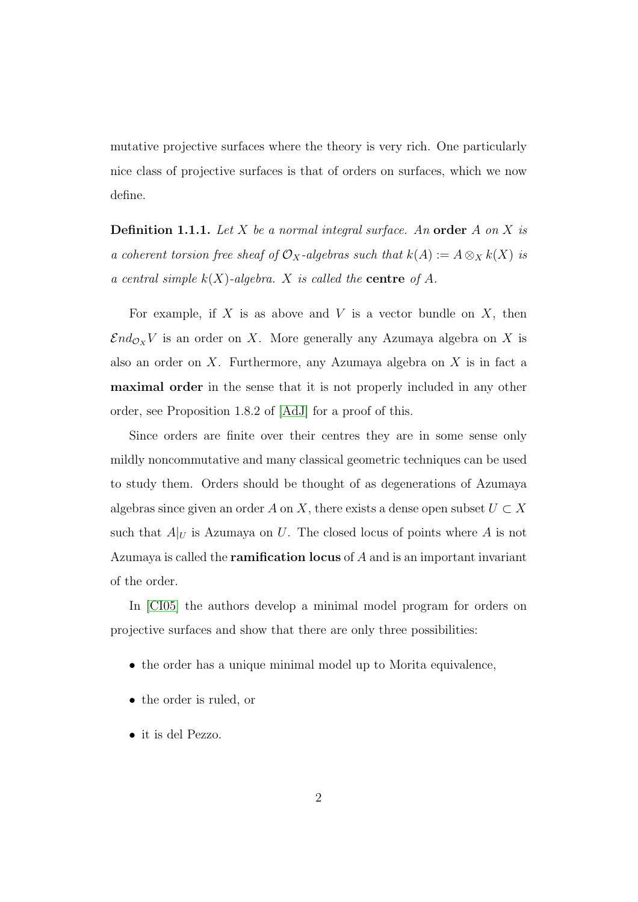mutative projective surfaces where the theory is very rich. One particularly nice class of projective surfaces is that of orders on surfaces, which we now define.

**Definition 1.1.1.** *Let $X$ be a normal integral surface. An* **order** *$A$ on $X$ is a coherent torsion free sheaf of $\mathcal{O}_X$-algebras such that $k(A) := A \otimes_X k(X)$ is a central simple $k(X)$-algebra. $X$ is called the* **centre** *of $A$.*

For example, if $X$ is as above and $V$ is a vector bundle on $X$, then $\mathcal{E}nd_{\mathcal{O}_X} V$ is an order on $X$. More generally any Azumaya algebra on $X$ is also an order on $X$. Furthermore, any Azumaya algebra on $X$ is in fact a **maximal order** in the sense that it is not properly included in any other order, see Proposition 1.8.2 of [AdJ] for a proof of this.

Since orders are finite over their centres they are in some sense only mildly noncommutative and many classical geometric techniques can be used to study them. Orders should be thought of as degenerations of Azumaya algebras since given an order $A$ on $X$, there exists a dense open subset $U \subset X$ such that $A|_U$ is Azumaya on $U$. The closed locus of points where $A$ is not Azumaya is called the **ramification locus** of $A$ and is an important invariant of the order.

In [CI05] the authors develop a minimal model program for orders on projective surfaces and show that there are only three possibilities:

- the order has a unique minimal model up to Morita equivalence,
- the order is ruled, or
- it is del Pezzo.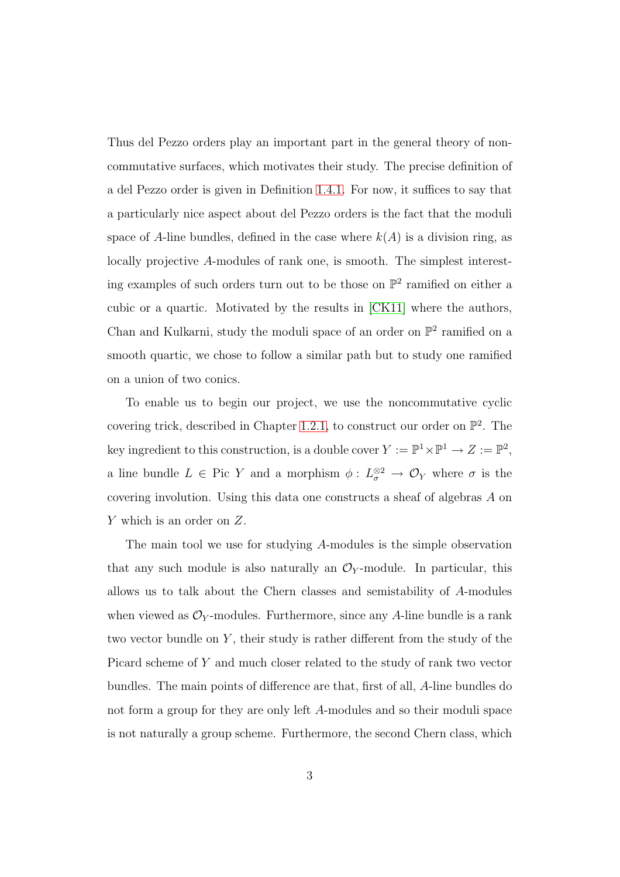Thus del Pezzo orders play an important part in the general theory of noncommutative surfaces, which motivates their study. The precise definition of a del Pezzo order is given in Definition 1.4.1. For now, it suffices to say that a particularly nice aspect about del Pezzo orders is the fact that the moduli space of $A$-line bundles, defined in the case where $k(A)$ is a division ring, as locally projective $A$-modules of rank one, is smooth. The simplest interesting examples of such orders turn out to be those on $\mathbb{P}^2$ ramified on either a cubic or a quartic. Motivated by the results in [CK11] where the authors, Chan and Kulkarni, study the moduli space of an order on $\mathbb{P}^2$ ramified on a smooth quartic, we chose to follow a similar path but to study one ramified on a union of two conics.

To enable us to begin our project, we use the noncommutative cyclic covering trick, described in Chapter 1.2.1, to construct our order on $\mathbb{P}^2$. The key ingredient to this construction, is a double cover $Y := \mathbb{P}^1 \times \mathbb{P}^1 \to Z := \mathbb{P}^2$, a line bundle $L \in \text{Pic } Y$ and a morphism $\phi : L_\sigma^{\otimes 2} \to \mathcal{O}_Y$ where $\sigma$ is the covering involution. Using this data one constructs a sheaf of algebras $A$ on $Y$ which is an order on $Z$.

The main tool we use for studying $A$-modules is the simple observation that any such module is also naturally an $\mathcal{O}_Y$-module. In particular, this allows us to talk about the Chern classes and semistability of $A$-modules when viewed as $\mathcal{O}_Y$-modules. Furthermore, since any $A$-line bundle is a rank two vector bundle on $Y$, their study is rather different from the study of the Picard scheme of $Y$ and much closer related to the study of rank two vector bundles. The main points of difference are that, first of all, $A$-line bundles do not form a group for they are only left $A$-modules and so their moduli space is not naturally a group scheme. Furthermore, the second Chern class, which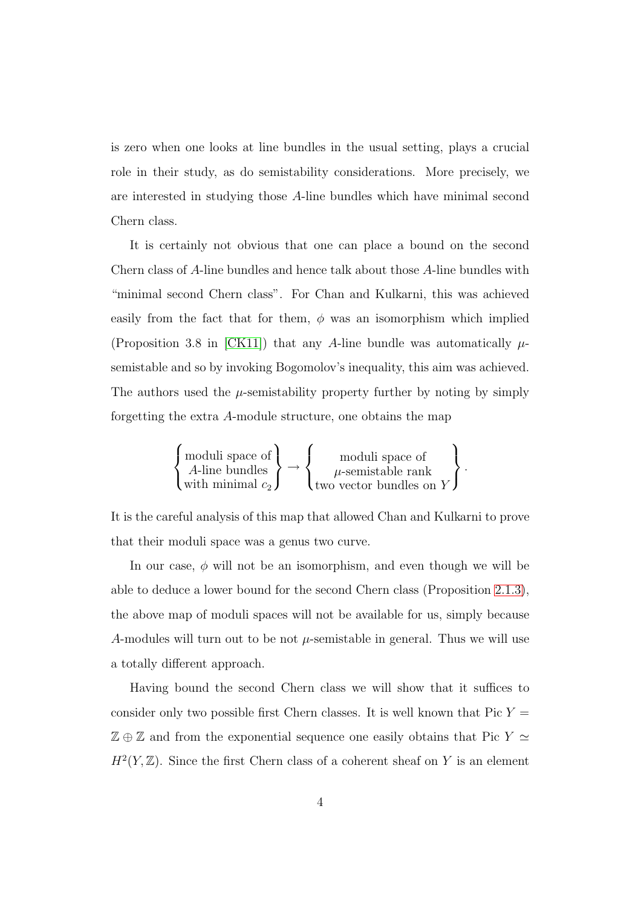is zero when one looks at line bundles in the usual setting, plays a crucial role in their study, as do semistability considerations. More precisely, we are interested in studying those $A$-line bundles which have minimal second Chern class.

It is certainly not obvious that one can place a bound on the second Chern class of $A$-line bundles and hence talk about those $A$-line bundles with "minimal second Chern class". For Chan and Kulkarni, this was achieved easily from the fact that for them, $\phi$ was an isomorphism which implied (Proposition 3.8 in [CK11]) that any $A$-line bundle was automatically $\mu$-semistable and so by invoking Bogomolov's inequality, this aim was achieved. The authors used the $\mu$-semistability property further by noting by simply forgetting the extra $A$-module structure, one obtains the map

$$\left\{\begin{matrix}\text{moduli space of}\\ A\text{-line bundles}\\ \text{with minimal } c_2\end{matrix}\right\} \to \left\{\begin{matrix}\text{moduli space of}\\ \mu\text{-semistable rank}\\ \text{two vector bundles on } Y\end{matrix}\right\}.$$

It is the careful analysis of this map that allowed Chan and Kulkarni to prove that their moduli space was a genus two curve.

In our case, $\phi$ will not be an isomorphism, and even though we will be able to deduce a lower bound for the second Chern class (Proposition 2.1.3), the above map of moduli spaces will not be available for us, simply because $A$-modules will turn out to be not $\mu$-semistable in general. Thus we will use a totally different approach.

Having bound the second Chern class we will show that it suffices to consider only two possible first Chern classes. It is well known that Pic $Y = \mathbb{Z} \oplus \mathbb{Z}$ and from the exponential sequence one easily obtains that Pic $Y \simeq H^2(Y, \mathbb{Z})$. Since the first Chern class of a coherent sheaf on $Y$ is an element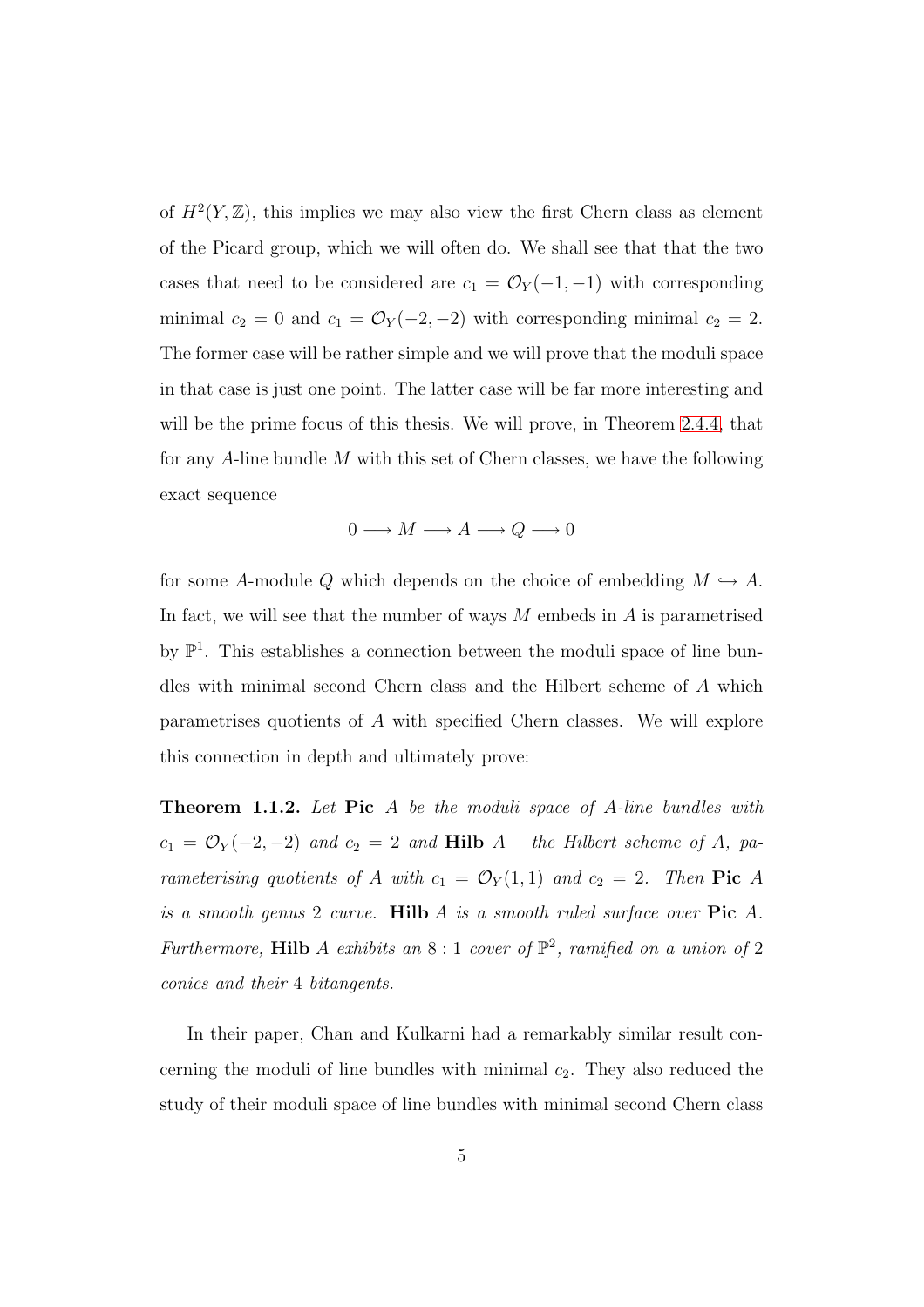of $H^2(Y, \mathbb{Z})$, this implies we may also view the first Chern class as element of the Picard group, which we will often do. We shall see that that the two cases that need to be considered are $c_1 = \mathcal{O}_Y(-1,-1)$ with corresponding minimal $c_2 = 0$ and $c_1 = \mathcal{O}_Y(-2,-2)$ with corresponding minimal $c_2 = 2$. The former case will be rather simple and we will prove that the moduli space in that case is just one point. The latter case will be far more interesting and will be the prime focus of this thesis. We will prove, in Theorem 2.4.4, that for any $A$-line bundle $M$ with this set of Chern classes, we have the following exact sequence

$$0 \longrightarrow M \longrightarrow A \longrightarrow Q \longrightarrow 0$$

for some $A$-module $Q$ which depends on the choice of embedding $M \hookrightarrow A$. In fact, we will see that the number of ways $M$ embeds in $A$ is parametrised by $\mathbb{P}^1$. This establishes a connection between the moduli space of line bundles with minimal second Chern class and the Hilbert scheme of $A$ which parametrises quotients of $A$ with specified Chern classes. We will explore this connection in depth and ultimately prove:

**Theorem 1.1.2.** *Let* **Pic** $A$ *be the moduli space of $A$-line bundles with $c_1 = \mathcal{O}_Y(-2,-2)$ and $c_2 = 2$ and* **Hilb** $A$ *– the Hilbert scheme of $A$, parameterising quotients of $A$ with $c_1 = \mathcal{O}_Y(1,1)$ and $c_2 = 2$. Then* **Pic** $A$ *is a smooth genus 2 curve.* **Hilb** $A$ *is a smooth ruled surface over* **Pic** $A$*. Furthermore,* **Hilb** $A$ *exhibits an $8:1$ cover of $\mathbb{P}^2$, ramified on a union of 2 conics and their 4 bitangents.*

In their paper, Chan and Kulkarni had a remarkably similar result concerning the moduli of line bundles with minimal $c_2$. They also reduced the study of their moduli space of line bundles with minimal second Chern class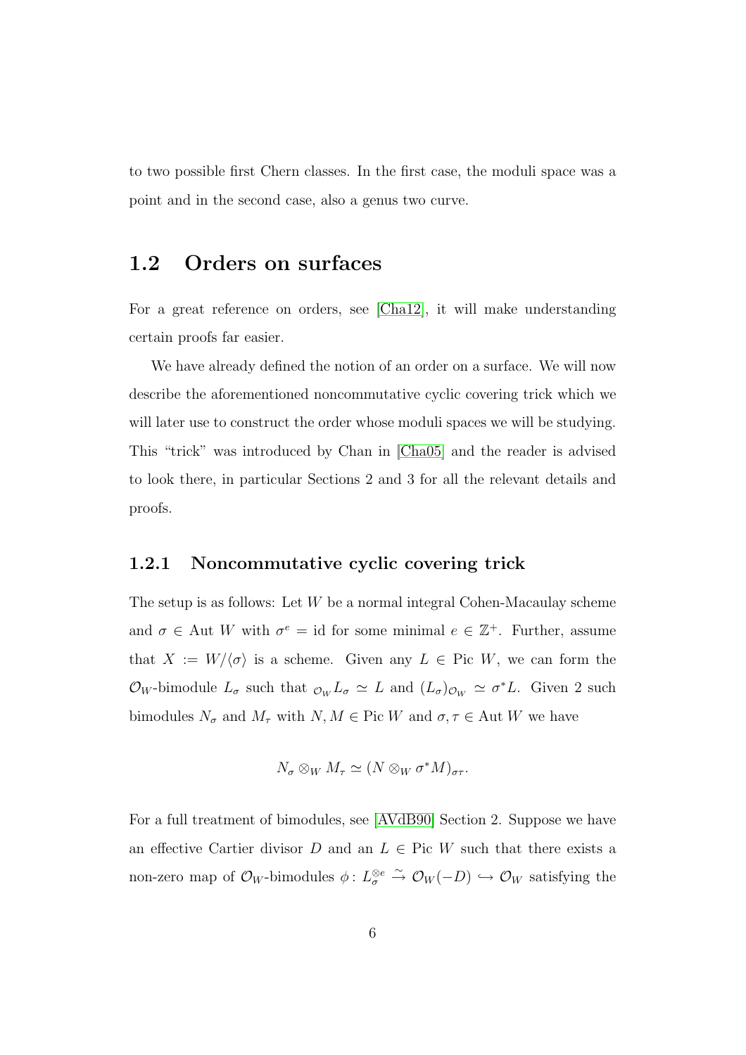to two possible first Chern classes. In the first case, the moduli space was a point and in the second case, also a genus two curve.

## 1.2 Orders on surfaces

For a great reference on orders, see [Cha12], it will make understanding certain proofs far easier.

We have already defined the notion of an order on a surface. We will now describe the aforementioned noncommutative cyclic covering trick which we will later use to construct the order whose moduli spaces we will be studying. This "trick" was introduced by Chan in [Cha05] and the reader is advised to look there, in particular Sections 2 and 3 for all the relevant details and proofs.

### 1.2.1 Noncommutative cyclic covering trick

The setup is as follows: Let $W$ be a normal integral Cohen-Macaulay scheme and $\sigma \in \text{Aut } W$ with $\sigma^e = \text{id}$ for some minimal $e \in \mathbb{Z}^+$. Further, assume that $X := W/\langle\sigma\rangle$ is a scheme. Given any $L \in \text{Pic } W$, we can form the $\mathcal{O}_W$-bimodule $L_\sigma$ such that ${}_{\mathcal{O}_W}L_\sigma \simeq L$ and $(L_\sigma)_{\mathcal{O}_W} \simeq \sigma^*L$. Given 2 such bimodules $N_\sigma$ and $M_\tau$ with $N, M \in \text{Pic } W$ and $\sigma, \tau \in \text{Aut } W$ we have

$$N_\sigma \otimes_W M_\tau \simeq (N \otimes_W \sigma^*M)_{\sigma\tau}.$$

For a full treatment of bimodules, see [AVdB90] Section 2. Suppose we have an effective Cartier divisor $D$ and an $L \in \text{Pic } W$ such that there exists a non-zero map of $\mathcal{O}_W$-bimodules $\phi\colon L_\sigma^{\otimes e} \xrightarrow{\sim} \mathcal{O}_W(-D) \hookrightarrow \mathcal{O}_W$ satisfying the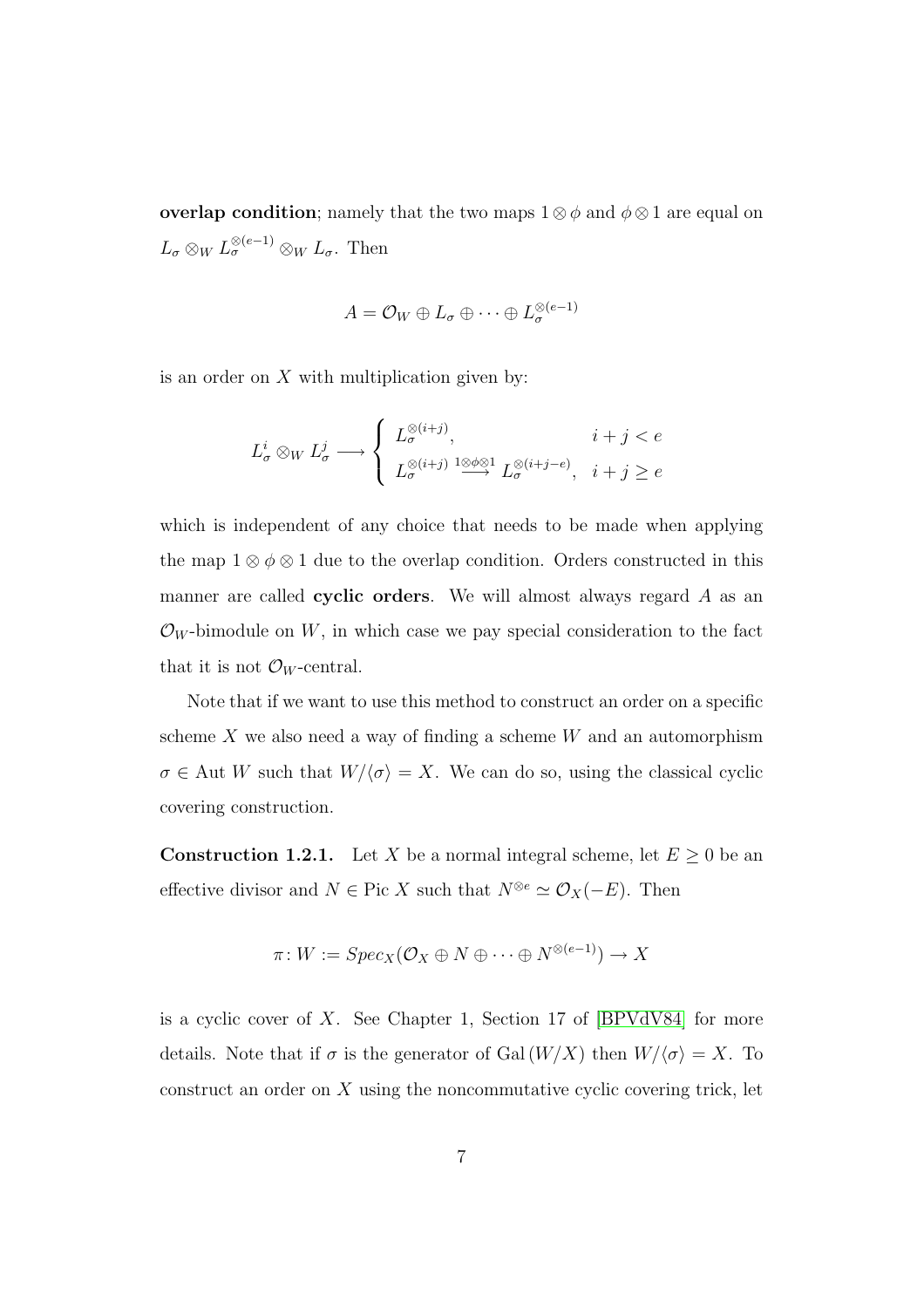**overlap condition**; namely that the two maps $1 \otimes \phi$ and $\phi \otimes 1$ are equal on $L_\sigma \otimes_W L_\sigma^{\otimes(e-1)} \otimes_W L_\sigma$. Then

$$A = \mathcal{O}_W \oplus L_\sigma \oplus \cdots \oplus L_\sigma^{\otimes(e-1)}$$

is an order on $X$ with multiplication given by:

$$L_\sigma^i \otimes_W L_\sigma^j \longrightarrow \begin{cases} L_\sigma^{\otimes(i+j)}, & i+j < e \\ L_\sigma^{\otimes(i+j)} \stackrel{1\otimes\phi\otimes 1}{\longrightarrow} L_\sigma^{\otimes(i+j-e)}, & i+j \geq e \end{cases}$$

which is independent of any choice that needs to be made when applying the map $1 \otimes \phi \otimes 1$ due to the overlap condition. Orders constructed in this manner are called **cyclic orders**. We will almost always regard $A$ as an $\mathcal{O}_W$-bimodule on $W$, in which case we pay special consideration to the fact that it is not $\mathcal{O}_W$-central.

Note that if we want to use this method to construct an order on a specific scheme $X$ we also need a way of finding a scheme $W$ and an automorphism $\sigma \in \text{Aut}\, W$ such that $W/\langle\sigma\rangle = X$. We can do so, using the classical cyclic covering construction.

**Construction 1.2.1.** Let $X$ be a normal integral scheme, let $E \geq 0$ be an effective divisor and $N \in \text{Pic}\, X$ such that $N^{\otimes e} \simeq \mathcal{O}_X(-E)$. Then

$$\pi \colon W := Spec_X(\mathcal{O}_X \oplus N \oplus \cdots \oplus N^{\otimes(e-1)}) \to X$$

is a cyclic cover of $X$. See Chapter 1, Section 17 of [BPVdV84] for more details. Note that if $\sigma$ is the generator of $\text{Gal}\,(W/X)$ then $W/\langle\sigma\rangle = X$. To construct an order on $X$ using the noncommutative cyclic covering trick, let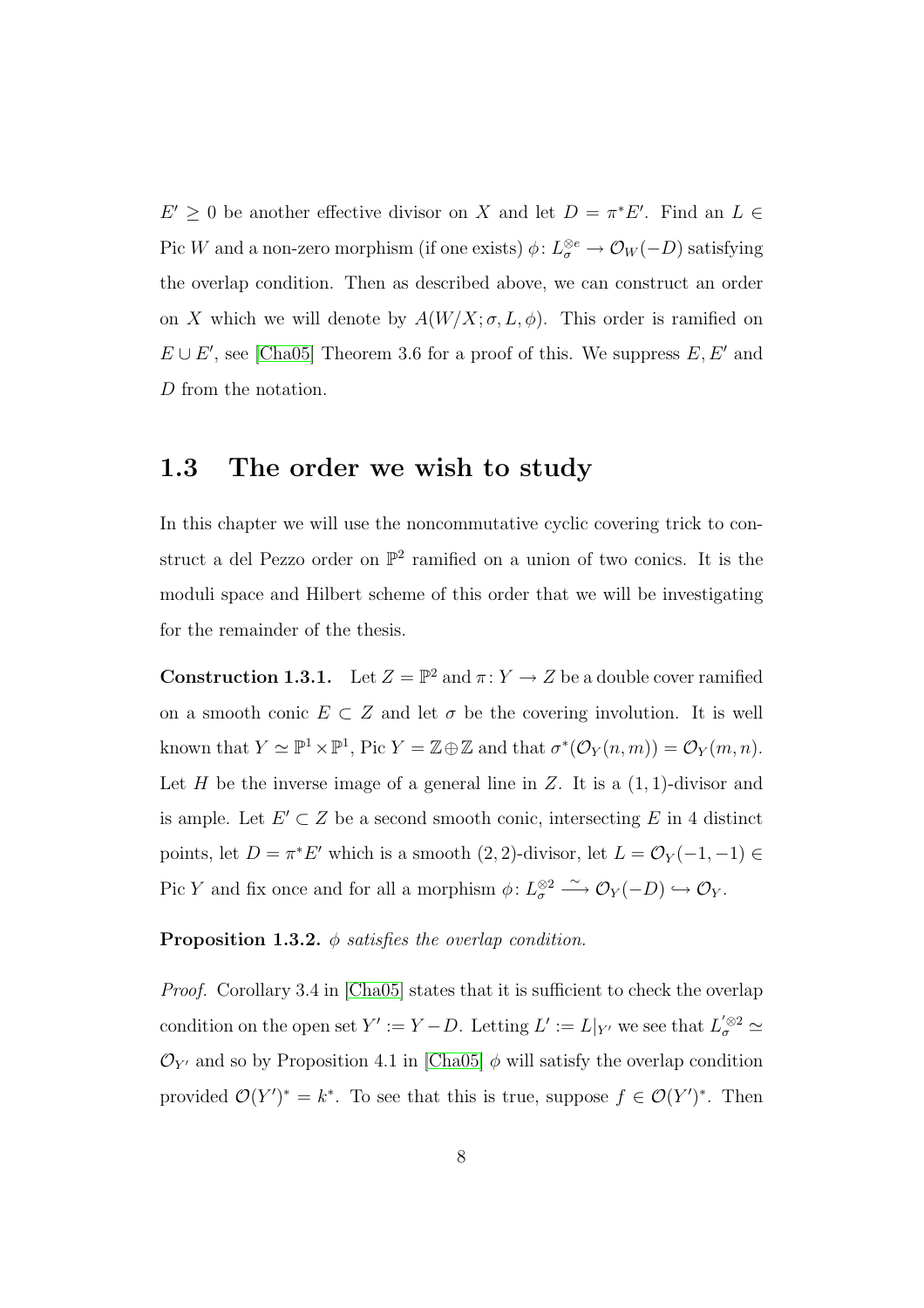$E' \geq 0$ be another effective divisor on $X$ and let $D = \pi^* E'$. Find an $L \in \operatorname{Pic} W$ and a non-zero morphism (if one exists) $\phi\colon L_\sigma^{\otimes e} \to \mathcal{O}_W(-D)$ satisfying the overlap condition. Then as described above, we can construct an order on $X$ which we will denote by $A(W/X; \sigma, L, \phi)$. This order is ramified on $E \cup E'$, see [Cha05] Theorem 3.6 for a proof of this. We suppress $E, E'$ and $D$ from the notation.

## 1.3 The order we wish to study

In this chapter we will use the noncommutative cyclic covering trick to construct a del Pezzo order on $\mathbb{P}^2$ ramified on a union of two conics. It is the moduli space and Hilbert scheme of this order that we will be investigating for the remainder of the thesis.

**Construction 1.3.1.** Let $Z = \mathbb{P}^2$ and $\pi\colon Y \to Z$ be a double cover ramified on a smooth conic $E \subset Z$ and let $\sigma$ be the covering involution. It is well known that $Y \simeq \mathbb{P}^1 \times \mathbb{P}^1$, $\operatorname{Pic} Y = \mathbb{Z} \oplus \mathbb{Z}$ and that $\sigma^*(\mathcal{O}_Y(n,m)) = \mathcal{O}_Y(m,n)$. Let $H$ be the inverse image of a general line in $Z$. It is a $(1,1)$-divisor and is ample. Let $E' \subset Z$ be a second smooth conic, intersecting $E$ in 4 distinct points, let $D = \pi^* E'$ which is a smooth $(2,2)$-divisor, let $L = \mathcal{O}_Y(-1,-1) \in \operatorname{Pic} Y$ and fix once and for all a morphism $\phi\colon L_\sigma^{\otimes 2} \xrightarrow{\sim} \mathcal{O}_Y(-D) \hookrightarrow \mathcal{O}_Y$.

**Proposition 1.3.2.** *$\phi$ satisfies the overlap condition.*

*Proof.* Corollary 3.4 in [Cha05] states that it is sufficient to check the overlap condition on the open set $Y' := Y - D$. Letting $L' := L|_{Y'}$ we see that $L_\sigma'^{\otimes 2} \simeq \mathcal{O}_{Y'}$ and so by Proposition 4.1 in [Cha05] $\phi$ will satisfy the overlap condition provided $\mathcal{O}(Y')^* = k^*$. To see that this is true, suppose $f \in \mathcal{O}(Y')^*$. Then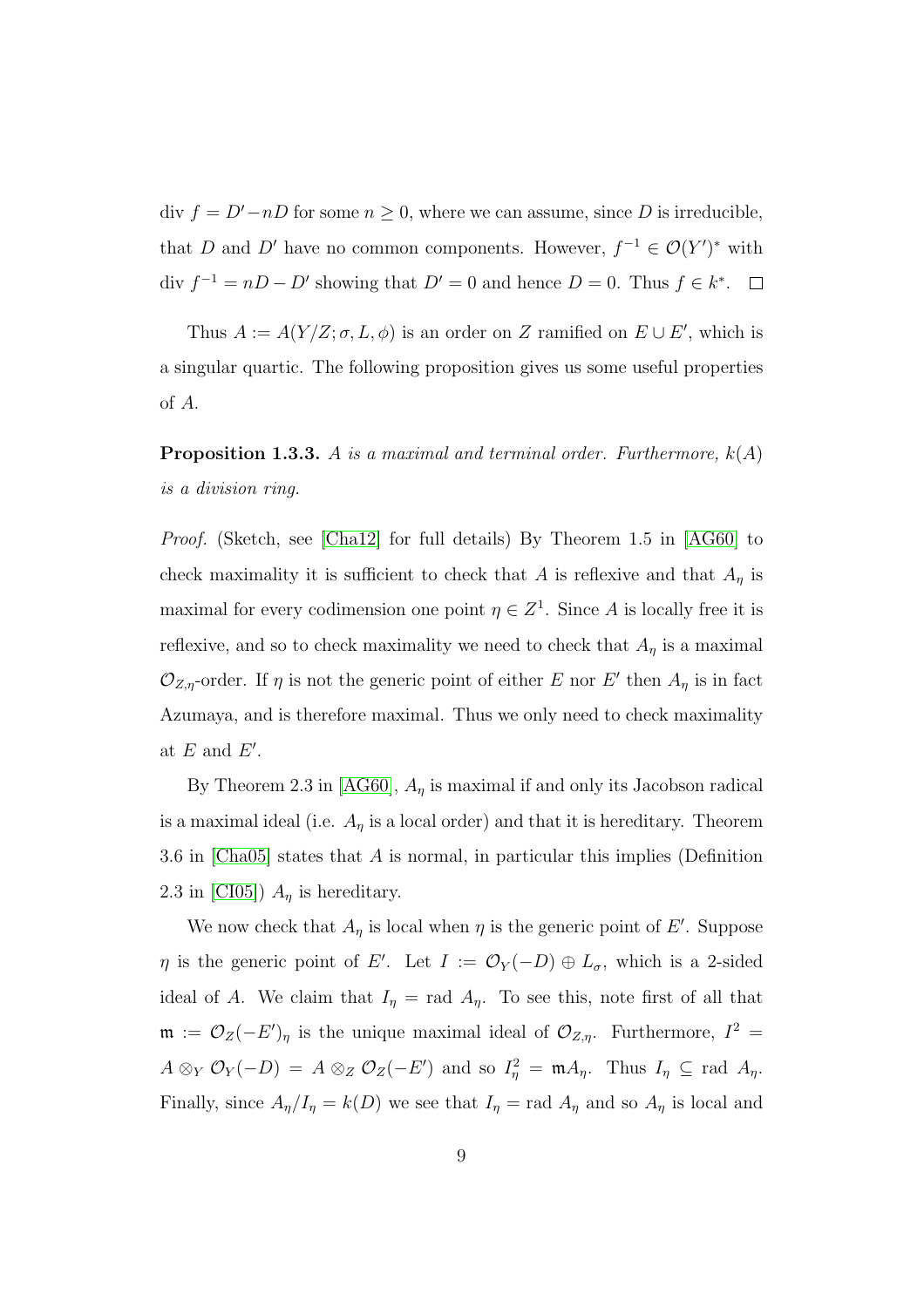div $f = D' - nD$ for some $n \geq 0$, where we can assume, since $D$ is irreducible, that $D$ and $D'$ have no common components. However, $f^{-1} \in \mathcal{O}(Y')^*$ with div $f^{-1} = nD - D'$ showing that $D' = 0$ and hence $D = 0$. Thus $f \in k^*$. $\square$

Thus $A := A(Y/Z; \sigma, L, \phi)$ is an order on $Z$ ramified on $E \cup E'$, which is a singular quartic. The following proposition gives us some useful properties of $A$.

**Proposition 1.3.3.** *$A$ is a maximal and terminal order. Furthermore, $k(A)$ is a division ring.*

*Proof.* (Sketch, see [Cha12] for full details) By Theorem 1.5 in [AG60] to check maximality it is sufficient to check that $A$ is reflexive and that $A_\eta$ is maximal for every codimension one point $\eta \in Z^1$. Since $A$ is locally free it is reflexive, and so to check maximality we need to check that $A_\eta$ is a maximal $\mathcal{O}_{Z,\eta}$-order. If $\eta$ is not the generic point of either $E$ nor $E'$ then $A_\eta$ is in fact Azumaya, and is therefore maximal. Thus we only need to check maximality at $E$ and $E'$.

By Theorem 2.3 in [AG60], $A_\eta$ is maximal if and only its Jacobson radical is a maximal ideal (i.e. $A_\eta$ is a local order) and that it is hereditary. Theorem 3.6 in [Cha05] states that $A$ is normal, in particular this implies (Definition 2.3 in [CI05]) $A_\eta$ is hereditary.

We now check that $A_\eta$ is local when $\eta$ is the generic point of $E'$. Suppose $\eta$ is the generic point of $E'$. Let $I := \mathcal{O}_Y(-D) \oplus L_\sigma$, which is a 2-sided ideal of $A$. We claim that $I_\eta = \text{rad } A_\eta$. To see this, note first of all that $\mathfrak{m} := \mathcal{O}_Z(-E')_\eta$ is the unique maximal ideal of $\mathcal{O}_{Z,\eta}$. Furthermore, $I^2 = A \otimes_Y \mathcal{O}_Y(-D) = A \otimes_Z \mathcal{O}_Z(-E')$ and so $I_\eta^2 = \mathfrak{m} A_\eta$. Thus $I_\eta \subseteq \text{rad } A_\eta$. Finally, since $A_\eta / I_\eta = k(D)$ we see that $I_\eta = \text{rad } A_\eta$ and so $A_\eta$ is local and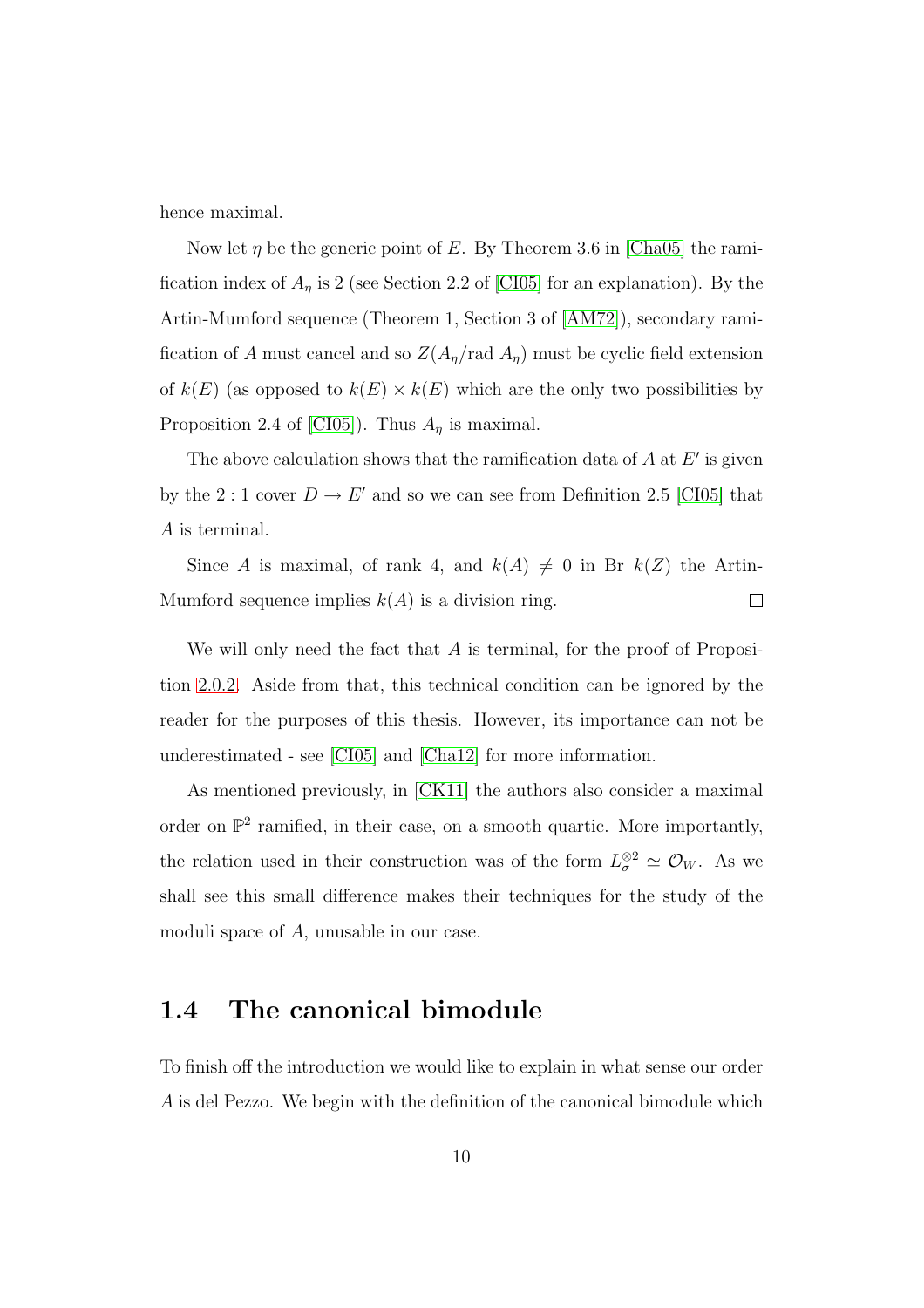hence maximal.

Now let $\eta$ be the generic point of $E$. By Theorem 3.6 in [Cha05] the ramification index of $A_\eta$ is 2 (see Section 2.2 of [CI05] for an explanation). By the Artin-Mumford sequence (Theorem 1, Section 3 of [AM72]), secondary ramification of $A$ must cancel and so $Z(A_\eta/\text{rad } A_\eta)$ must be cyclic field extension of $k(E)$ (as opposed to $k(E) \times k(E)$ which are the only two possibilities by Proposition 2.4 of [CI05]). Thus $A_\eta$ is maximal.

The above calculation shows that the ramification data of $A$ at $E'$ is given by the $2:1$ cover $D \to E'$ and so we can see from Definition 2.5 [CI05] that $A$ is terminal.

Since $A$ is maximal, of rank 4, and $k(A) \neq 0$ in Br $k(Z)$ the Artin-Mumford sequence implies $k(A)$ is a division ring. $\square$

We will only need the fact that $A$ is terminal, for the proof of Proposition 2.0.2. Aside from that, this technical condition can be ignored by the reader for the purposes of this thesis. However, its importance can not be underestimated - see [CI05] and [Cha12] for more information.

As mentioned previously, in [CK11] the authors also consider a maximal order on $\mathbb{P}^2$ ramified, in their case, on a smooth quartic. More importantly, the relation used in their construction was of the form $L_\sigma^{\otimes 2} \simeq \mathcal{O}_W$. As we shall see this small difference makes their techniques for the study of the moduli space of $A$, unusable in our case.

## 1.4 The canonical bimodule

To finish off the introduction we would like to explain in what sense our order $A$ is del Pezzo. We begin with the definition of the canonical bimodule which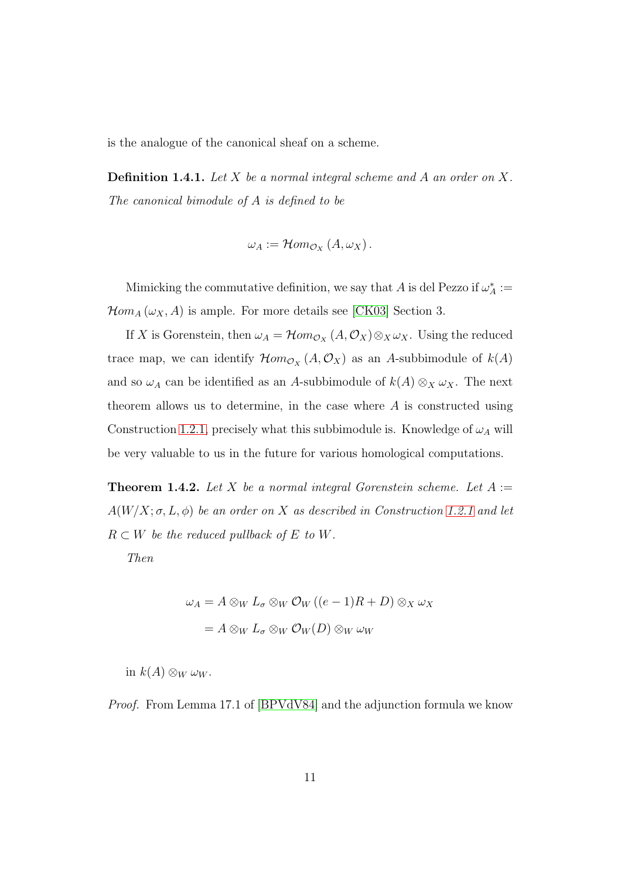is the analogue of the canonical sheaf on a scheme.

**Definition 1.4.1.** *Let $X$ be a normal integral scheme and $A$ an order on $X$. The canonical bimodule of $A$ is defined to be*

$$\omega_A := \mathcal{H}om_{\mathcal{O}_X}(A, \omega_X).$$

Mimicking the commutative definition, we say that $A$ is del Pezzo if $\omega_A^* := \mathcal{H}om_A(\omega_X, A)$ is ample. For more details see [CK03] Section 3.

If $X$ is Gorenstein, then $\omega_A = \mathcal{H}om_{\mathcal{O}_X}(A, \mathcal{O}_X) \otimes_X \omega_X$. Using the reduced trace map, we can identify $\mathcal{H}om_{\mathcal{O}_X}(A, \mathcal{O}_X)$ as an $A$-subbimodule of $k(A)$ and so $\omega_A$ can be identified as an $A$-subbimodule of $k(A) \otimes_X \omega_X$. The next theorem allows us to determine, in the case where $A$ is constructed using Construction 1.2.1, precisely what this subbimodule is. Knowledge of $\omega_A$ will be very valuable to us in the future for various homological computations.

**Theorem 1.4.2.** *Let $X$ be a normal integral Gorenstein scheme. Let $A := A(W/X; \sigma, L, \phi)$ be an order on $X$ as described in Construction 1.2.1 and let $R \subset W$ be the reduced pullback of $E$ to $W$.*

*Then*

$$\begin{aligned}
\omega_A &= A \otimes_W L_\sigma \otimes_W \mathcal{O}_W((e-1)R + D) \otimes_X \omega_X \\
&= A \otimes_W L_\sigma \otimes_W \mathcal{O}_W(D) \otimes_W \omega_W
\end{aligned}$$

*in $k(A) \otimes_W \omega_W$.*

*Proof.* From Lemma 17.1 of [BPVdV84] and the adjunction formula we know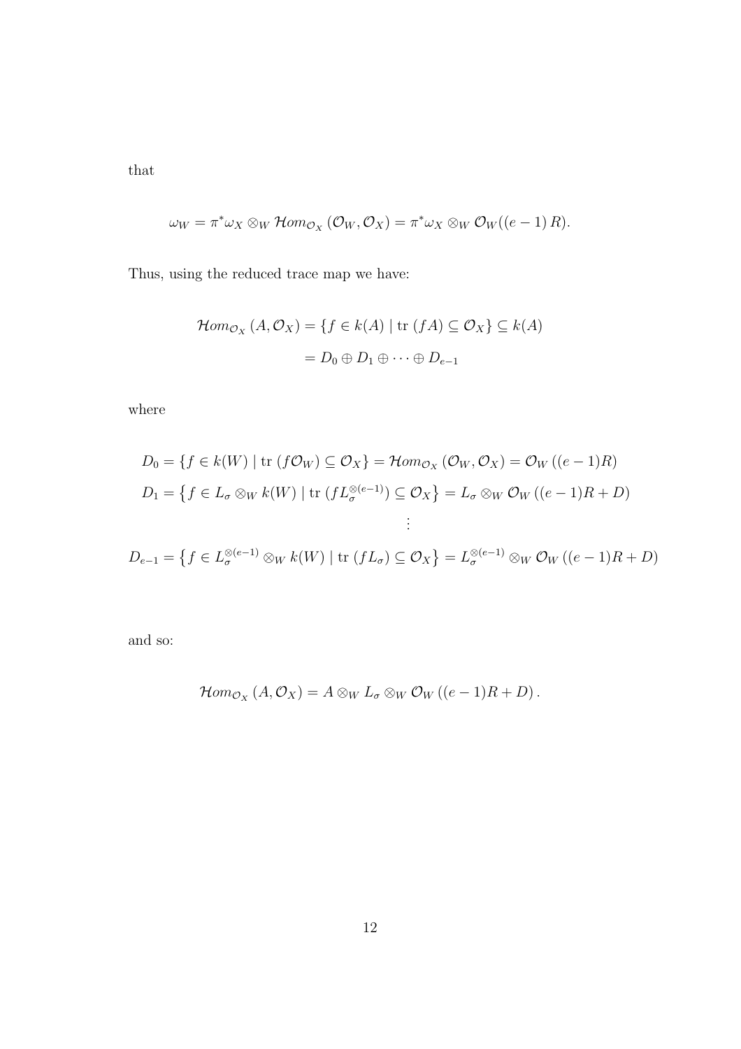that

$$\omega_W = \pi^* \omega_X \otimes_W \mathcal{H}om_{\mathcal{O}_X} (\mathcal{O}_W, \mathcal{O}_X) = \pi^* \omega_X \otimes_W \mathcal{O}_W((e-1)\, R).$$

Thus, using the reduced trace map we have:

$$\begin{aligned}
\mathcal{H}om_{\mathcal{O}_X} (A, \mathcal{O}_X) &= \{ f \in k(A) \mid \text{tr } (fA) \subseteq \mathcal{O}_X \} \subseteq k(A) \\
&= D_0 \oplus D_1 \oplus \cdots \oplus D_{e-1}
\end{aligned}$$

where

$$\begin{aligned}
D_0 &= \{ f \in k(W) \mid \text{tr } (f\mathcal{O}_W) \subseteq \mathcal{O}_X \} = \mathcal{H}om_{\mathcal{O}_X} (\mathcal{O}_W, \mathcal{O}_X) = \mathcal{O}_W \left( (e-1)R \right) \\
D_1 &= \left\{ f \in L_\sigma \otimes_W k(W) \mid \text{tr } (f L_\sigma^{\otimes(e-1)}) \subseteq \mathcal{O}_X \right\} = L_\sigma \otimes_W \mathcal{O}_W \left( (e-1)R + D \right) \\
&\vdots \\
D_{e-1} &= \left\{ f \in L_\sigma^{\otimes(e-1)} \otimes_W k(W) \mid \text{tr } (f L_\sigma) \subseteq \mathcal{O}_X \right\} = L_\sigma^{\otimes(e-1)} \otimes_W \mathcal{O}_W \left( (e-1)R + D \right)
\end{aligned}$$

and so:

$$\mathcal{H}om_{\mathcal{O}_X} (A, \mathcal{O}_X) = A \otimes_W L_\sigma \otimes_W \mathcal{O}_W \left( (e-1)R + D \right).$$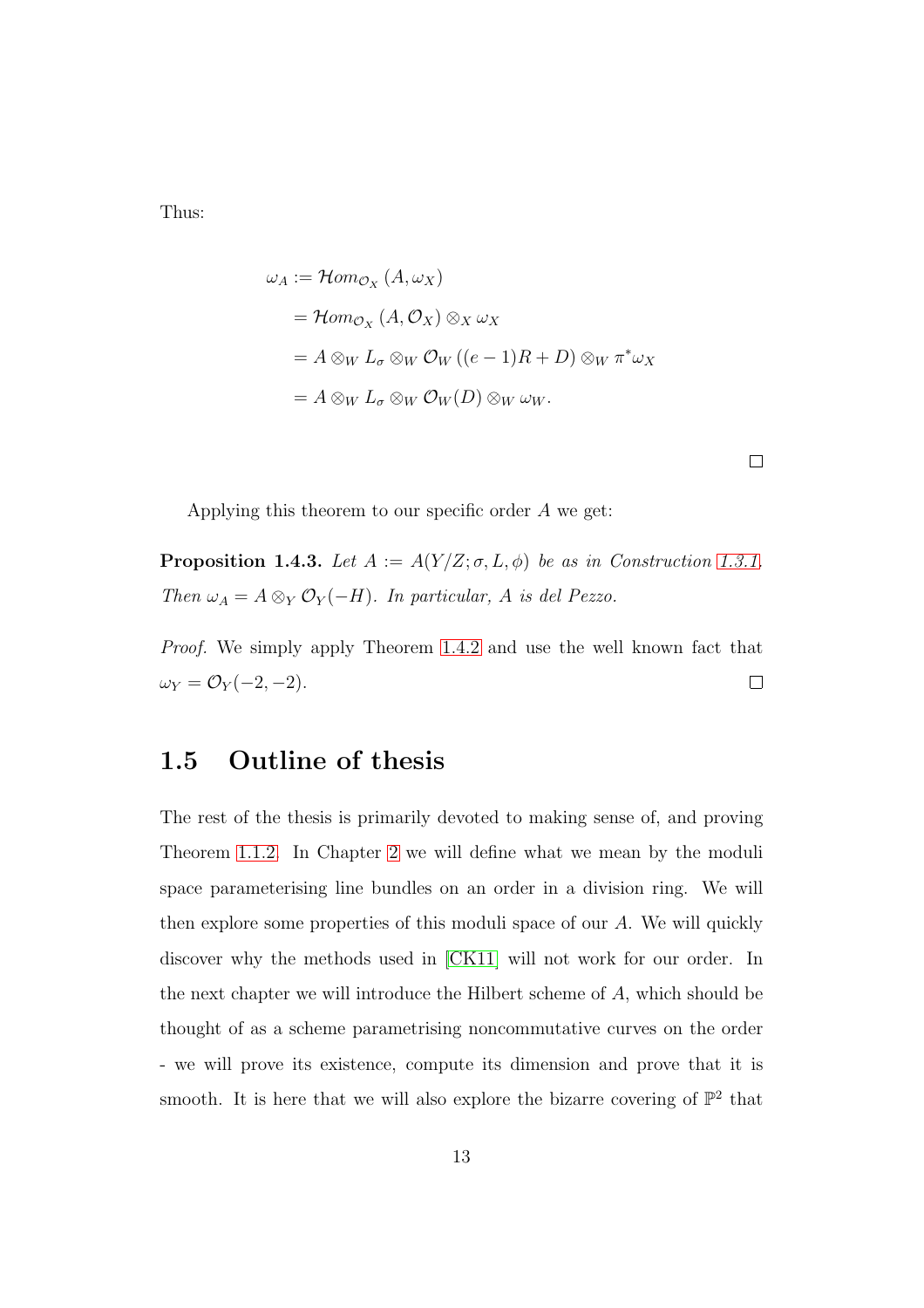Thus:

$$
\begin{aligned}
\omega_A &:= \mathcal{H}om_{\mathcal{O}_X}(A, \omega_X) \\
&= \mathcal{H}om_{\mathcal{O}_X}(A, \mathcal{O}_X) \otimes_X \omega_X \\
&= A \otimes_W L_\sigma \otimes_W \mathcal{O}_W((e-1)R + D) \otimes_W \pi^* \omega_X \\
&= A \otimes_W L_\sigma \otimes_W \mathcal{O}_W(D) \otimes_W \omega_W.
\end{aligned}
$$

□

Applying this theorem to our specific order $A$ we get:

**Proposition 1.4.3.** *Let $A := A(Y/Z; \sigma, L, \phi)$ be as in Construction 1.3.1. Then $\omega_A = A \otimes_Y \mathcal{O}_Y(-H)$. In particular, $A$ is del Pezzo.*

*Proof.* We simply apply Theorem 1.4.2 and use the well known fact that $\omega_Y = \mathcal{O}_Y(-2, -2)$. □

## 1.5 Outline of thesis

The rest of the thesis is primarily devoted to making sense of, and proving Theorem 1.1.2. In Chapter 2 we will define what we mean by the moduli space parameterising line bundles on an order in a division ring. We will then explore some properties of this moduli space of our $A$. We will quickly discover why the methods used in [CK11] will not work for our order. In the next chapter we will introduce the Hilbert scheme of $A$, which should be thought of as a scheme parametrising noncommutative curves on the order - we will prove its existence, compute its dimension and prove that it is smooth. It is here that we will also explore the bizarre covering of $\mathbb{P}^2$ that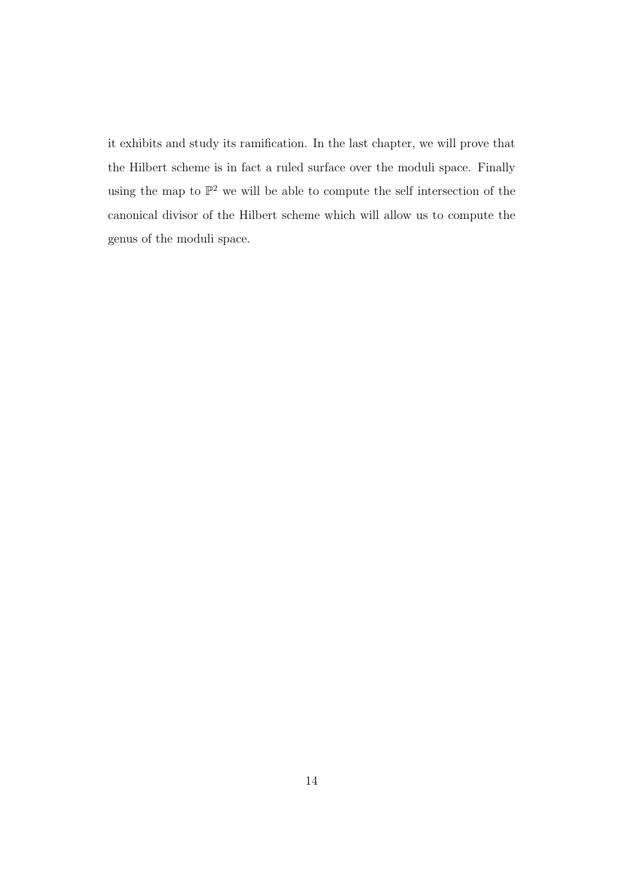it exhibits and study its ramification. In the last chapter, we will prove that the Hilbert scheme is in fact a ruled surface over the moduli space. Finally using the map to $\mathbb{P}^2$ we will be able to compute the self intersection of the canonical divisor of the Hilbert scheme which will allow us to compute the genus of the moduli space.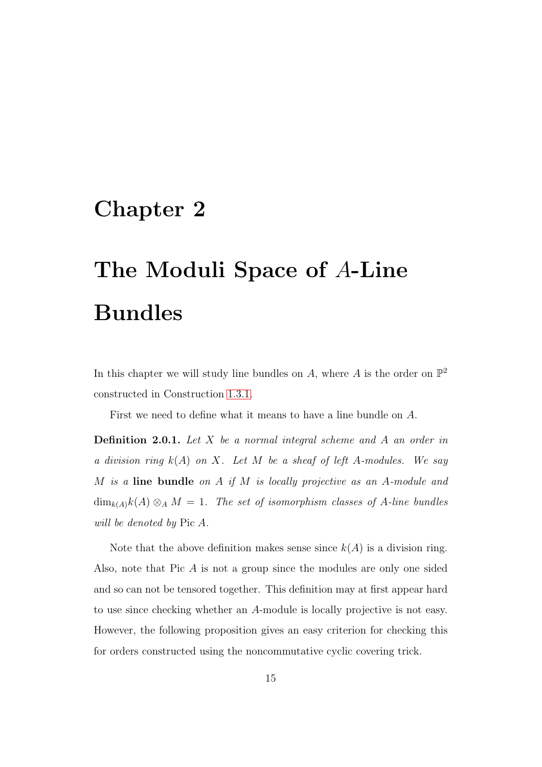# Chapter 2

# The Moduli Space of $A$-Line Bundles

In this chapter we will study line bundles on $A$, where $A$ is the order on $\mathbb{P}^2$ constructed in Construction 1.3.1.

First we need to define what it means to have a line bundle on $A$.

**Definition 2.0.1.** *Let $X$ be a normal integral scheme and $A$ an order in a division ring $k(A)$ on $X$. Let $M$ be a sheaf of left $A$-modules. We say $M$ is a* **line bundle** *on $A$ if $M$ is locally projective as an $A$-module and $\dim_{k(A)} k(A) \otimes_A M = 1$. The set of isomorphism classes of $A$-line bundles will be denoted by* Pic $A$.

Note that the above definition makes sense since $k(A)$ is a division ring. Also, note that Pic $A$ is not a group since the modules are only one sided and so can not be tensored together. This definition may at first appear hard to use since checking whether an $A$-module is locally projective is not easy. However, the following proposition gives an easy criterion for checking this for orders constructed using the noncommutative cyclic covering trick.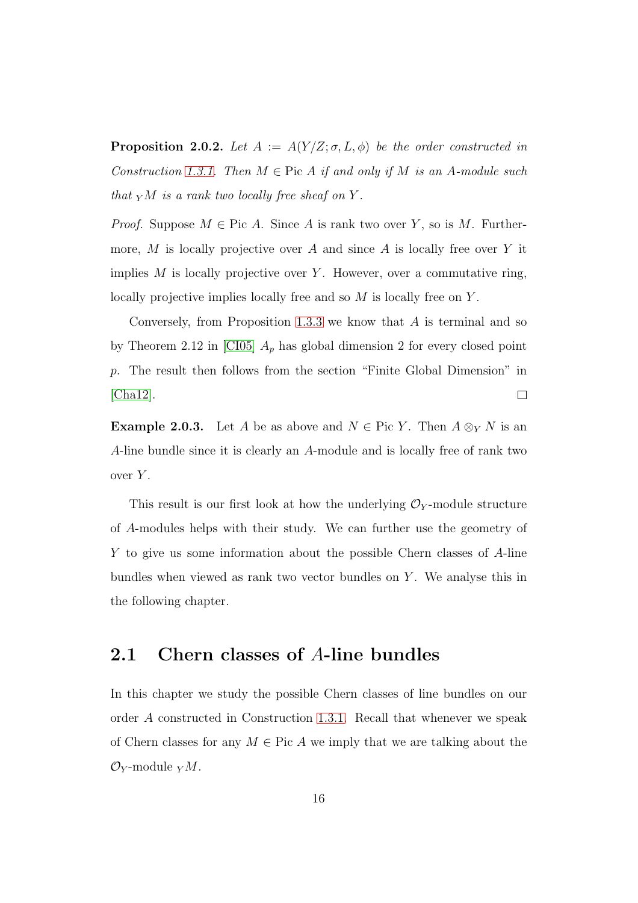**Proposition 2.0.2.** *Let $A := A(Y/Z; \sigma, L, \phi)$ be the order constructed in Construction 1.3.1. Then $M \in \text{Pic } A$ if and only if $M$ is an $A$-module such that ${}_Y M$ is a rank two locally free sheaf on $Y$.*

*Proof.* Suppose $M \in \text{Pic } A$. Since $A$ is rank two over $Y$, so is $M$. Furthermore, $M$ is locally projective over $A$ and since $A$ is locally free over $Y$ it implies $M$ is locally projective over $Y$. However, over a commutative ring, locally projective implies locally free and so $M$ is locally free on $Y$.

Conversely, from Proposition 1.3.3 we know that $A$ is terminal and so by Theorem 2.12 in [CI05] $A_p$ has global dimension 2 for every closed point $p$. The result then follows from the section "Finite Global Dimension" in [Cha12]. □

**Example 2.0.3.** Let $A$ be as above and $N \in \text{Pic } Y$. Then $A \otimes_Y N$ is an $A$-line bundle since it is clearly an $A$-module and is locally free of rank two over $Y$.

This result is our first look at how the underlying $\mathcal{O}_Y$-module structure of $A$-modules helps with their study. We can further use the geometry of $Y$ to give us some information about the possible Chern classes of $A$-line bundles when viewed as rank two vector bundles on $Y$. We analyse this in the following chapter.

## 2.1 Chern classes of $A$-line bundles

In this chapter we study the possible Chern classes of line bundles on our order $A$ constructed in Construction 1.3.1. Recall that whenever we speak of Chern classes for any $M \in \text{Pic } A$ we imply that we are talking about the $\mathcal{O}_Y$-module ${}_Y M$.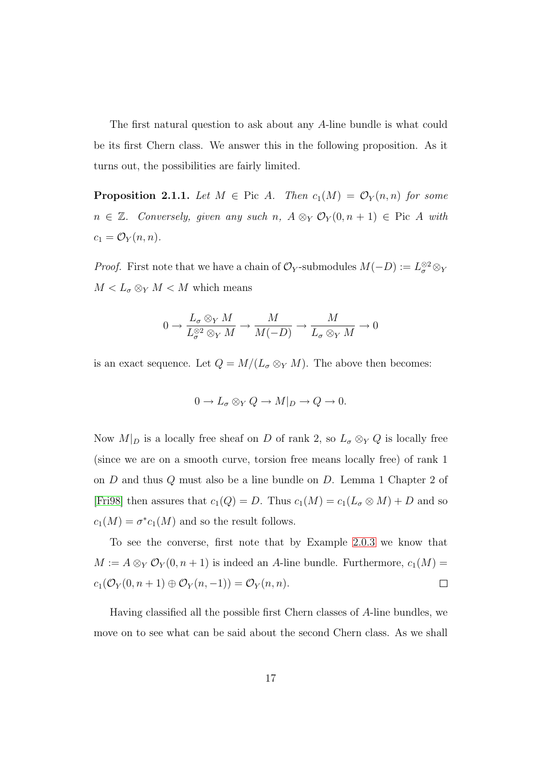The first natural question to ask about any $A$-line bundle is what could be its first Chern class. We answer this in the following proposition. As it turns out, the possibilities are fairly limited.

**Proposition 2.1.1.** *Let $M \in \operatorname{Pic} A$. Then $c_1(M) = \mathcal{O}_Y(n, n)$ for some $n \in \mathbb{Z}$. Conversely, given any such $n$, $A \otimes_Y \mathcal{O}_Y(0, n+1) \in \operatorname{Pic} A$ with $c_1 = \mathcal{O}_Y(n, n)$.*

*Proof.* First note that we have a chain of $\mathcal{O}_Y$-submodules $M(-D) := L_\sigma^{\otimes 2} \otimes_Y M < L_\sigma \otimes_Y M < M$ which means

$$0 \to \frac{L_\sigma \otimes_Y M}{L_\sigma^{\otimes 2} \otimes_Y M} \to \frac{M}{M(-D)} \to \frac{M}{L_\sigma \otimes_Y M} \to 0$$

is an exact sequence. Let $Q = M/(L_\sigma \otimes_Y M)$. The above then becomes:

$$0 \to L_\sigma \otimes_Y Q \to M|_D \to Q \to 0.$$

Now $M|_D$ is a locally free sheaf on $D$ of rank 2, so $L_\sigma \otimes_Y Q$ is locally free (since we are on a smooth curve, torsion free means locally free) of rank 1 on $D$ and thus $Q$ must also be a line bundle on $D$. Lemma 1 Chapter 2 of [Fri98] then assures that $c_1(Q) = D$. Thus $c_1(M) = c_1(L_\sigma \otimes M) + D$ and so $c_1(M) = \sigma^* c_1(M)$ and so the result follows.

To see the converse, first note that by Example 2.0.3 we know that $M := A \otimes_Y \mathcal{O}_Y(0, n+1)$ is indeed an $A$-line bundle. Furthermore, $c_1(M) = c_1(\mathcal{O}_Y(0, n+1) \oplus \mathcal{O}_Y(n, -1)) = \mathcal{O}_Y(n, n)$. $\square$

Having classified all the possible first Chern classes of $A$-line bundles, we move on to see what can be said about the second Chern class. As we shall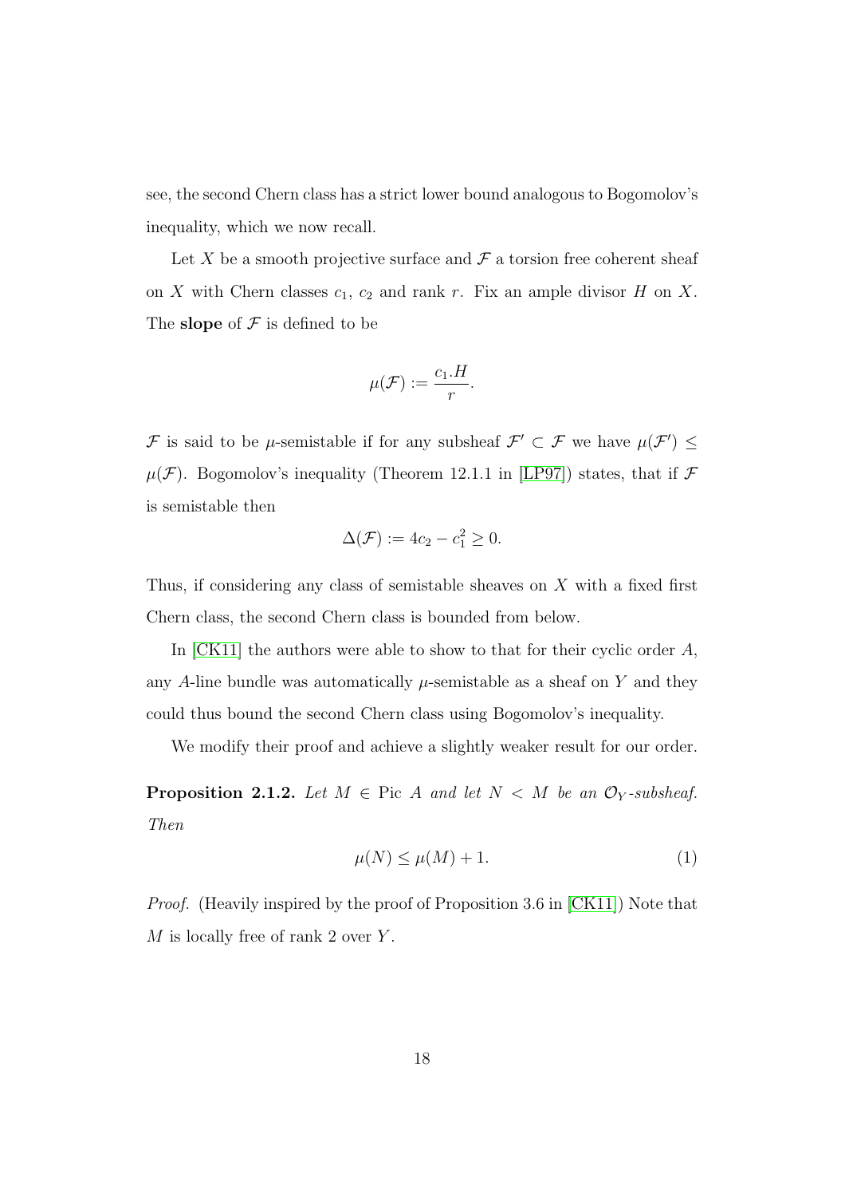see, the second Chern class has a strict lower bound analogous to Bogomolov's inequality, which we now recall.

Let $X$ be a smooth projective surface and $\mathcal{F}$ a torsion free coherent sheaf on $X$ with Chern classes $c_1$, $c_2$ and rank $r$. Fix an ample divisor $H$ on $X$. The **slope** of $\mathcal{F}$ is defined to be

$$\mu(\mathcal{F}) := \frac{c_1.H}{r}.$$

$\mathcal{F}$ is said to be $\mu$-semistable if for any subsheaf $\mathcal{F}' \subset \mathcal{F}$ we have $\mu(\mathcal{F}') \leq \mu(\mathcal{F})$. Bogomolov's inequality (Theorem 12.1.1 in [LP97]) states, that if $\mathcal{F}$ is semistable then

$$\Delta(\mathcal{F}) := 4c_2 - c_1^2 \geq 0.$$

Thus, if considering any class of semistable sheaves on $X$ with a fixed first Chern class, the second Chern class is bounded from below.

In [CK11] the authors were able to show to that for their cyclic order $A$, any $A$-line bundle was automatically $\mu$-semistable as a sheaf on $Y$ and they could thus bound the second Chern class using Bogomolov's inequality.

We modify their proof and achieve a slightly weaker result for our order.

**Proposition 2.1.2.** *Let $M \in \operatorname{Pic} A$ and let $N < M$ be an $\mathcal{O}_Y$-subsheaf. Then*

$$\mu(N) \leq \mu(M) + 1. \tag{1}$$

*Proof.* (Heavily inspired by the proof of Proposition 3.6 in [CK11]) Note that $M$ is locally free of rank 2 over $Y$.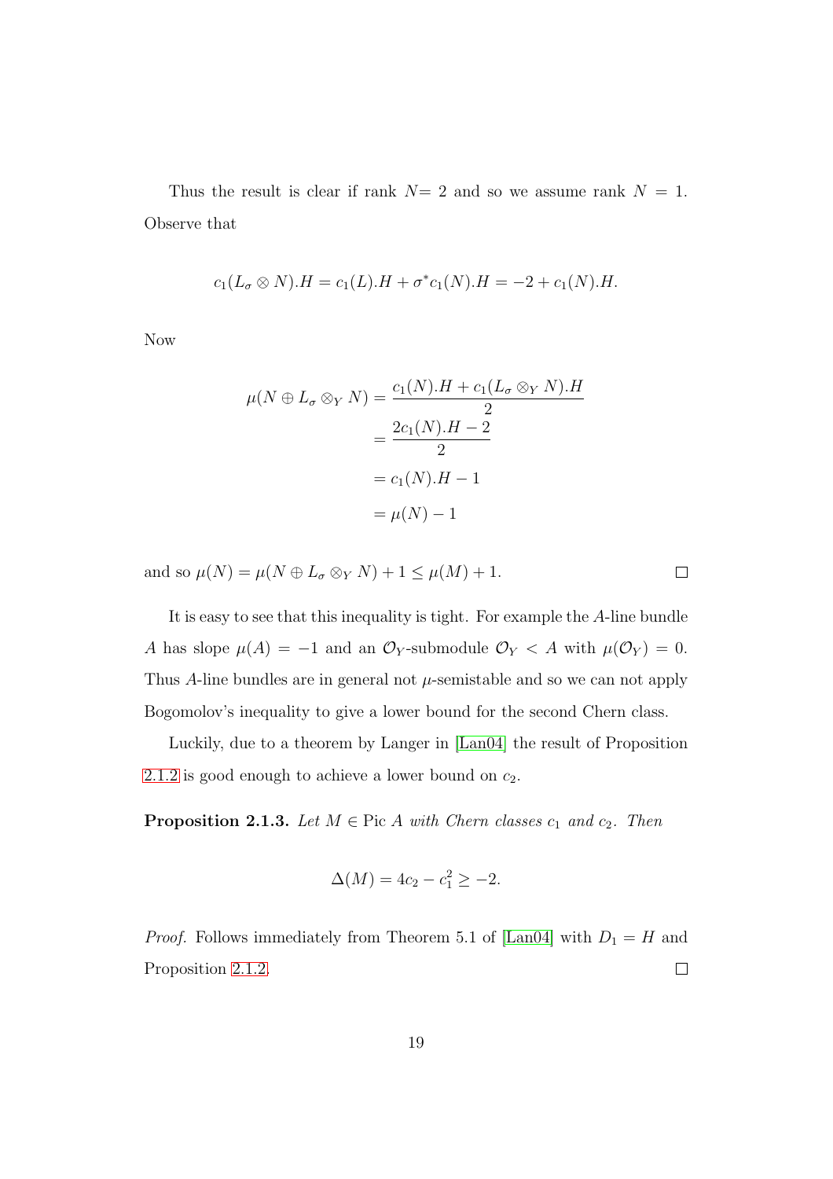Thus the result is clear if rank $N= 2$ and so we assume rank $N = 1$. Observe that

$$c_1(L_\sigma \otimes N).H = c_1(L).H + \sigma^* c_1(N).H = -2 + c_1(N).H.$$

Now

$$\begin{aligned}
\mu(N \oplus L_\sigma \otimes_Y N) &= \frac{c_1(N).H + c_1(L_\sigma \otimes_Y N).H}{2} \\
&= \frac{2c_1(N).H - 2}{2} \\
&= c_1(N).H - 1 \\
&= \mu(N) - 1
\end{aligned}$$

and so $\mu(N) = \mu(N \oplus L_\sigma \otimes_Y N) + 1 \leq \mu(M) + 1$. □

It is easy to see that this inequality is tight. For example the $A$-line bundle $A$ has slope $\mu(A) = -1$ and an $\mathcal{O}_Y$-submodule $\mathcal{O}_Y < A$ with $\mu(\mathcal{O}_Y) = 0$. Thus $A$-line bundles are in general not $\mu$-semistable and so we can not apply Bogomolov's inequality to give a lower bound for the second Chern class.

Luckily, due to a theorem by Langer in [Lan04] the result of Proposition 2.1.2 is good enough to achieve a lower bound on $c_2$.

**Proposition 2.1.3.** *Let $M \in \operatorname{Pic} A$ with Chern classes $c_1$ and $c_2$. Then*

$$\Delta(M) = 4c_2 - c_1^2 \geq -2.$$

*Proof.* Follows immediately from Theorem 5.1 of [Lan04] with $D_1 = H$ and Proposition 2.1.2. □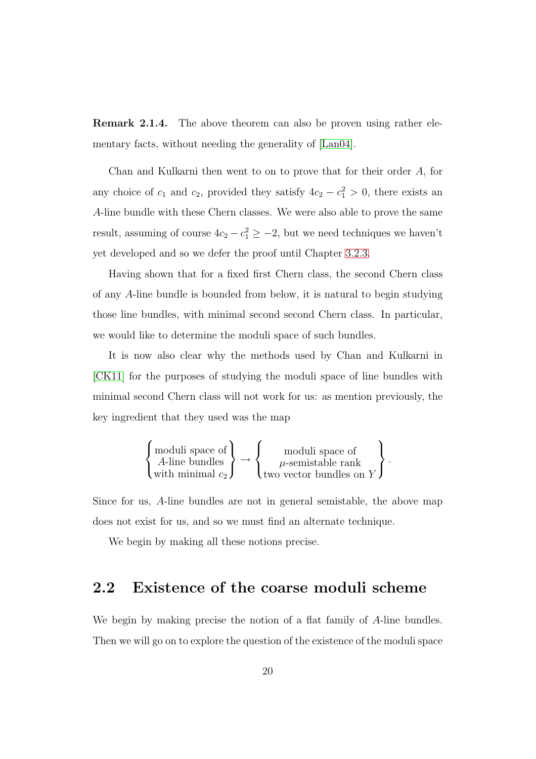**Remark 2.1.4.** The above theorem can also be proven using rather elementary facts, without needing the generality of [Lan04].

Chan and Kulkarni then went to on to prove that for their order $A$, for any choice of $c_1$ and $c_2$, provided they satisfy $4c_2 - c_1^2 > 0$, there exists an $A$-line bundle with these Chern classes. We were also able to prove the same result, assuming of course $4c_2 - c_1^2 \geq -2$, but we need techniques we haven't yet developed and so we defer the proof until Chapter 3.2.3.

Having shown that for a fixed first Chern class, the second Chern class of any $A$-line bundle is bounded from below, it is natural to begin studying those line bundles, with minimal second second Chern class. In particular, we would like to determine the moduli space of such bundles.

It is now also clear why the methods used by Chan and Kulkarni in [CK11] for the purposes of studying the moduli space of line bundles with minimal second Chern class will not work for us: as mention previously, the key ingredient that they used was the map

$$\left\{ \begin{matrix} \text{moduli space of} \\ A\text{-line bundles} \\ \text{with minimal } c_2 \end{matrix} \right\} \to \left\{ \begin{matrix} \text{moduli space of} \\ \mu\text{-semistable rank} \\ \text{two vector bundles on } Y \end{matrix} \right\}.$$

Since for us, $A$-line bundles are not in general semistable, the above map does not exist for us, and so we must find an alternate technique.

We begin by making all these notions precise.

## 2.2 Existence of the coarse moduli scheme

We begin by making precise the notion of a flat family of $A$-line bundles. Then we will go on to explore the question of the existence of the moduli space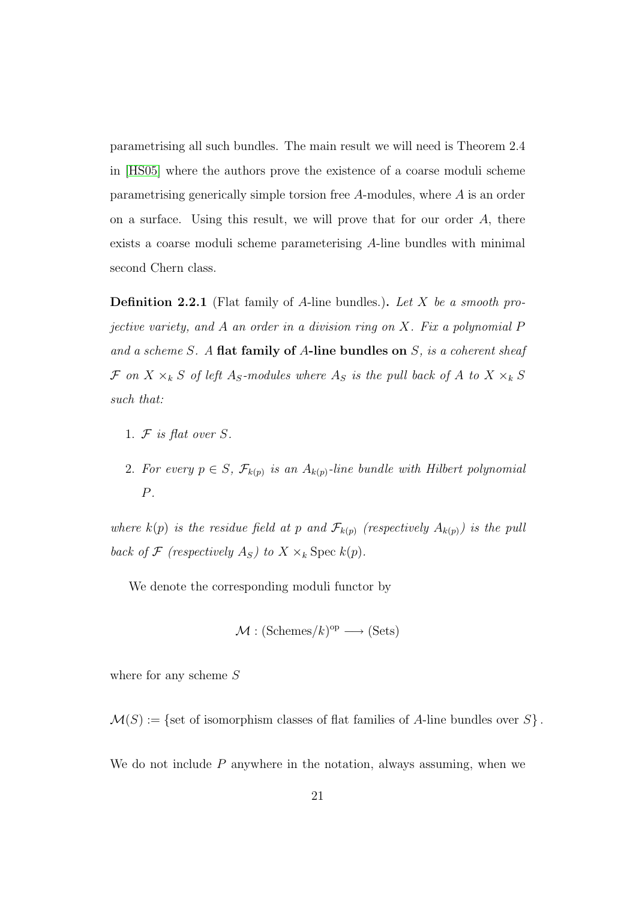parametrising all such bundles. The main result we will need is Theorem 2.4 in [HS05] where the authors prove the existence of a coarse moduli scheme parametrising generically simple torsion free $A$-modules, where $A$ is an order on a surface. Using this result, we will prove that for our order $A$, there exists a coarse moduli scheme parameterising $A$-line bundles with minimal second Chern class.

**Definition 2.2.1** (Flat family of $A$-line bundles.)**.** *Let $X$ be a smooth projective variety, and $A$ an order in a division ring on $X$. Fix a polynomial $P$ and a scheme $S$. A* **flat family of $A$-line bundles on** *$S$, is a coherent sheaf $\mathcal{F}$ on $X \times_k S$ of left $A_S$-modules where $A_S$ is the pull back of $A$ to $X \times_k S$ such that:*

1. *$\mathcal{F}$ is flat over $S$.*
2. *For every $p \in S$, $\mathcal{F}_{k(p)}$ is an $A_{k(p)}$-line bundle with Hilbert polynomial $P$.*

*where $k(p)$ is the residue field at $p$ and $\mathcal{F}_{k(p)}$ (respectively $A_{k(p)}$) is the pull back of $\mathcal{F}$ (respectively $A_S$) to $X \times_k \operatorname{Spec} k(p)$.*

We denote the corresponding moduli functor by

$$\mathcal{M} : (\text{Schemes}/k)^{\text{op}} \longrightarrow (\text{Sets})$$

where for any scheme $S$

$$\mathcal{M}(S) := \{\text{set of isomorphism classes of flat families of } A\text{-line bundles over } S\}.$$

We do not include $P$ anywhere in the notation, always assuming, when we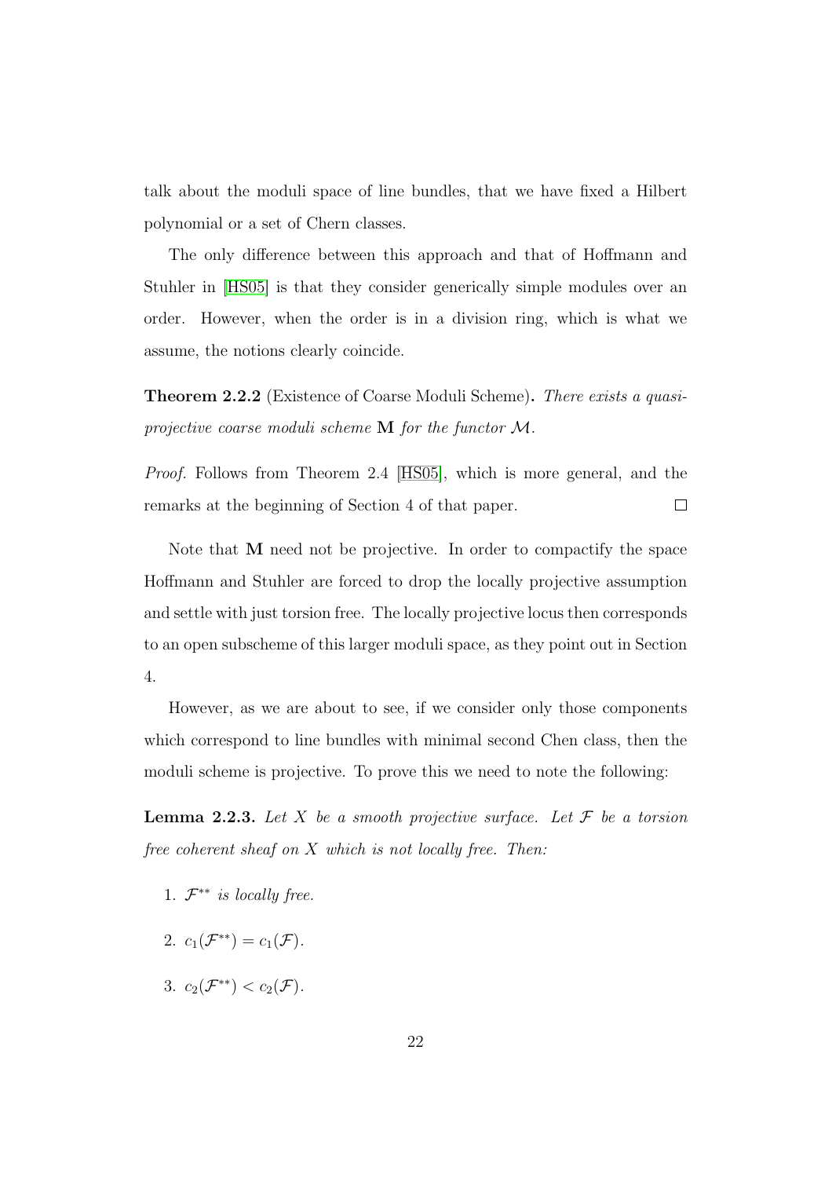talk about the moduli space of line bundles, that we have fixed a Hilbert polynomial or a set of Chern classes.

The only difference between this approach and that of Hoffmann and Stuhler in [HS05] is that they consider generically simple modules over an order. However, when the order is in a division ring, which is what we assume, the notions clearly coincide.

**Theorem 2.2.2** (Existence of Coarse Moduli Scheme)**.** *There exists a quasi-projective coarse moduli scheme* $\mathbf{M}$ *for the functor* $\mathcal{M}$*.*

*Proof.* Follows from Theorem 2.4 [HS05], which is more general, and the remarks at the beginning of Section 4 of that paper. $\square$

Note that $\mathbf{M}$ need not be projective. In order to compactify the space Hoffmann and Stuhler are forced to drop the locally projective assumption and settle with just torsion free. The locally projective locus then corresponds to an open subscheme of this larger moduli space, as they point out in Section 4.

However, as we are about to see, if we consider only those components which correspond to line bundles with minimal second Chen class, then the moduli scheme is projective. To prove this we need to note the following:

**Lemma 2.2.3.** *Let* $X$ *be a smooth projective surface. Let* $\mathcal{F}$ *be a torsion free coherent sheaf on* $X$ *which is not locally free. Then:*

1. $\mathcal{F}^{**}$ *is locally free.*
2. $c_1(\mathcal{F}^{**}) = c_1(\mathcal{F})$.
3. $c_2(\mathcal{F}^{**}) < c_2(\mathcal{F})$.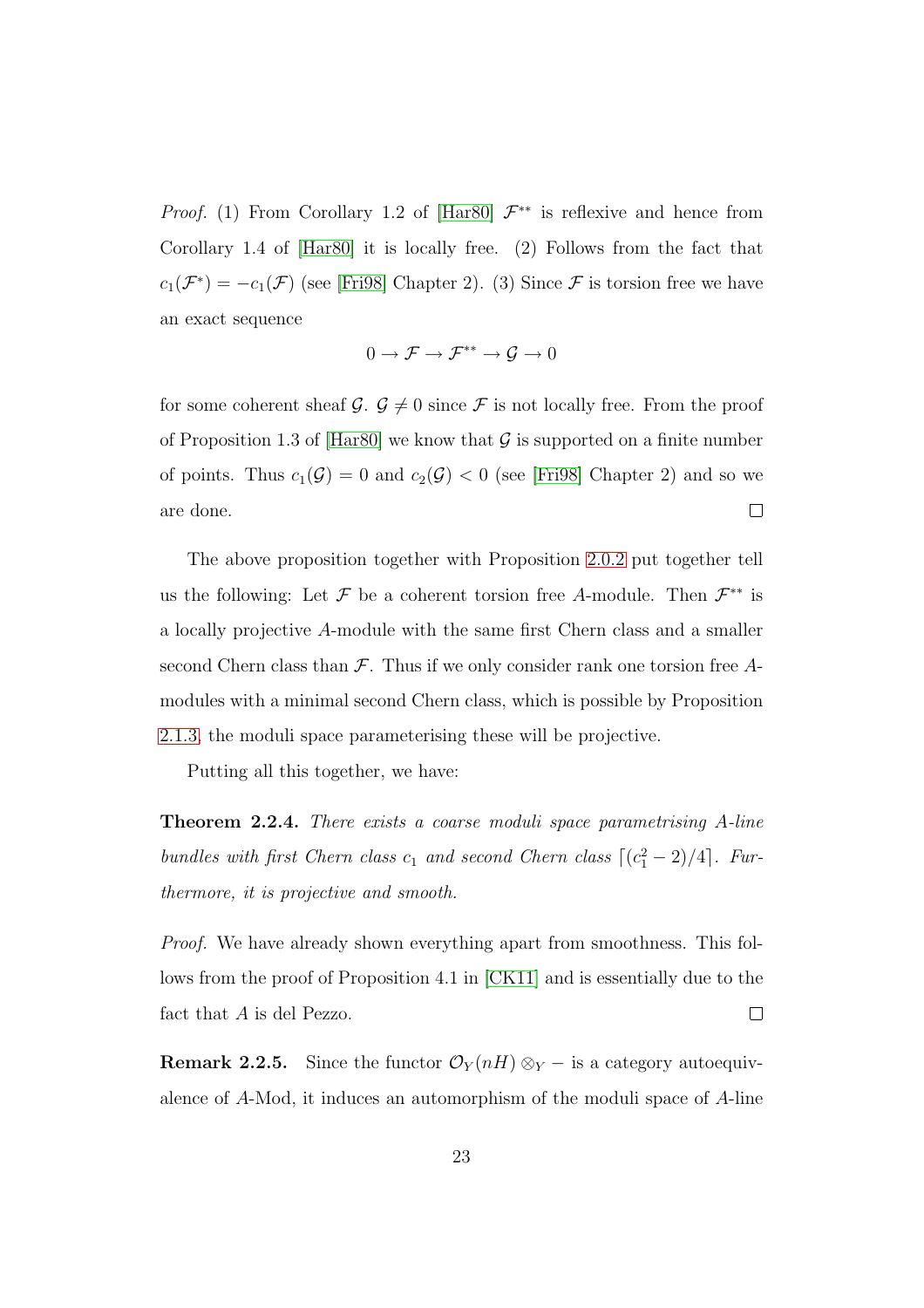*Proof.* (1) From Corollary 1.2 of [Har80] $\mathcal{F}^{**}$ is reflexive and hence from Corollary 1.4 of [Har80] it is locally free. (2) Follows from the fact that $c_1(\mathcal{F}^*) = -c_1(\mathcal{F})$ (see [Fri98] Chapter 2). (3) Since $\mathcal{F}$ is torsion free we have an exact sequence

$$0 \to \mathcal{F} \to \mathcal{F}^{**} \to \mathcal{G} \to 0$$

for some coherent sheaf $\mathcal{G}$. $\mathcal{G} \neq 0$ since $\mathcal{F}$ is not locally free. From the proof of Proposition 1.3 of [Har80] we know that $\mathcal{G}$ is supported on a finite number of points. Thus $c_1(\mathcal{G}) = 0$ and $c_2(\mathcal{G}) < 0$ (see [Fri98] Chapter 2) and so we are done. $\square$

The above proposition together with Proposition 2.0.2 put together tell us the following: Let $\mathcal{F}$ be a coherent torsion free $A$-module. Then $\mathcal{F}^{**}$ is a locally projective $A$-module with the same first Chern class and a smaller second Chern class than $\mathcal{F}$. Thus if we only consider rank one torsion free $A$-modules with a minimal second Chern class, which is possible by Proposition 2.1.3, the moduli space parameterising these will be projective.

Putting all this together, we have:

**Theorem 2.2.4.** *There exists a coarse moduli space parametrising $A$-line bundles with first Chern class $c_1$ and second Chern class $\lceil (c_1^2 - 2)/4 \rceil$. Furthermore, it is projective and smooth.*

*Proof.* We have already shown everything apart from smoothness. This follows from the proof of Proposition 4.1 in [CK11] and is essentially due to the fact that $A$ is del Pezzo. $\square$

**Remark 2.2.5.** Since the functor $\mathcal{O}_Y(nH) \otimes_Y -$ is a category autoequivalence of $A$-Mod, it induces an automorphism of the moduli space of $A$-line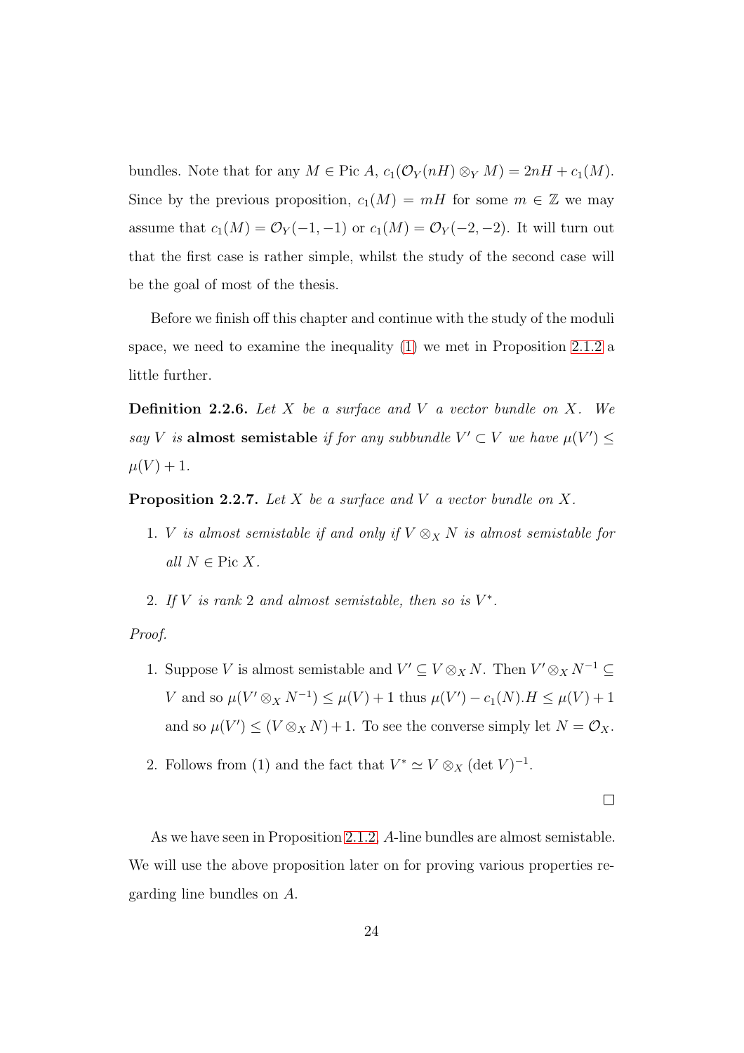bundles. Note that for any $M \in \operatorname{Pic} A$, $c_1(\mathcal{O}_Y(nH) \otimes_Y M) = 2nH + c_1(M)$. Since by the previous proposition, $c_1(M) = mH$ for some $m \in \mathbb{Z}$ we may assume that $c_1(M) = \mathcal{O}_Y(-1,-1)$ or $c_1(M) = \mathcal{O}_Y(-2,-2)$. It will turn out that the first case is rather simple, whilst the study of the second case will be the goal of most of the thesis.

Before we finish off this chapter and continue with the study of the moduli space, we need to examine the inequality (1) we met in Proposition 2.1.2 a little further.

**Definition 2.2.6.** *Let $X$ be a surface and $V$ a vector bundle on $X$. We say $V$ is* **almost semistable** *if for any subbundle $V' \subset V$ we have $\mu(V') \leq \mu(V) + 1$.*

**Proposition 2.2.7.** *Let $X$ be a surface and $V$ a vector bundle on $X$.*

1. *$V$ is almost semistable if and only if $V \otimes_X N$ is almost semistable for all $N \in \operatorname{Pic} X$.*

2. *If $V$ is rank 2 and almost semistable, then so is $V^*$.*

*Proof.*

1. Suppose $V$ is almost semistable and $V' \subseteq V \otimes_X N$. Then $V' \otimes_X N^{-1} \subseteq V$ and so $\mu(V' \otimes_X N^{-1}) \leq \mu(V) + 1$ thus $\mu(V') - c_1(N).H \leq \mu(V) + 1$ and so $\mu(V') \leq (V \otimes_X N) + 1$. To see the converse simply let $N = \mathcal{O}_X$.

2. Follows from (1) and the fact that $V^* \simeq V \otimes_X (\det V)^{-1}$.

$\square$

As we have seen in Proposition 2.1.2, $A$-line bundles are almost semistable. We will use the above proposition later on for proving various properties regarding line bundles on $A$.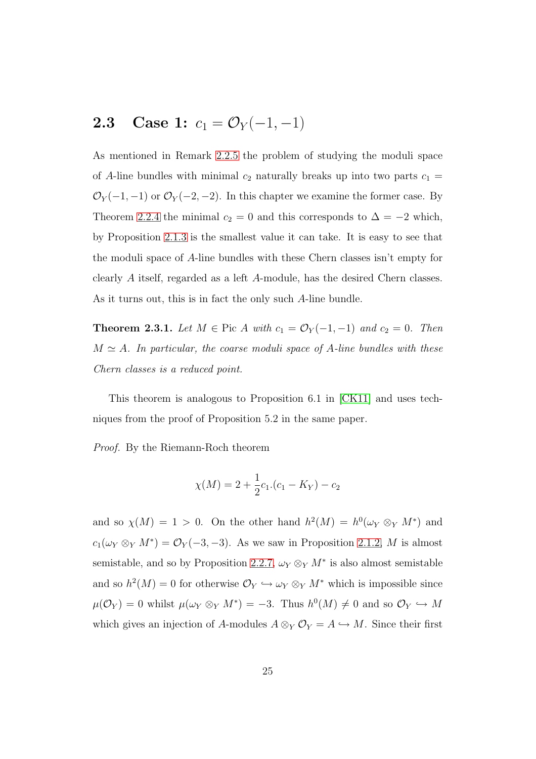## 2.3 Case 1: $c_1 = \mathcal{O}_Y(-1,-1)$

As mentioned in Remark 2.2.5 the problem of studying the moduli space of $A$-line bundles with minimal $c_2$ naturally breaks up into two parts $c_1 = \mathcal{O}_Y(-1,-1)$ or $\mathcal{O}_Y(-2,-2)$. In this chapter we examine the former case. By Theorem 2.2.4 the minimal $c_2 = 0$ and this corresponds to $\Delta = -2$ which, by Proposition 2.1.3 is the smallest value it can take. It is easy to see that the moduli space of $A$-line bundles with these Chern classes isn't empty for clearly $A$ itself, regarded as a left $A$-module, has the desired Chern classes. As it turns out, this is in fact the only such $A$-line bundle.

**Theorem 2.3.1.** *Let $M \in \text{Pic } A$ with $c_1 = \mathcal{O}_Y(-1,-1)$ and $c_2 = 0$. Then $M \simeq A$. In particular, the coarse moduli space of $A$-line bundles with these Chern classes is a reduced point.*

This theorem is analogous to Proposition 6.1 in [CK11] and uses techniques from the proof of Proposition 5.2 in the same paper.

*Proof.* By the Riemann-Roch theorem

$$\chi(M) = 2 + \frac{1}{2}c_1.(c_1 - K_Y) - c_2$$

and so $\chi(M) = 1 > 0$. On the other hand $h^2(M) = h^0(\omega_Y \otimes_Y M^*)$ and $c_1(\omega_Y \otimes_Y M^*) = \mathcal{O}_Y(-3,-3)$. As we saw in Proposition 2.1.2, $M$ is almost semistable, and so by Proposition 2.2.7, $\omega_Y \otimes_Y M^*$ is also almost semistable and so $h^2(M) = 0$ for otherwise $\mathcal{O}_Y \hookrightarrow \omega_Y \otimes_Y M^*$ which is impossible since $\mu(\mathcal{O}_Y) = 0$ whilst $\mu(\omega_Y \otimes_Y M^*) = -3$. Thus $h^0(M) \neq 0$ and so $\mathcal{O}_Y \hookrightarrow M$ which gives an injection of $A$-modules $A \otimes_Y \mathcal{O}_Y = A \hookrightarrow M$. Since their first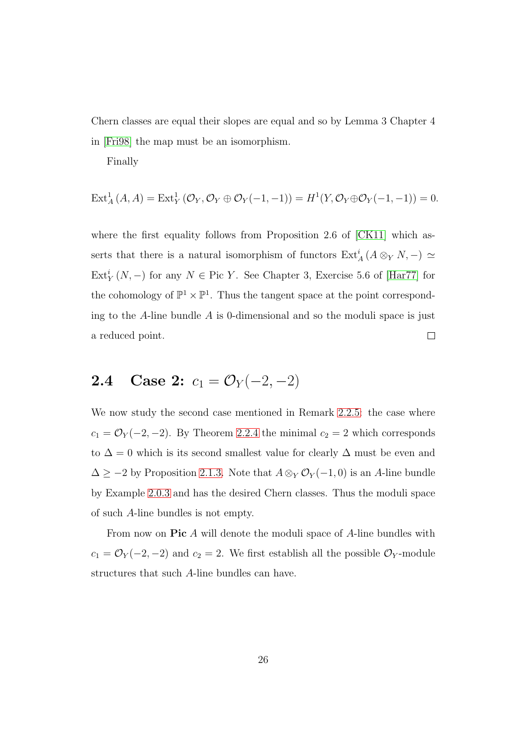Chern classes are equal their slopes are equal and so by Lemma 3 Chapter 4 in [Fri98] the map must be an isomorphism.

Finally

$$\operatorname{Ext}^1_A(A, A) = \operatorname{Ext}^1_Y(\mathcal{O}_Y, \mathcal{O}_Y \oplus \mathcal{O}_Y(-1,-1)) = H^1(Y, \mathcal{O}_Y \oplus \mathcal{O}_Y(-1,-1)) = 0.$$

where the first equality follows from Proposition 2.6 of [CK11] which asserts that there is a natural isomorphism of functors $\operatorname{Ext}^i_A(A \otimes_Y N, -) \simeq \operatorname{Ext}^i_Y(N, -)$ for any $N \in \operatorname{Pic} Y$. See Chapter 3, Exercise 5.6 of [Har77] for the cohomology of $\mathbb{P}^1 \times \mathbb{P}^1$. Thus the tangent space at the point corresponding to the $A$-line bundle $A$ is 0-dimensional and so the moduli space is just a reduced point. □

## 2.4 Case 2: $c_1 = \mathcal{O}_Y(-2, -2)$

We now study the second case mentioned in Remark 2.2.5: the case where $c_1 = \mathcal{O}_Y(-2,-2)$. By Theorem 2.2.4 the minimal $c_2 = 2$ which corresponds to $\Delta = 0$ which is its second smallest value for clearly $\Delta$ must be even and $\Delta \geq -2$ by Proposition 2.1.3. Note that $A \otimes_Y \mathcal{O}_Y(-1, 0)$ is an $A$-line bundle by Example 2.0.3 and has the desired Chern classes. Thus the moduli space of such $A$-line bundles is not empty.

From now on **Pic** $A$ will denote the moduli space of $A$-line bundles with $c_1 = \mathcal{O}_Y(-2,-2)$ and $c_2 = 2$. We first establish all the possible $\mathcal{O}_Y$-module structures that such $A$-line bundles can have.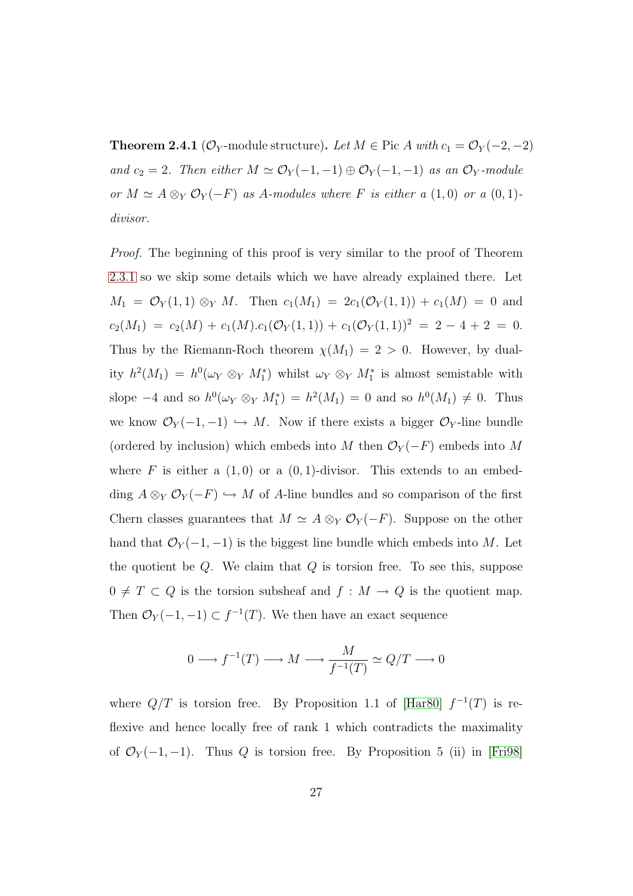**Theorem 2.4.1** ($\mathcal{O}_Y$-module structure)**.** *Let $M \in \operatorname{Pic} A$ with $c_1 = \mathcal{O}_Y(-2,-2)$ and $c_2 = 2$. Then either $M \simeq \mathcal{O}_Y(-1,-1) \oplus \mathcal{O}_Y(-1,-1)$ as an $\mathcal{O}_Y$-module or $M \simeq A \otimes_Y \mathcal{O}_Y(-F)$ as $A$-modules where $F$ is either a $(1,0)$ or a $(0,1)$-divisor.*

*Proof.* The beginning of this proof is very similar to the proof of Theorem 2.3.1 so we skip some details which we have already explained there. Let $M_1 = \mathcal{O}_Y(1,1) \otimes_Y M$. Then $c_1(M_1) = 2c_1(\mathcal{O}_Y(1,1)) + c_1(M) = 0$ and $c_2(M_1) = c_2(M) + c_1(M).c_1(\mathcal{O}_Y(1,1)) + c_1(\mathcal{O}_Y(1,1))^2 = 2 - 4 + 2 = 0$. Thus by the Riemann-Roch theorem $\chi(M_1) = 2 > 0$. However, by duality $h^2(M_1) = h^0(\omega_Y \otimes_Y M_1^*)$ whilst $\omega_Y \otimes_Y M_1^*$ is almost semistable with slope $-4$ and so $h^0(\omega_Y \otimes_Y M_1^*) = h^2(M_1) = 0$ and so $h^0(M_1) \neq 0$. Thus we know $\mathcal{O}_Y(-1,-1) \hookrightarrow M$. Now if there exists a bigger $\mathcal{O}_Y$-line bundle (ordered by inclusion) which embeds into $M$ then $\mathcal{O}_Y(-F)$ embeds into $M$ where $F$ is either a $(1,0)$ or a $(0,1)$-divisor. This extends to an embedding $A \otimes_Y \mathcal{O}_Y(-F) \hookrightarrow M$ of $A$-line bundles and so comparison of the first Chern classes guarantees that $M \simeq A \otimes_Y \mathcal{O}_Y(-F)$. Suppose on the other hand that $\mathcal{O}_Y(-1,-1)$ is the biggest line bundle which embeds into $M$. Let the quotient be $Q$. We claim that $Q$ is torsion free. To see this, suppose $0 \neq T \subset Q$ is the torsion subsheaf and $f : M \to Q$ is the quotient map. Then $\mathcal{O}_Y(-1,-1) \subset f^{-1}(T)$. We then have an exact sequence

$$0 \longrightarrow f^{-1}(T) \longrightarrow M \longrightarrow \frac{M}{f^{-1}(T)} \simeq Q/T \longrightarrow 0$$

where $Q/T$ is torsion free. By Proposition 1.1 of [Har80] $f^{-1}(T)$ is reflexive and hence locally free of rank 1 which contradicts the maximality of $\mathcal{O}_Y(-1,-1)$. Thus $Q$ is torsion free. By Proposition 5 (ii) in [Fri98]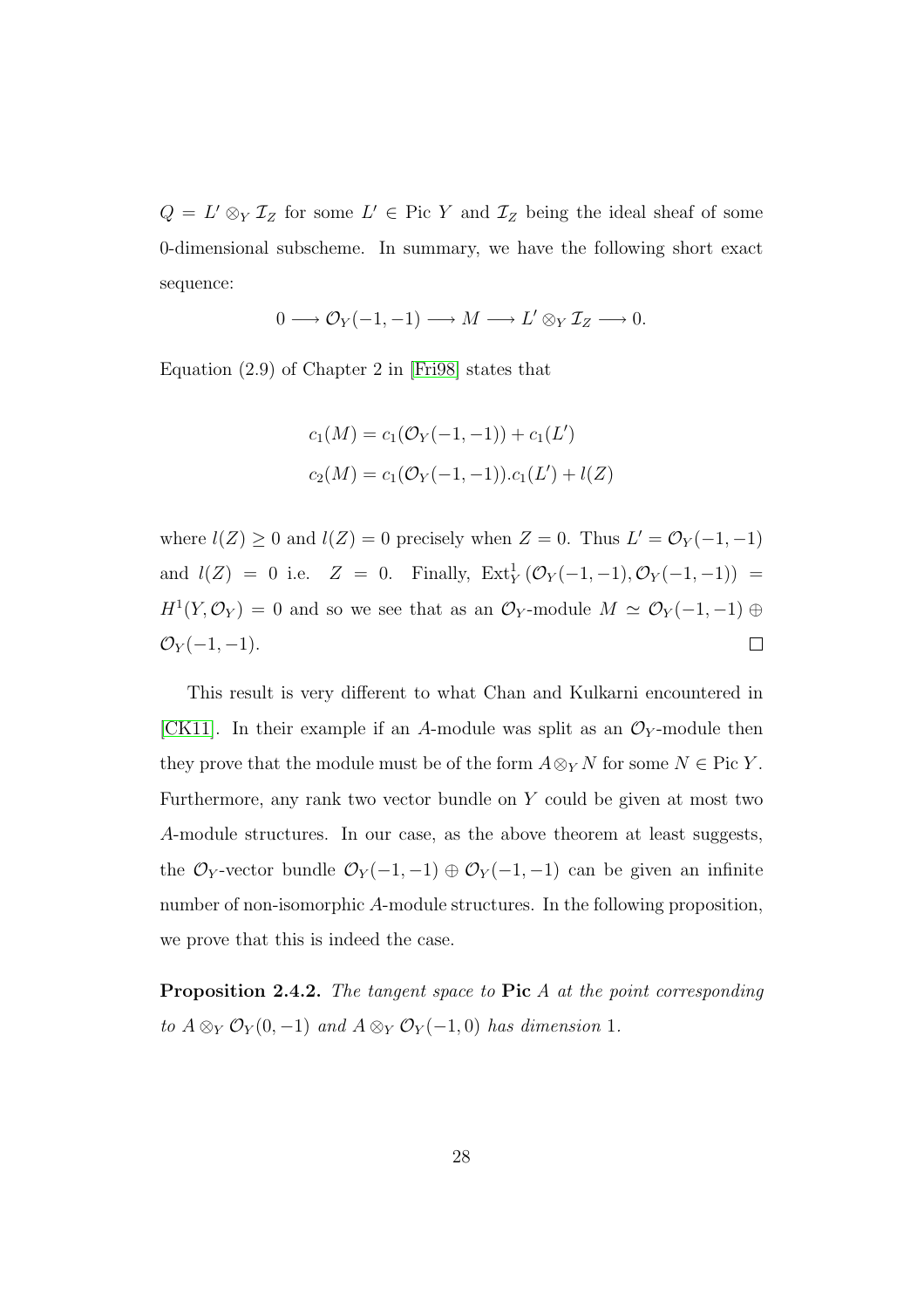$Q = L' \otimes_Y \mathcal{I}_Z$ for some $L' \in \text{Pic } Y$ and $\mathcal{I}_Z$ being the ideal sheaf of some 0-dimensional subscheme. In summary, we have the following short exact sequence:

$$0 \longrightarrow \mathcal{O}_Y(-1,-1) \longrightarrow M \longrightarrow L' \otimes_Y \mathcal{I}_Z \longrightarrow 0.$$

Equation (2.9) of Chapter 2 in [Fri98] states that

$$c_1(M) = c_1(\mathcal{O}_Y(-1,-1)) + c_1(L')$$
$$c_2(M) = c_1(\mathcal{O}_Y(-1,-1)).c_1(L') + l(Z)$$

where $l(Z) \geq 0$ and $l(Z) = 0$ precisely when $Z = 0$. Thus $L' = \mathcal{O}_Y(-1,-1)$ and $l(Z) = 0$ i.e. $Z = 0$. Finally, $\text{Ext}^1_Y(\mathcal{O}_Y(-1,-1), \mathcal{O}_Y(-1,-1)) = H^1(Y, \mathcal{O}_Y) = 0$ and so we see that as an $\mathcal{O}_Y$-module $M \simeq \mathcal{O}_Y(-1,-1) \oplus \mathcal{O}_Y(-1,-1)$. $\square$

This result is very different to what Chan and Kulkarni encountered in [CK11]. In their example if an $A$-module was split as an $\mathcal{O}_Y$-module then they prove that the module must be of the form $A \otimes_Y N$ for some $N \in \text{Pic } Y$. Furthermore, any rank two vector bundle on $Y$ could be given at most two $A$-module structures. In our case, as the above theorem at least suggests, the $\mathcal{O}_Y$-vector bundle $\mathcal{O}_Y(-1,-1) \oplus \mathcal{O}_Y(-1,-1)$ can be given an infinite number of non-isomorphic $A$-module structures. In the following proposition, we prove that this is indeed the case.

**Proposition 2.4.2.** *The tangent space to* **Pic** $A$ *at the point corresponding to* $A \otimes_Y \mathcal{O}_Y(0,-1)$ *and* $A \otimes_Y \mathcal{O}_Y(-1,0)$ *has dimension* 1*.*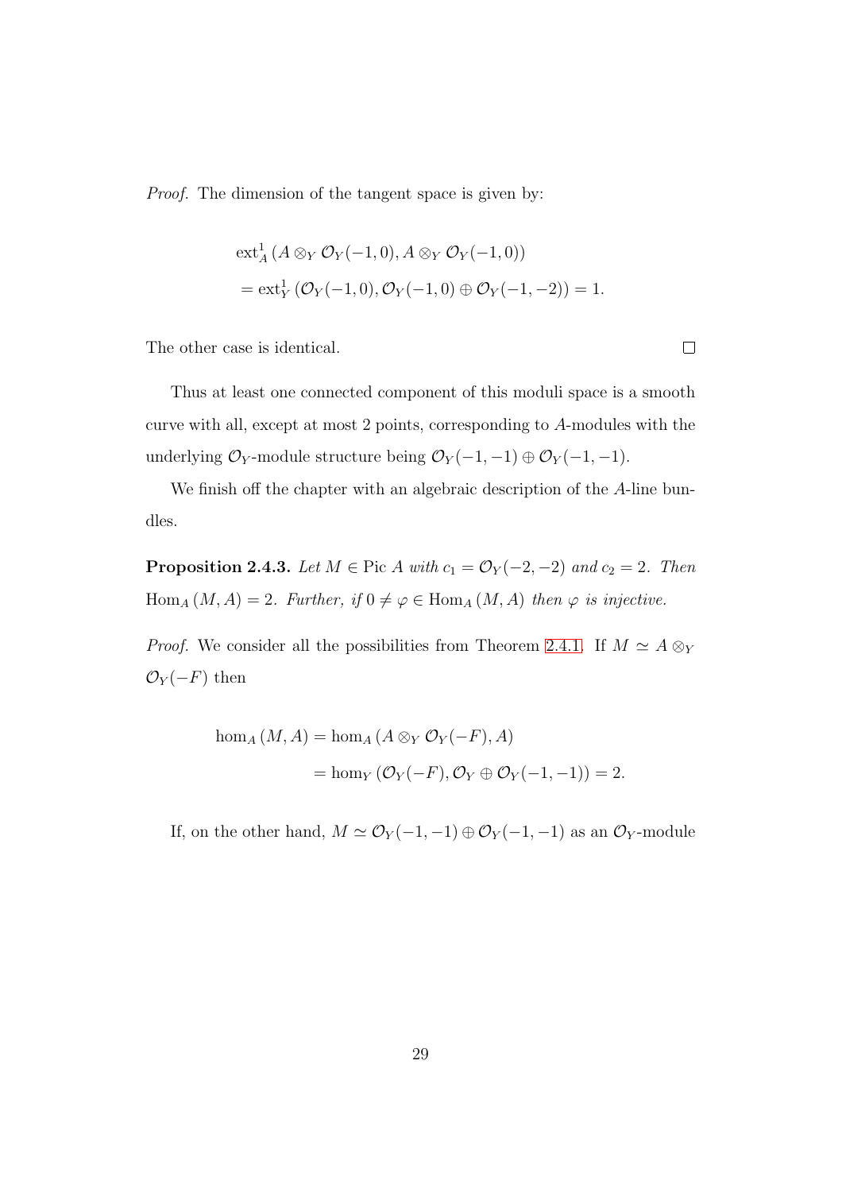*Proof.* The dimension of the tangent space is given by:

$$
\begin{aligned}
&\mathrm{ext}^1_A\left(A \otimes_Y \mathcal{O}_Y(-1,0), A \otimes_Y \mathcal{O}_Y(-1,0)\right) \\
&= \mathrm{ext}^1_Y\left(\mathcal{O}_Y(-1,0), \mathcal{O}_Y(-1,0) \oplus \mathcal{O}_Y(-1,-2)\right) = 1.
\end{aligned}
$$

The other case is identical. ∎

Thus at least one connected component of this moduli space is a smooth curve with all, except at most 2 points, corresponding to $A$-modules with the underlying $\mathcal{O}_Y$-module structure being $\mathcal{O}_Y(-1,-1) \oplus \mathcal{O}_Y(-1,-1)$.

We finish off the chapter with an algebraic description of the $A$-line bundles.

**Proposition 2.4.3.** *Let $M \in \mathrm{Pic}\, A$ with $c_1 = \mathcal{O}_Y(-2,-2)$ and $c_2 = 2$. Then $\mathrm{Hom}_A(M, A) = 2$. Further, if $0 \neq \varphi \in \mathrm{Hom}_A(M, A)$ then $\varphi$ is injective.*

*Proof.* We consider all the possibilities from Theorem 2.4.1. If $M \simeq A \otimes_Y \mathcal{O}_Y(-F)$ then

$$
\begin{aligned}
\hom_A(M, A) &= \hom_A\left(A \otimes_Y \mathcal{O}_Y(-F), A\right) \\
&= \hom_Y\left(\mathcal{O}_Y(-F), \mathcal{O}_Y \oplus \mathcal{O}_Y(-1,-1)\right) = 2.
\end{aligned}
$$

If, on the other hand, $M \simeq \mathcal{O}_Y(-1,-1) \oplus \mathcal{O}_Y(-1,-1)$ as an $\mathcal{O}_Y$-module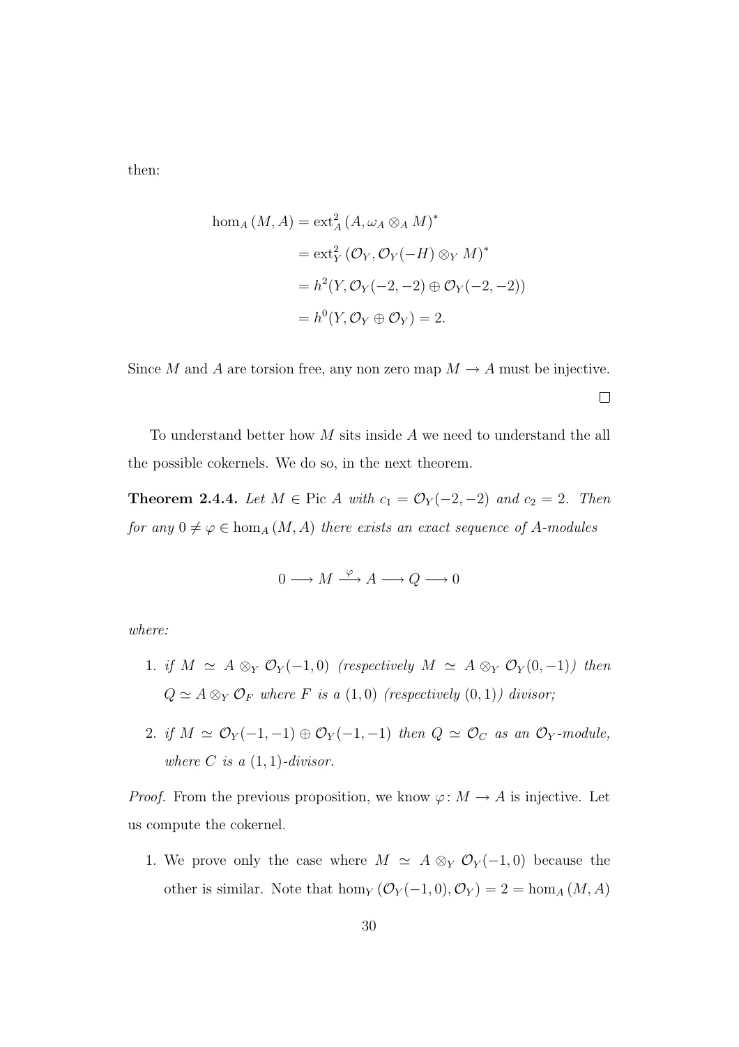then:

$$
\begin{aligned}
\hom_A(M, A) &= \operatorname{ext}^2_A(A, \omega_A \otimes_A M)^* \\
&= \operatorname{ext}^2_Y(\mathcal{O}_Y, \mathcal{O}_Y(-H) \otimes_Y M)^* \\
&= h^2(Y, \mathcal{O}_Y(-2,-2) \oplus \mathcal{O}_Y(-2,-2)) \\
&= h^0(Y, \mathcal{O}_Y \oplus \mathcal{O}_Y) = 2.
\end{aligned}
$$

Since $M$ and $A$ are torsion free, any non zero map $M \to A$ must be injective.

□

To understand better how $M$ sits inside $A$ we need to understand the all the possible cokernels. We do so, in the next theorem.

**Theorem 2.4.4.** *Let $M \in \operatorname{Pic} A$ with $c_1 = \mathcal{O}_Y(-2,-2)$ and $c_2 = 2$. Then for any $0 \neq \varphi \in \hom_A(M, A)$ there exists an exact sequence of $A$-modules*

$$
0 \longrightarrow M \xrightarrow{\varphi} A \longrightarrow Q \longrightarrow 0
$$

*where:*

1. *if $M \simeq A \otimes_Y \mathcal{O}_Y(-1,0)$ (respectively $M \simeq A \otimes_Y \mathcal{O}_Y(0,-1)$) then $Q \simeq A \otimes_Y \mathcal{O}_F$ where $F$ is a $(1,0)$ (respectively $(0,1)$) divisor;*
2. *if $M \simeq \mathcal{O}_Y(-1,-1) \oplus \mathcal{O}_Y(-1,-1)$ then $Q \simeq \mathcal{O}_C$ as an $\mathcal{O}_Y$-module, where $C$ is a $(1,1)$-divisor.*

*Proof.* From the previous proposition, we know $\varphi \colon M \to A$ is injective. Let us compute the cokernel.

1. We prove only the case where $M \simeq A \otimes_Y \mathcal{O}_Y(-1,0)$ because the other is similar. Note that $\hom_Y(\mathcal{O}_Y(-1,0), \mathcal{O}_Y) = 2 = \hom_A(M, A)$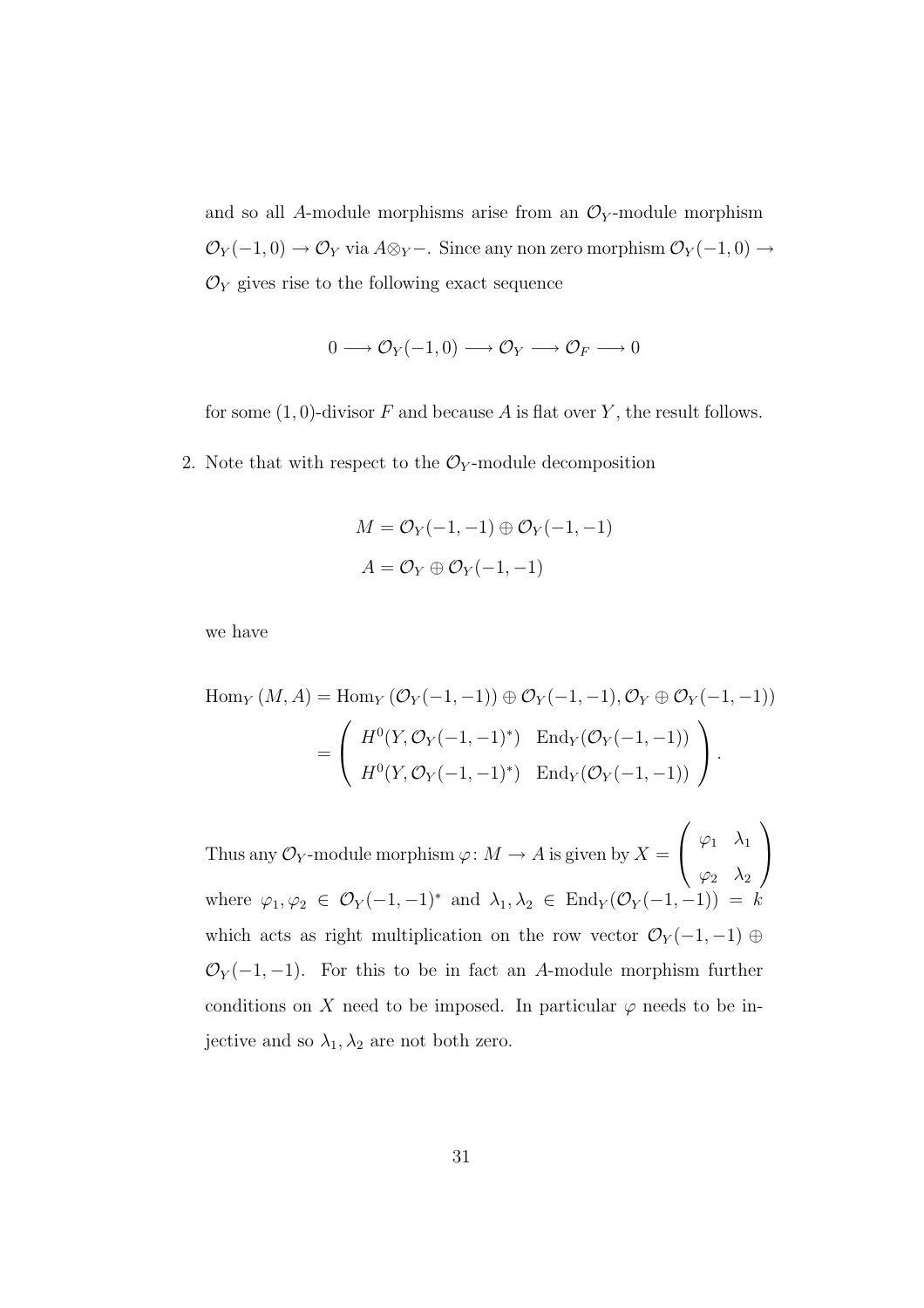and so all $A$-module morphisms arise from an $\mathcal{O}_Y$-module morphism $\mathcal{O}_Y(-1,0) \to \mathcal{O}_Y$ via $A \otimes_Y -$. Since any non zero morphism $\mathcal{O}_Y(-1,0) \to \mathcal{O}_Y$ gives rise to the following exact sequence

$$0 \longrightarrow \mathcal{O}_Y(-1,0) \longrightarrow \mathcal{O}_Y \longrightarrow \mathcal{O}_F \longrightarrow 0$$

for some $(1,0)$-divisor $F$ and because $A$ is flat over $Y$, the result follows.

2. Note that with respect to the $\mathcal{O}_Y$-module decomposition

$$\begin{aligned} M &= \mathcal{O}_Y(-1,-1) \oplus \mathcal{O}_Y(-1,-1) \\ A &= \mathcal{O}_Y \oplus \mathcal{O}_Y(-1,-1) \end{aligned}$$

we have

$$\begin{aligned} \mathrm{Hom}_Y(M, A) &= \mathrm{Hom}_Y(\mathcal{O}_Y(-1,-1)) \oplus \mathcal{O}_Y(-1,-1), \mathcal{O}_Y \oplus \mathcal{O}_Y(-1,-1)) \\ &= \begin{pmatrix} H^0(Y, \mathcal{O}_Y(-1,-1)^*) & \mathrm{End}_Y(\mathcal{O}_Y(-1,-1)) \\ H^0(Y, \mathcal{O}_Y(-1,-1)^*) & \mathrm{End}_Y(\mathcal{O}_Y(-1,-1)) \end{pmatrix}. \end{aligned}$$

Thus any $\mathcal{O}_Y$-module morphism $\varphi \colon M \to A$ is given by $X = \begin{pmatrix} \varphi_1 & \lambda_1 \\ \varphi_2 & \lambda_2 \end{pmatrix}$ where $\varphi_1, \varphi_2 \in \mathcal{O}_Y(-1,-1)^*$ and $\lambda_1, \lambda_2 \in \mathrm{End}_Y(\mathcal{O}_Y(-1,-1)) = k$ which acts as right multiplication on the row vector $\mathcal{O}_Y(-1,-1) \oplus \mathcal{O}_Y(-1,-1)$. For this to be in fact an $A$-module morphism further conditions on $X$ need to be imposed. In particular $\varphi$ needs to be injective and so $\lambda_1, \lambda_2$ are not both zero.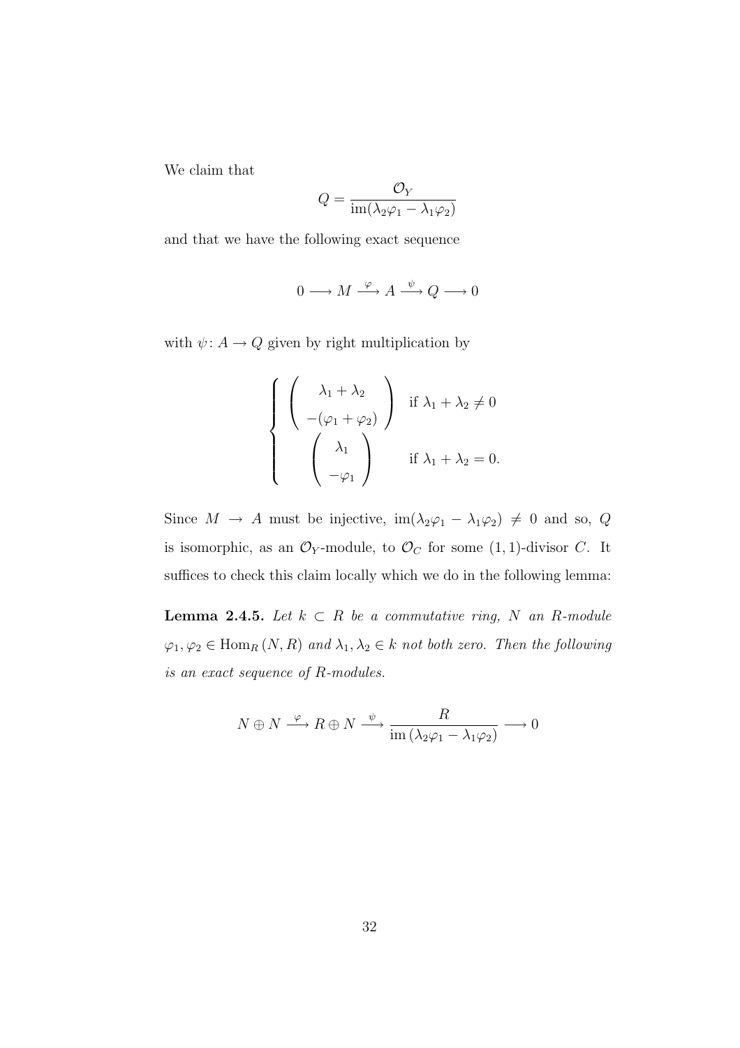We claim that

$$Q = \frac{\mathcal{O}_Y}{\operatorname{im}(\lambda_2\varphi_1 - \lambda_1\varphi_2)}$$

and that we have the following exact sequence

$$0 \longrightarrow M \xrightarrow{\varphi} A \xrightarrow{\psi} Q \longrightarrow 0$$

with $\psi \colon A \to Q$ given by right multiplication by

$$\begin{cases} \begin{pmatrix} \lambda_1 + \lambda_2 \\ -(\varphi_1 + \varphi_2) \end{pmatrix} & \text{if } \lambda_1 + \lambda_2 \neq 0 \\ \begin{pmatrix} \lambda_1 \\ -\varphi_1 \end{pmatrix} & \text{if } \lambda_1 + \lambda_2 = 0. \end{cases}$$

Since $M \to A$ must be injective, $\operatorname{im}(\lambda_2\varphi_1 - \lambda_1\varphi_2) \neq 0$ and so, $Q$ is isomorphic, as an $\mathcal{O}_Y$-module, to $\mathcal{O}_C$ for some $(1,1)$-divisor $C$. It suffices to check this claim locally which we do in the following lemma:

**Lemma 2.4.5.** *Let $k \subset R$ be a commutative ring, $N$ an $R$-module $\varphi_1, \varphi_2 \in \operatorname{Hom}_R(N, R)$ and $\lambda_1, \lambda_2 \in k$ not both zero. Then the following is an exact sequence of $R$-modules.*

$$N \oplus N \xrightarrow{\varphi} R \oplus N \xrightarrow{\psi} \frac{R}{\operatorname{im}(\lambda_2\varphi_1 - \lambda_1\varphi_2)} \longrightarrow 0$$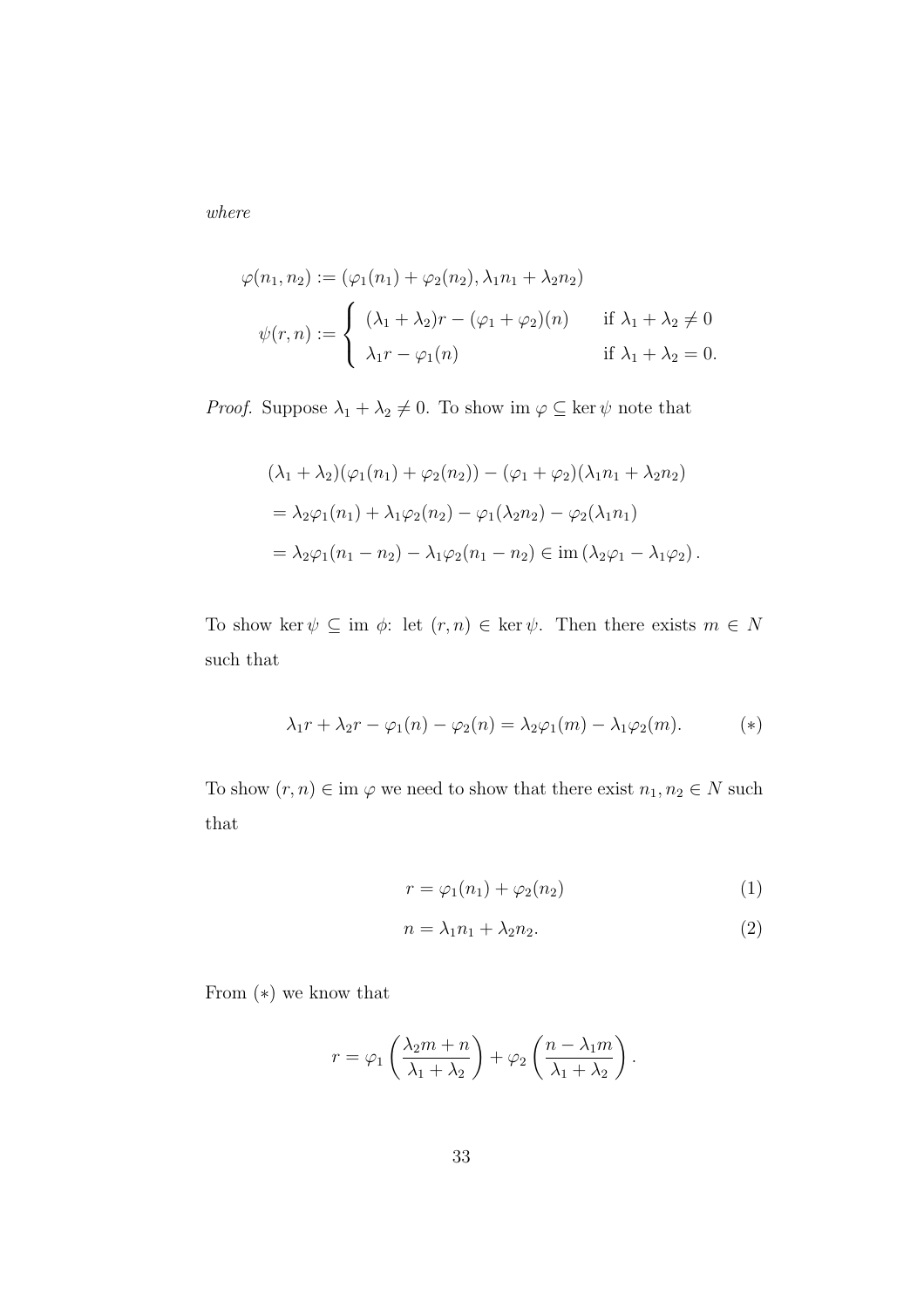*where*

$$\varphi(n_1, n_2) := (\varphi_1(n_1) + \varphi_2(n_2), \lambda_1 n_1 + \lambda_2 n_2)$$

$$\psi(r, n) := \begin{cases} (\lambda_1 + \lambda_2)r - (\varphi_1 + \varphi_2)(n) & \text{if } \lambda_1 + \lambda_2 \neq 0 \\ \lambda_1 r - \varphi_1(n) & \text{if } \lambda_1 + \lambda_2 = 0. \end{cases}$$

*Proof.* Suppose $\lambda_1 + \lambda_2 \neq 0$. To show $\operatorname{im} \varphi \subseteq \ker \psi$ note that

$$\begin{aligned}
&(\lambda_1 + \lambda_2)(\varphi_1(n_1) + \varphi_2(n_2)) - (\varphi_1 + \varphi_2)(\lambda_1 n_1 + \lambda_2 n_2) \\
&= \lambda_2 \varphi_1(n_1) + \lambda_1 \varphi_2(n_2) - \varphi_1(\lambda_2 n_2) - \varphi_2(\lambda_1 n_1) \\
&= \lambda_2 \varphi_1(n_1 - n_2) - \lambda_1 \varphi_2(n_1 - n_2) \in \operatorname{im}(\lambda_2 \varphi_1 - \lambda_1 \varphi_2).
\end{aligned}$$

To show $\ker \psi \subseteq \operatorname{im} \phi$: let $(r, n) \in \ker \psi$. Then there exists $m \in N$ such that

$$\lambda_1 r + \lambda_2 r - \varphi_1(n) - \varphi_2(n) = \lambda_2 \varphi_1(m) - \lambda_1 \varphi_2(m). \qquad (*)$$

To show $(r, n) \in \operatorname{im} \varphi$ we need to show that there exist $n_1, n_2 \in N$ such that

$$r = \varphi_1(n_1) + \varphi_2(n_2) \qquad (1)$$

$$n = \lambda_1 n_1 + \lambda_2 n_2. \qquad (2)$$

From $(*)$ we know that

$$r = \varphi_1\left(\frac{\lambda_2 m + n}{\lambda_1 + \lambda_2}\right) + \varphi_2\left(\frac{n - \lambda_1 m}{\lambda_1 + \lambda_2}\right).$$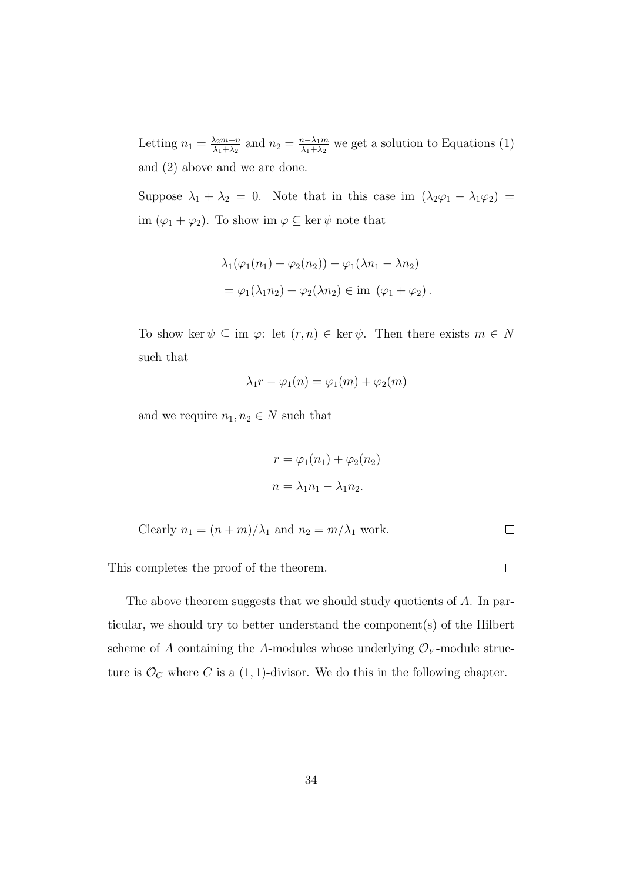Letting $n_1 = \frac{\lambda_2 m + n}{\lambda_1 + \lambda_2}$ and $n_2 = \frac{n - \lambda_1 m}{\lambda_1 + \lambda_2}$ we get a solution to Equations (1) and (2) above and we are done.

Suppose $\lambda_1 + \lambda_2 = 0$. Note that in this case im $(\lambda_2 \varphi_1 - \lambda_1 \varphi_2) =$ im $(\varphi_1 + \varphi_2)$. To show im $\varphi \subseteq \ker \psi$ note that

$$
\begin{aligned}
&\lambda_1(\varphi_1(n_1) + \varphi_2(n_2)) - \varphi_1(\lambda n_1 - \lambda n_2) \\
&= \varphi_1(\lambda_1 n_2) + \varphi_2(\lambda n_2) \in \text{im } (\varphi_1 + \varphi_2) \,.
\end{aligned}
$$

To show $\ker \psi \subseteq$ im $\varphi$: let $(r, n) \in \ker \psi$. Then there exists $m \in N$ such that

$$
\lambda_1 r - \varphi_1(n) = \varphi_1(m) + \varphi_2(m)
$$

and we require $n_1, n_2 \in N$ such that

$$
\begin{aligned}
r &= \varphi_1(n_1) + \varphi_2(n_2) \\
n &= \lambda_1 n_1 - \lambda_1 n_2.
\end{aligned}
$$

Clearly $n_1 = (n + m)/\lambda_1$ and $n_2 = m/\lambda_1$ work. □

This completes the proof of the theorem. □

The above theorem suggests that we should study quotients of $A$. In particular, we should try to better understand the component(s) of the Hilbert scheme of $A$ containing the $A$-modules whose underlying $\mathcal{O}_Y$-module structure is $\mathcal{O}_C$ where $C$ is a $(1,1)$-divisor. We do this in the following chapter.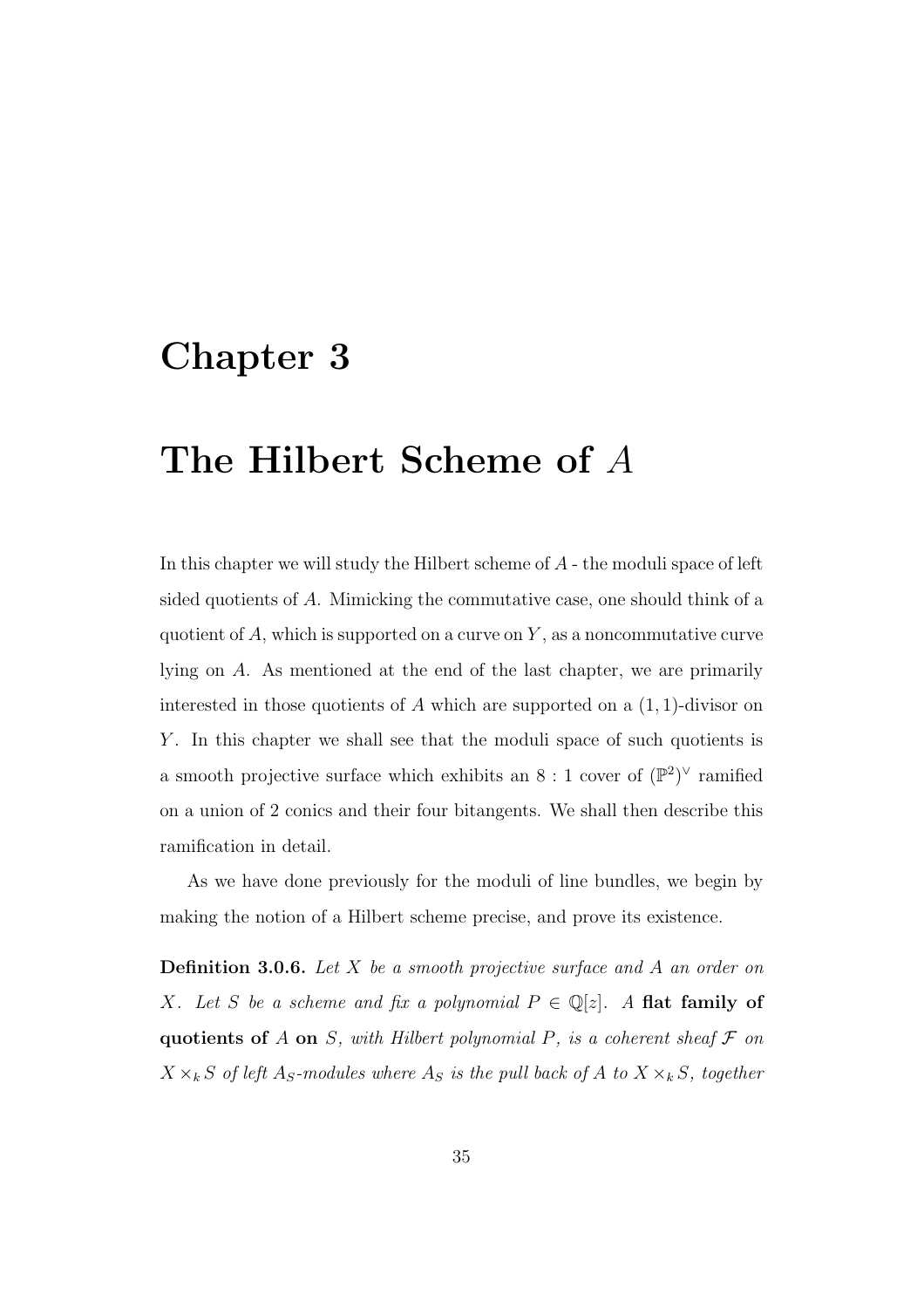# Chapter 3

# The Hilbert Scheme of $A$

In this chapter we will study the Hilbert scheme of $A$ - the moduli space of left sided quotients of $A$. Mimicking the commutative case, one should think of a quotient of $A$, which is supported on a curve on $Y$, as a noncommutative curve lying on $A$. As mentioned at the end of the last chapter, we are primarily interested in those quotients of $A$ which are supported on a $(1, 1)$-divisor on $Y$. In this chapter we shall see that the moduli space of such quotients is a smooth projective surface which exhibits an $8 : 1$ cover of $(\mathbb{P}^2)^\vee$ ramified on a union of 2 conics and their four bitangents. We shall then describe this ramification in detail.

As we have done previously for the moduli of line bundles, we begin by making the notion of a Hilbert scheme precise, and prove its existence.

**Definition 3.0.6.** *Let $X$ be a smooth projective surface and $A$ an order on $X$. Let $S$ be a scheme and fix a polynomial $P \in \mathbb{Q}[z]$. A* **flat family of quotients of** *$A$* **on** *$S$, with Hilbert polynomial $P$, is a coherent sheaf $\mathcal{F}$ on $X \times_k S$ of left $A_S$-modules where $A_S$ is the pull back of $A$ to $X \times_k S$, together*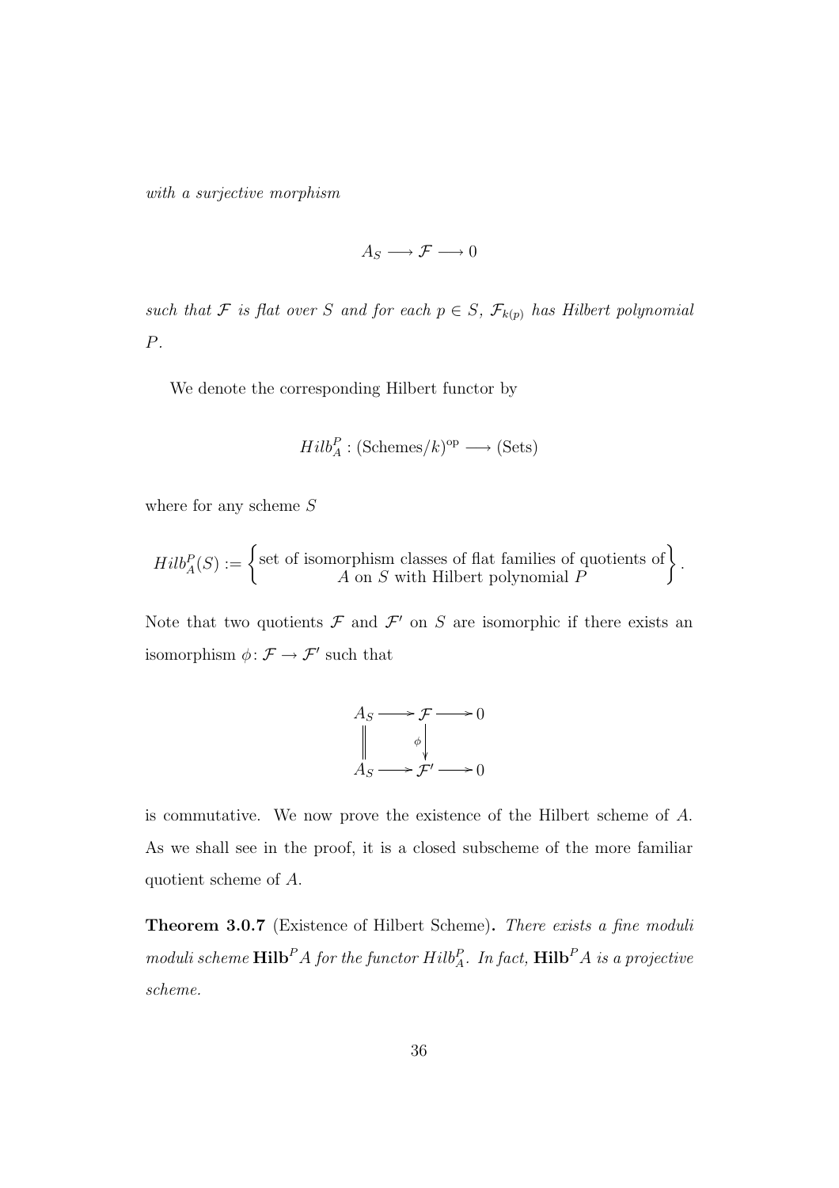*with a surjective morphism*

$$A_S \longrightarrow \mathcal{F} \longrightarrow 0$$

*such that $\mathcal{F}$ is flat over $S$ and for each $p \in S$, $\mathcal{F}_{k(p)}$ has Hilbert polynomial $P$.*

We denote the corresponding Hilbert functor by

$$Hilb_A^P : (\text{Schemes}/k)^{\text{op}} \longrightarrow (\text{Sets})$$

where for any scheme $S$

$$Hilb_A^P(S) := \left\{ \begin{array}{c} \text{set of isomorphism classes of flat families of quotients of} \\ A \text{ on } S \text{ with Hilbert polynomial } P \end{array} \right\}.$$

Note that two quotients $\mathcal{F}$ and $\mathcal{F}'$ on $S$ are isomorphic if there exists an isomorphism $\phi\colon \mathcal{F} \to \mathcal{F}'$ such that

$$\begin{array}{ccccc} A_S & \longrightarrow & \mathcal{F} & \longrightarrow & 0 \\ \Vert & & \downarrow{\scriptstyle \phi} & & \\ A_S & \longrightarrow & \mathcal{F}' & \longrightarrow & 0 \end{array}$$

is commutative. We now prove the existence of the Hilbert scheme of $A$. As we shall see in the proof, it is a closed subscheme of the more familiar quotient scheme of $A$.

**Theorem 3.0.7** (Existence of Hilbert Scheme)**.** *There exists a fine moduli moduli scheme $\mathbf{Hilb}^P A$ for the functor $Hilb_A^P$. In fact, $\mathbf{Hilb}^P A$ is a projective scheme.*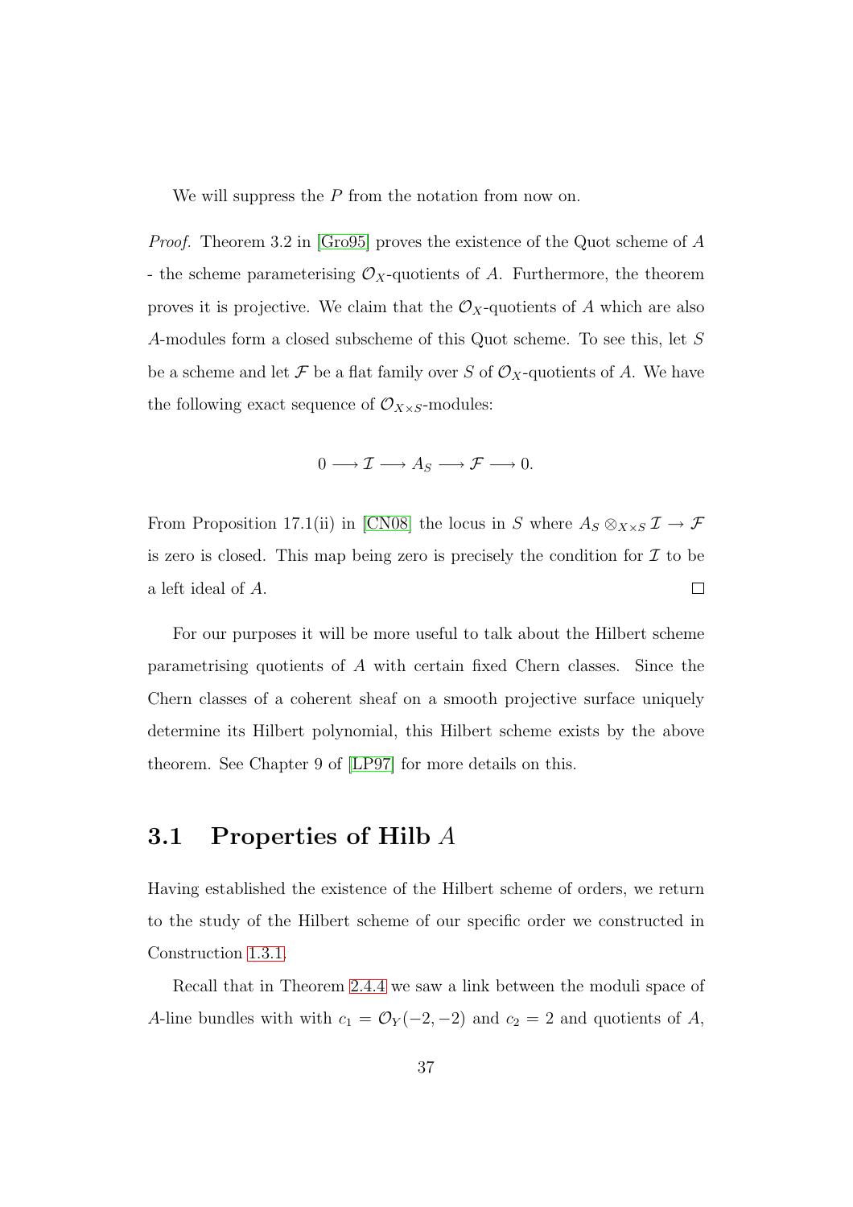We will suppress the $P$ from the notation from now on.

*Proof.* Theorem 3.2 in [Gro95] proves the existence of the Quot scheme of $A$ - the scheme parameterising $\mathcal{O}_X$-quotients of $A$. Furthermore, the theorem proves it is projective. We claim that the $\mathcal{O}_X$-quotients of $A$ which are also $A$-modules form a closed subscheme of this Quot scheme. To see this, let $S$ be a scheme and let $\mathcal{F}$ be a flat family over $S$ of $\mathcal{O}_X$-quotients of $A$. We have the following exact sequence of $\mathcal{O}_{X\times S}$-modules:

$$0 \longrightarrow \mathcal{I} \longrightarrow A_S \longrightarrow \mathcal{F} \longrightarrow 0.$$

From Proposition 17.1(ii) in [CN08] the locus in $S$ where $A_S \otimes_{X\times S} \mathcal{I} \to \mathcal{F}$ is zero is closed. This map being zero is precisely the condition for $\mathcal{I}$ to be a left ideal of $A$. □

For our purposes it will be more useful to talk about the Hilbert scheme parametrising quotients of $A$ with certain fixed Chern classes. Since the Chern classes of a coherent sheaf on a smooth projective surface uniquely determine its Hilbert polynomial, this Hilbert scheme exists by the above theorem. See Chapter 9 of [LP97] for more details on this.

## 3.1 Properties of Hilb $A$

Having established the existence of the Hilbert scheme of orders, we return to the study of the Hilbert scheme of our specific order we constructed in Construction 1.3.1.

Recall that in Theorem 2.4.4 we saw a link between the moduli space of $A$-line bundles with with $c_1 = \mathcal{O}_Y(-2,-2)$ and $c_2 = 2$ and quotients of $A$,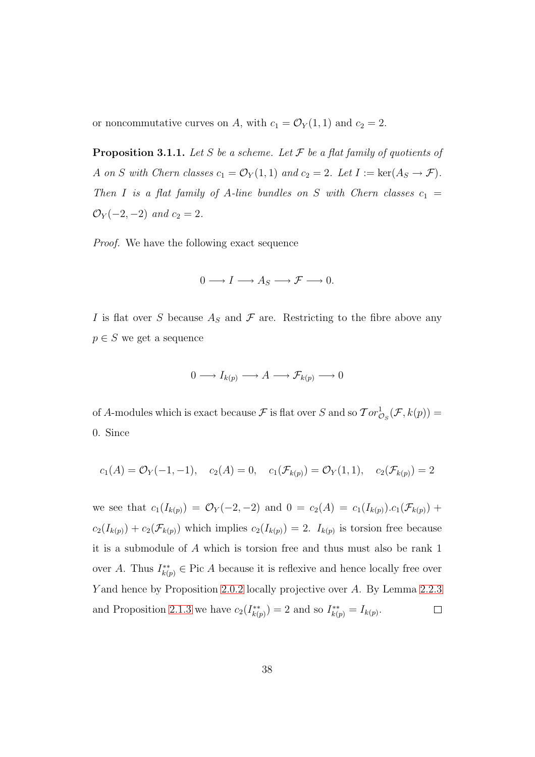or noncommutative curves on $A$, with $c_1 = \mathcal{O}_Y(1,1)$ and $c_2 = 2$.

**Proposition 3.1.1.** *Let $S$ be a scheme. Let $\mathcal{F}$ be a flat family of quotients of $A$ on $S$ with Chern classes $c_1 = \mathcal{O}_Y(1,1)$ and $c_2 = 2$. Let $I := \ker(A_S \to \mathcal{F})$. Then $I$ is a flat family of $A$-line bundles on $S$ with Chern classes $c_1 = \mathcal{O}_Y(-2,-2)$ and $c_2 = 2$.*

*Proof.* We have the following exact sequence

$$0 \longrightarrow I \longrightarrow A_S \longrightarrow \mathcal{F} \longrightarrow 0.$$

$I$ is flat over $S$ because $A_S$ and $\mathcal{F}$ are. Restricting to the fibre above any $p \in S$ we get a sequence

$$0 \longrightarrow I_{k(p)} \longrightarrow A \longrightarrow \mathcal{F}_{k(p)} \longrightarrow 0$$

of $A$-modules which is exact because $\mathcal{F}$ is flat over $S$ and so $\mathcal{T}or^1_{\mathcal{O}_S}(\mathcal{F}, k(p)) = 0$. Since

$$c_1(A) = \mathcal{O}_Y(-1,-1), \quad c_2(A) = 0, \quad c_1(\mathcal{F}_{k(p)}) = \mathcal{O}_Y(1,1), \quad c_2(\mathcal{F}_{k(p)}) = 2$$

we see that $c_1(I_{k(p)}) = \mathcal{O}_Y(-2,-2)$ and $0 = c_2(A) = c_1(I_{k(p)}).c_1(\mathcal{F}_{k(p)}) + c_2(I_{k(p)}) + c_2(\mathcal{F}_{k(p)})$ which implies $c_2(I_{k(p)}) = 2$. $I_{k(p)}$ is torsion free because it is a submodule of $A$ which is torsion free and thus must also be rank 1 over $A$. Thus $I^{**}_{k(p)} \in \operatorname{Pic} A$ because it is reflexive and hence locally free over $Y$and hence by Proposition 2.0.2 locally projective over $A$. By Lemma 2.2.3 and Proposition 2.1.3 we have $c_2(I^{**}_{k(p)}) = 2$ and so $I^{**}_{k(p)} = I_{k(p)}$. $\square$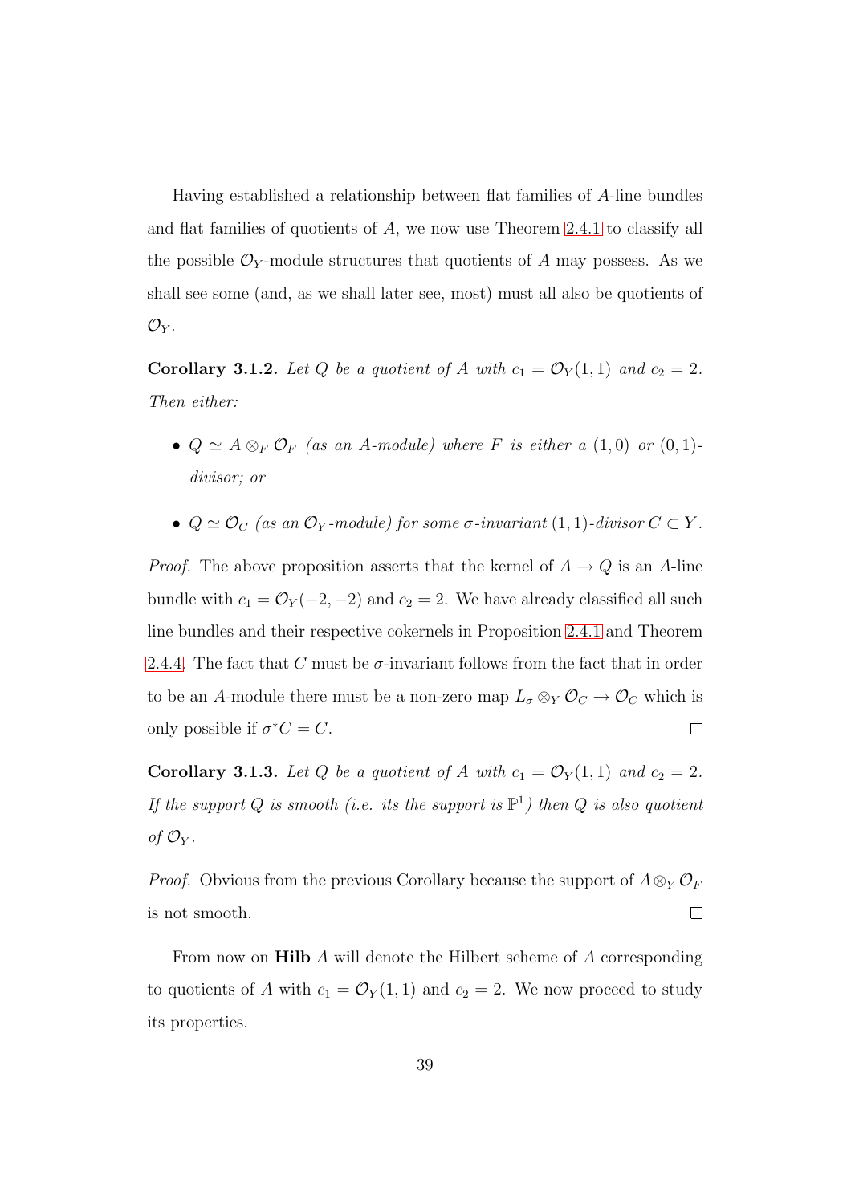Having established a relationship between flat families of $A$-line bundles and flat families of quotients of $A$, we now use Theorem 2.4.1 to classify all the possible $\mathcal{O}_Y$-module structures that quotients of $A$ may possess. As we shall see some (and, as we shall later see, most) must all also be quotients of $\mathcal{O}_Y$.

**Corollary 3.1.2.** *Let $Q$ be a quotient of $A$ with $c_1 = \mathcal{O}_Y(1,1)$ and $c_2 = 2$. Then either:*

- *$Q \simeq A \otimes_F \mathcal{O}_F$ (as an $A$-module) where $F$ is either a $(1,0)$ or $(0,1)$-divisor; or*
- *$Q \simeq \mathcal{O}_C$ (as an $\mathcal{O}_Y$-module) for some $\sigma$-invariant $(1,1)$-divisor $C \subset Y$.*

*Proof.* The above proposition asserts that the kernel of $A \to Q$ is an $A$-line bundle with $c_1 = \mathcal{O}_Y(-2,-2)$ and $c_2 = 2$. We have already classified all such line bundles and their respective cokernels in Proposition 2.4.1 and Theorem 2.4.4. The fact that $C$ must be $\sigma$-invariant follows from the fact that in order to be an $A$-module there must be a non-zero map $L_\sigma \otimes_Y \mathcal{O}_C \to \mathcal{O}_C$ which is only possible if $\sigma^* C = C$. $\square$

**Corollary 3.1.3.** *Let $Q$ be a quotient of $A$ with $c_1 = \mathcal{O}_Y(1,1)$ and $c_2 = 2$. If the support $Q$ is smooth (i.e. its the support is $\mathbb{P}^1$) then $Q$ is also quotient of $\mathcal{O}_Y$.*

*Proof.* Obvious from the previous Corollary because the support of $A \otimes_Y \mathcal{O}_F$ is not smooth. $\square$

From now on **Hilb** $A$ will denote the Hilbert scheme of $A$ corresponding to quotients of $A$ with $c_1 = \mathcal{O}_Y(1,1)$ and $c_2 = 2$. We now proceed to study its properties.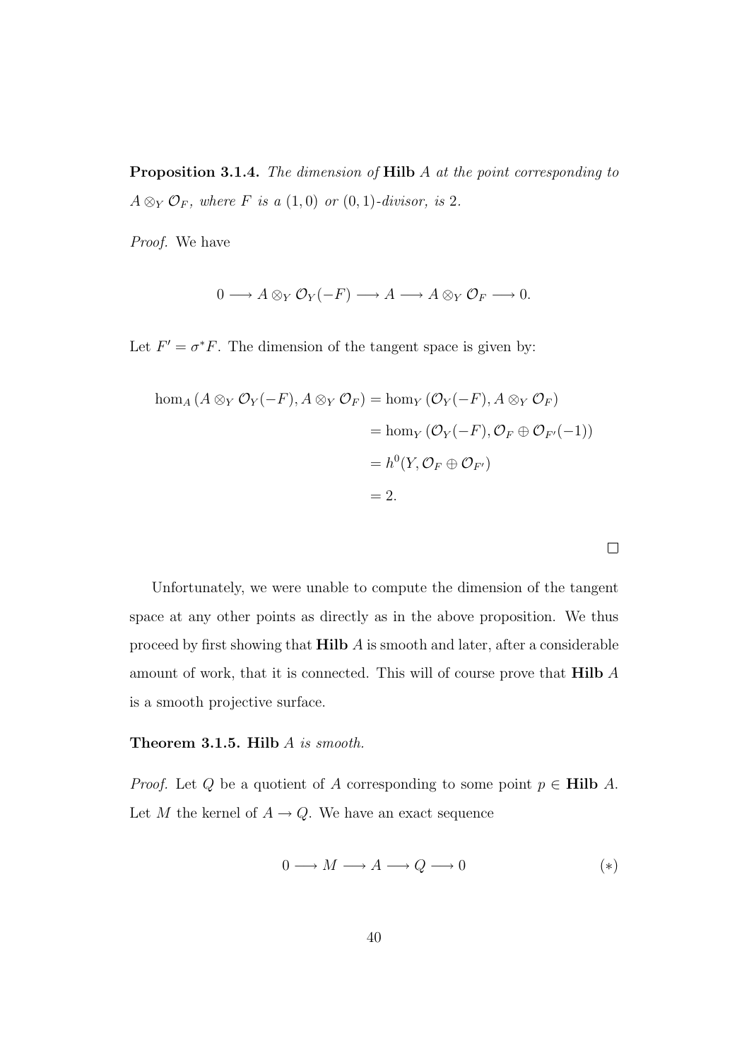**Proposition 3.1.4.** *The dimension of* **Hilb** $A$ *at the point corresponding to* $A \otimes_Y \mathcal{O}_F$*, where* $F$ *is a* $(1,0)$ *or* $(0,1)$*-divisor, is* $2$*.*

*Proof.* We have

$$0 \longrightarrow A \otimes_Y \mathcal{O}_Y(-F) \longrightarrow A \longrightarrow A \otimes_Y \mathcal{O}_F \longrightarrow 0.$$

Let $F' = \sigma^* F$. The dimension of the tangent space is given by:

$$\begin{aligned}
\hom_A(A \otimes_Y \mathcal{O}_Y(-F), A \otimes_Y \mathcal{O}_F) &= \hom_Y(\mathcal{O}_Y(-F), A \otimes_Y \mathcal{O}_F) \\
&= \hom_Y(\mathcal{O}_Y(-F), \mathcal{O}_F \oplus \mathcal{O}_{F'}(-1)) \\
&= h^0(Y, \mathcal{O}_F \oplus \mathcal{O}_{F'}) \\
&= 2.
\end{aligned}$$

$\square$

Unfortunately, we were unable to compute the dimension of the tangent space at any other points as directly as in the above proposition. We thus proceed by first showing that **Hilb** $A$ is smooth and later, after a considerable amount of work, that it is connected. This will of course prove that **Hilb** $A$ is a smooth projective surface.

**Theorem 3.1.5.** **Hilb** $A$ *is smooth.*

*Proof.* Let $Q$ be a quotient of $A$ corresponding to some point $p \in$ **Hilb** $A$. Let $M$ the kernel of $A \to Q$. We have an exact sequence

$$0 \longrightarrow M \longrightarrow A \longrightarrow Q \longrightarrow 0 \qquad (*)$$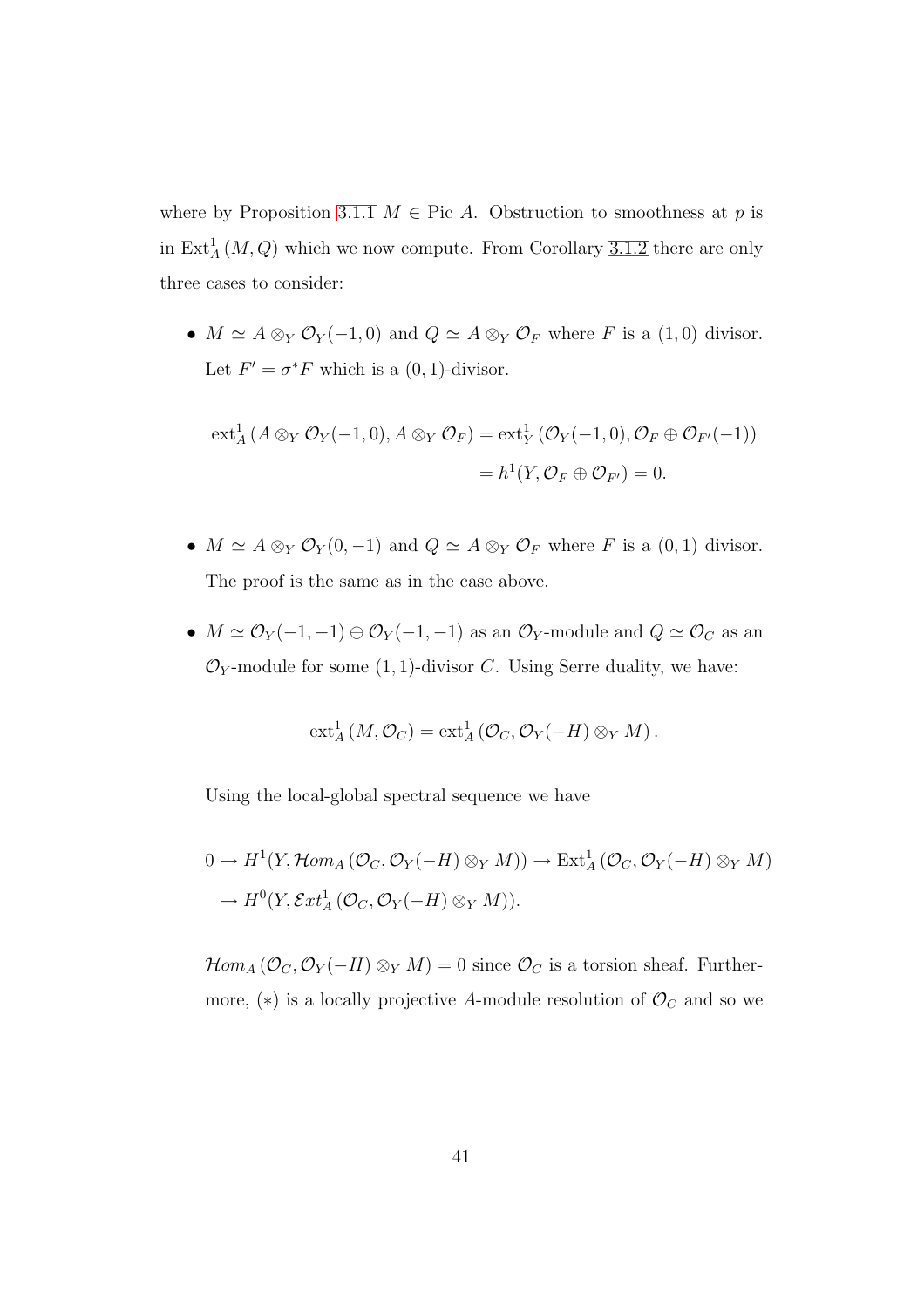where by Proposition 3.1.1 $M \in \text{Pic } A$. Obstruction to smoothness at $p$ is in $\text{Ext}^1_A(M, Q)$ which we now compute. From Corollary 3.1.2 there are only three cases to consider:

- $M \simeq A \otimes_Y \mathcal{O}_Y(-1,0)$ and $Q \simeq A \otimes_Y \mathcal{O}_F$ where $F$ is a $(1,0)$ divisor. Let $F' = \sigma^* F$ which is a $(0,1)$-divisor.

$$\begin{aligned}\text{ext}^1_A(A \otimes_Y \mathcal{O}_Y(-1,0), A \otimes_Y \mathcal{O}_F) &= \text{ext}^1_Y(\mathcal{O}_Y(-1,0), \mathcal{O}_F \oplus \mathcal{O}_{F'}(-1)) \\ &= h^1(Y, \mathcal{O}_F \oplus \mathcal{O}_{F'}) = 0.\end{aligned}$$

- $M \simeq A \otimes_Y \mathcal{O}_Y(0,-1)$ and $Q \simeq A \otimes_Y \mathcal{O}_F$ where $F$ is a $(0,1)$ divisor. The proof is the same as in the case above.

- $M \simeq \mathcal{O}_Y(-1,-1) \oplus \mathcal{O}_Y(-1,-1)$ as an $\mathcal{O}_Y$-module and $Q \simeq \mathcal{O}_C$ as an $\mathcal{O}_Y$-module for some $(1,1)$-divisor $C$. Using Serre duality, we have:

$$\text{ext}^1_A(M, \mathcal{O}_C) = \text{ext}^1_A(\mathcal{O}_C, \mathcal{O}_Y(-H) \otimes_Y M).$$

Using the local-global spectral sequence we have

$$\begin{aligned}0 \to H^1(Y, \mathcal{H}om_A(\mathcal{O}_C, \mathcal{O}_Y(-H) \otimes_Y M)) &\to \text{Ext}^1_A(\mathcal{O}_C, \mathcal{O}_Y(-H) \otimes_Y M) \\ &\to H^0(Y, \mathcal{E}xt^1_A(\mathcal{O}_C, \mathcal{O}_Y(-H) \otimes_Y M)).\end{aligned}$$

$\mathcal{H}om_A(\mathcal{O}_C, \mathcal{O}_Y(-H) \otimes_Y M) = 0$ since $\mathcal{O}_C$ is a torsion sheaf. Furthermore, $(*)$ is a locally projective $A$-module resolution of $\mathcal{O}_C$ and so we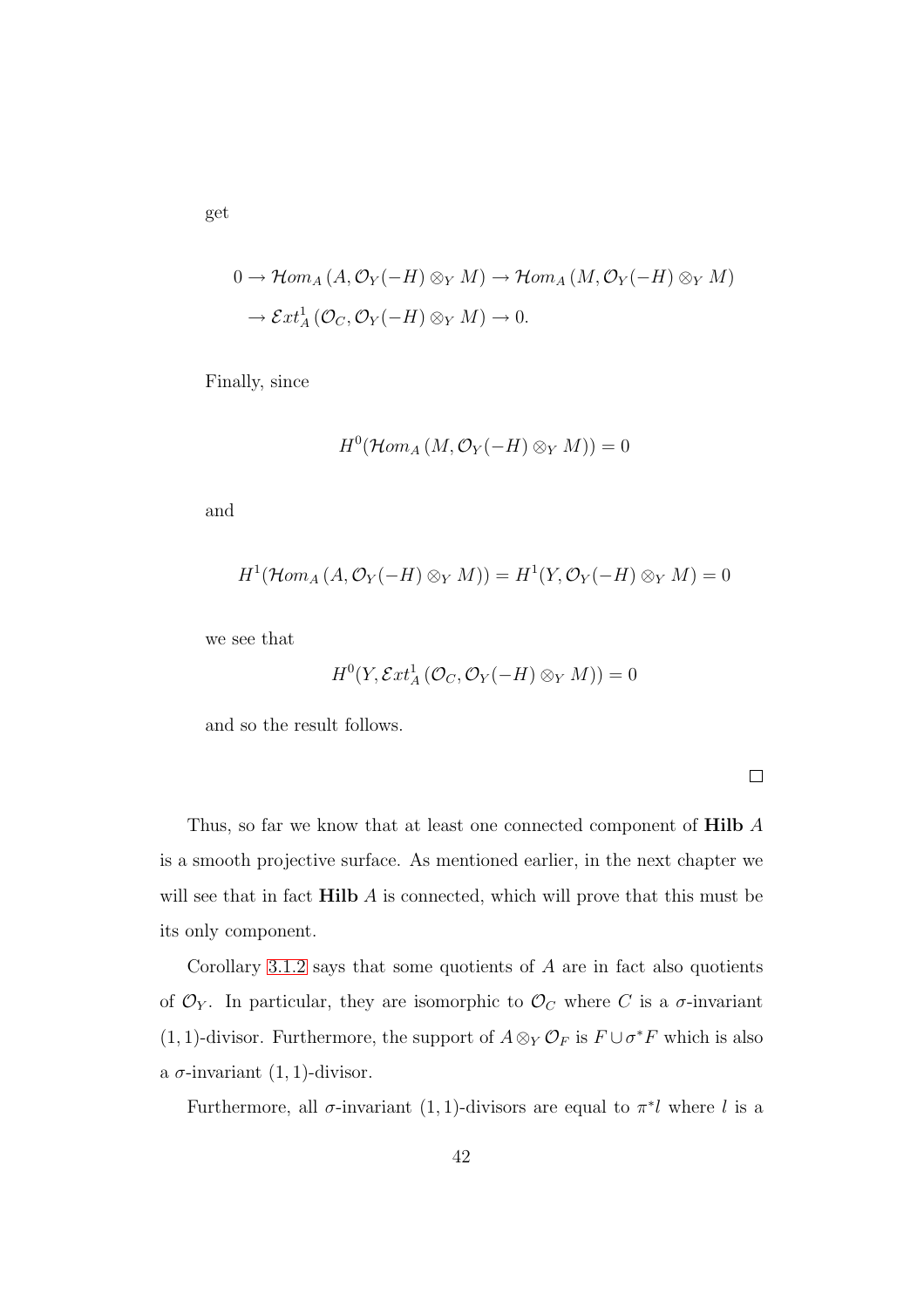get

$$
\begin{aligned}
0 &\to \mathcal{H}om_A\left(A, \mathcal{O}_Y(-H) \otimes_Y M\right) \to \mathcal{H}om_A\left(M, \mathcal{O}_Y(-H) \otimes_Y M\right) \\
&\to \mathcal{E}xt^1_A\left(\mathcal{O}_C, \mathcal{O}_Y(-H) \otimes_Y M\right) \to 0.
\end{aligned}
$$

Finally, since

$$
H^0(\mathcal{H}om_A\left(M, \mathcal{O}_Y(-H) \otimes_Y M\right)) = 0
$$

and

$$
H^1(\mathcal{H}om_A\left(A, \mathcal{O}_Y(-H) \otimes_Y M\right)) = H^1(Y, \mathcal{O}_Y(-H) \otimes_Y M) = 0
$$

we see that

$$
H^0(Y, \mathcal{E}xt^1_A\left(\mathcal{O}_C, \mathcal{O}_Y(-H) \otimes_Y M\right)) = 0
$$

and so the result follows.

□

Thus, so far we know that at least one connected component of **Hilb** $A$ is a smooth projective surface. As mentioned earlier, in the next chapter we will see that in fact **Hilb** $A$ is connected, which will prove that this must be its only component.

Corollary 3.1.2 says that some quotients of $A$ are in fact also quotients of $\mathcal{O}_Y$. In particular, they are isomorphic to $\mathcal{O}_C$ where $C$ is a $\sigma$-invariant $(1,1)$-divisor. Furthermore, the support of $A \otimes_Y \mathcal{O}_F$ is $F \cup \sigma^* F$ which is also a $\sigma$-invariant $(1,1)$-divisor.

Furthermore, all $\sigma$-invariant $(1,1)$-divisors are equal to $\pi^* l$ where $l$ is a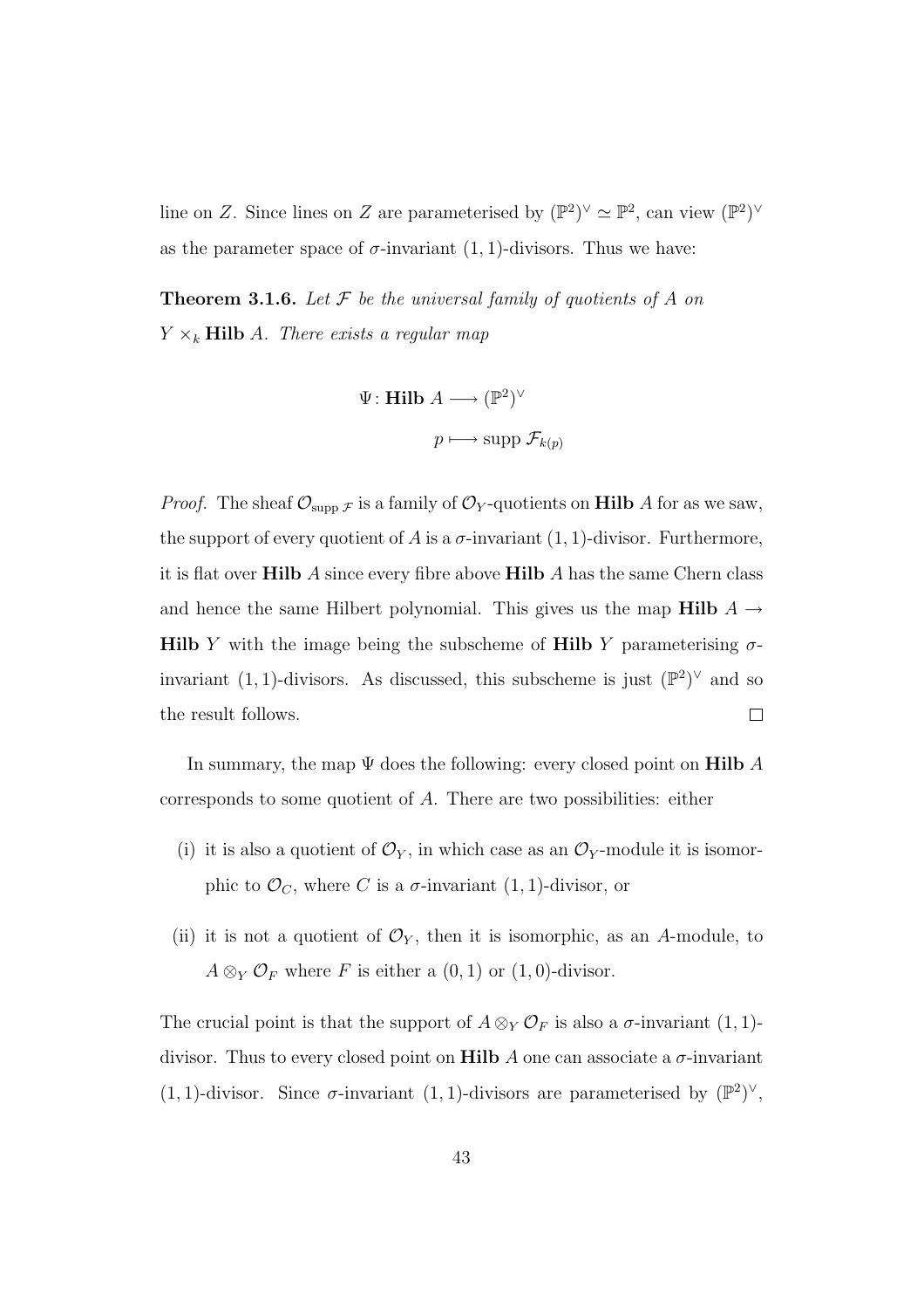line on $Z$. Since lines on $Z$ are parameterised by $(\mathbb{P}^2)^\vee \simeq \mathbb{P}^2$, can view $(\mathbb{P}^2)^\vee$ as the parameter space of $\sigma$-invariant $(1,1)$-divisors. Thus we have:

**Theorem 3.1.6.** *Let $\mathcal{F}$ be the universal family of quotients of $A$ on $Y \times_k \mathbf{Hilb}\, A$. There exists a regular map*

$$\Psi \colon \mathbf{Hilb}\, A \longrightarrow (\mathbb{P}^2)^\vee$$
$$p \longmapsto \operatorname{supp} \mathcal{F}_{k(p)}$$

*Proof.* The sheaf $\mathcal{O}_{\operatorname{supp} \mathcal{F}}$ is a family of $\mathcal{O}_Y$-quotients on $\mathbf{Hilb}\, A$ for as we saw, the support of every quotient of $A$ is a $\sigma$-invariant $(1,1)$-divisor. Furthermore, it is flat over $\mathbf{Hilb}\, A$ since every fibre above $\mathbf{Hilb}\, A$ has the same Chern class and hence the same Hilbert polynomial. This gives us the map $\mathbf{Hilb}\, A \to \mathbf{Hilb}\, Y$ with the image being the subscheme of $\mathbf{Hilb}\, Y$ parameterising $\sigma$-invariant $(1,1)$-divisors. As discussed, this subscheme is just $(\mathbb{P}^2)^\vee$ and so the result follows. $\square$

In summary, the map $\Psi$ does the following: every closed point on $\mathbf{Hilb}\, A$ corresponds to some quotient of $A$. There are two possibilities: either

(i) it is also a quotient of $\mathcal{O}_Y$, in which case as an $\mathcal{O}_Y$-module it is isomorphic to $\mathcal{O}_C$, where $C$ is a $\sigma$-invariant $(1,1)$-divisor, or

(ii) it is not a quotient of $\mathcal{O}_Y$, then it is isomorphic, as an $A$-module, to $A \otimes_Y \mathcal{O}_F$ where $F$ is either a $(0,1)$ or $(1,0)$-divisor.

The crucial point is that the support of $A \otimes_Y \mathcal{O}_F$ is also a $\sigma$-invariant $(1,1)$-divisor. Thus to every closed point on $\mathbf{Hilb}\, A$ one can associate a $\sigma$-invariant $(1,1)$-divisor. Since $\sigma$-invariant $(1,1)$-divisors are parameterised by $(\mathbb{P}^2)^\vee$,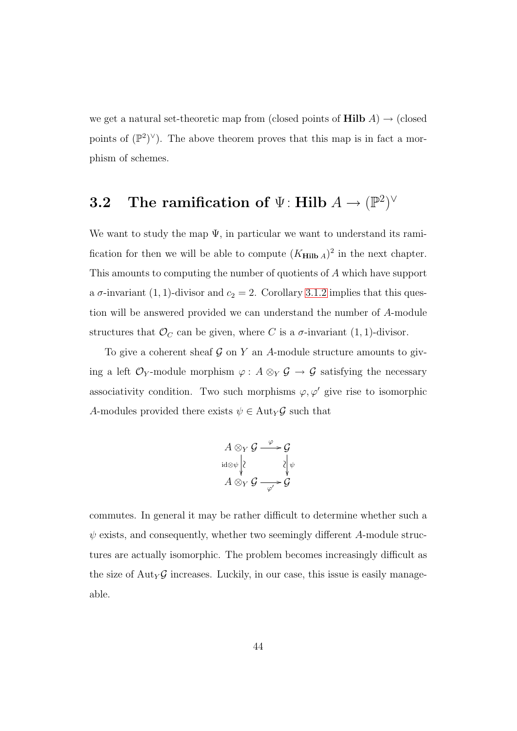we get a natural set-theoretic map from (closed points of $\mathbf{Hilb}\ A$) $\to$ (closed points of $(\mathbb{P}^2)^\vee$). The above theorem proves that this map is in fact a morphism of schemes.

## 3.2 The ramification of $\Psi\colon \mathbf{Hilb}\ A \to (\mathbb{P}^2)^\vee$

We want to study the map $\Psi$, in particular we want to understand its ramification for then we will be able to compute $(K_{\mathbf{Hilb}\ A})^2$ in the next chapter. This amounts to computing the number of quotients of $A$ which have support a $\sigma$-invariant $(1,1)$-divisor and $c_2 = 2$. Corollary 3.1.2 implies that this question will be answered provided we can understand the number of $A$-module structures that $\mathcal{O}_C$ can be given, where $C$ is a $\sigma$-invariant $(1,1)$-divisor.

To give a coherent sheaf $\mathcal{G}$ on $Y$ an $A$-module structure amounts to giving a left $\mathcal{O}_Y$-module morphism $\varphi\colon A \otimes_Y \mathcal{G} \to \mathcal{G}$ satisfying the necessary associativity condition. Two such morphisms $\varphi, \varphi'$ give rise to isomorphic $A$-modules provided there exists $\psi \in \mathrm{Aut}_Y \mathcal{G}$ such that

$$\begin{array}{ccc} A \otimes_Y \mathcal{G} & \xrightarrow{\varphi} & \mathcal{G} \\ {\scriptstyle \mathrm{id}\otimes\psi}\downarrow\wr & & \wr\downarrow{\scriptstyle \psi} \\ A \otimes_Y \mathcal{G} & \xrightarrow[\varphi']{} & \mathcal{G} \end{array}$$

commutes. In general it may be rather difficult to determine whether such a $\psi$ exists, and consequently, whether two seemingly different $A$-module structures are actually isomorphic. The problem becomes increasingly difficult as the size of $\mathrm{Aut}_Y \mathcal{G}$ increases. Luckily, in our case, this issue is easily manageable.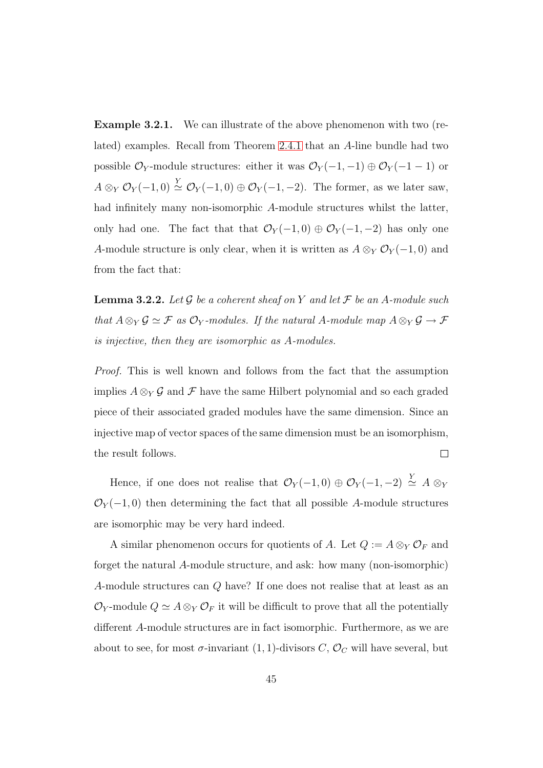**Example 3.2.1.** We can illustrate of the above phenomenon with two (related) examples. Recall from Theorem 2.4.1 that an $A$-line bundle had two possible $\mathcal{O}_Y$-module structures: either it was $\mathcal{O}_Y(-1,-1) \oplus \mathcal{O}_Y(-1-1)$ or $A \otimes_Y \mathcal{O}_Y(-1,0) \stackrel{Y}{\simeq} \mathcal{O}_Y(-1,0) \oplus \mathcal{O}_Y(-1,-2)$. The former, as we later saw, had infinitely many non-isomorphic $A$-module structures whilst the latter, only had one. The fact that that $\mathcal{O}_Y(-1,0) \oplus \mathcal{O}_Y(-1,-2)$ has only one $A$-module structure is only clear, when it is written as $A \otimes_Y \mathcal{O}_Y(-1,0)$ and from the fact that:

**Lemma 3.2.2.** *Let $\mathcal{G}$ be a coherent sheaf on $Y$ and let $\mathcal{F}$ be an $A$-module such that $A \otimes_Y \mathcal{G} \simeq \mathcal{F}$ as $\mathcal{O}_Y$-modules. If the natural $A$-module map $A \otimes_Y \mathcal{G} \to \mathcal{F}$ is injective, then they are isomorphic as $A$-modules.*

*Proof.* This is well known and follows from the fact that the assumption implies $A \otimes_Y \mathcal{G}$ and $\mathcal{F}$ have the same Hilbert polynomial and so each graded piece of their associated graded modules have the same dimension. Since an injective map of vector spaces of the same dimension must be an isomorphism, the result follows. $\square$

Hence, if one does not realise that $\mathcal{O}_Y(-1,0) \oplus \mathcal{O}_Y(-1,-2) \stackrel{Y}{\simeq} A \otimes_Y \mathcal{O}_Y(-1,0)$ then determining the fact that all possible $A$-module structures are isomorphic may be very hard indeed.

A similar phenomenon occurs for quotients of $A$. Let $Q := A \otimes_Y \mathcal{O}_F$ and forget the natural $A$-module structure, and ask: how many (non-isomorphic) $A$-module structures can $Q$ have? If one does not realise that at least as an $\mathcal{O}_Y$-module $Q \simeq A \otimes_Y \mathcal{O}_F$ it will be difficult to prove that all the potentially different $A$-module structures are in fact isomorphic. Furthermore, as we are about to see, for most $\sigma$-invariant $(1,1)$-divisors $C$, $\mathcal{O}_C$ will have several, but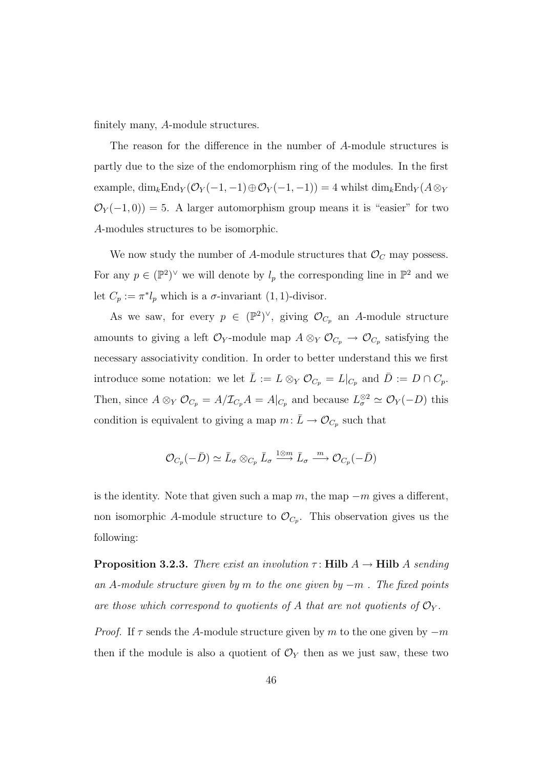finitely many, $A$-module structures.

The reason for the difference in the number of $A$-module structures is partly due to the size of the endomorphism ring of the modules. In the first example, $\dim_k \mathrm{End}_Y(\mathcal{O}_Y(-1,-1) \oplus \mathcal{O}_Y(-1,-1)) = 4$ whilst $\dim_k \mathrm{End}_Y(A \otimes_Y \mathcal{O}_Y(-1,0)) = 5$. A larger automorphism group means it is "easier" for two $A$-modules structures to be isomorphic.

We now study the number of $A$-module structures that $\mathcal{O}_C$ may possess. For any $p \in (\mathbb{P}^2)^\vee$ we will denote by $l_p$ the corresponding line in $\mathbb{P}^2$ and we let $C_p := \pi^* l_p$ which is a $\sigma$-invariant $(1,1)$-divisor.

As we saw, for every $p \in (\mathbb{P}^2)^\vee$, giving $\mathcal{O}_{C_p}$ an $A$-module structure amounts to giving a left $\mathcal{O}_Y$-module map $A \otimes_Y \mathcal{O}_{C_p} \to \mathcal{O}_{C_p}$ satisfying the necessary associativity condition. In order to better understand this we first introduce some notation: we let $\bar{L} := L \otimes_Y \mathcal{O}_{C_p} = L|_{C_p}$ and $\bar{D} := D \cap C_p$. Then, since $A \otimes_Y \mathcal{O}_{C_p} = A/\mathcal{I}_{C_p} A = A|_{C_p}$ and because $L_\sigma^{\otimes 2} \simeq \mathcal{O}_Y(-D)$ this condition is equivalent to giving a map $m \colon \bar{L} \to \mathcal{O}_{C_p}$ such that

$$\mathcal{O}_{C_p}(-\bar{D}) \simeq \bar{L}_\sigma \otimes_{C_p} \bar{L}_\sigma \xrightarrow{1 \otimes m} \bar{L}_\sigma \xrightarrow{m} \mathcal{O}_{C_p}(-\bar{D})$$

is the identity. Note that given such a map $m$, the map $-m$ gives a different, non isomorphic $A$-module structure to $\mathcal{O}_{C_p}$. This observation gives us the following:

**Proposition 3.2.3.** *There exist an involution $\tau \colon \mathbf{Hilb}\ A \to \mathbf{Hilb}\ A$ sending an $A$-module structure given by $m$ to the one given by $-m$ . The fixed points are those which correspond to quotients of $A$ that are not quotients of $\mathcal{O}_Y$.*

*Proof.* If $\tau$ sends the $A$-module structure given by $m$ to the one given by $-m$ then if the module is also a quotient of $\mathcal{O}_Y$ then as we just saw, these two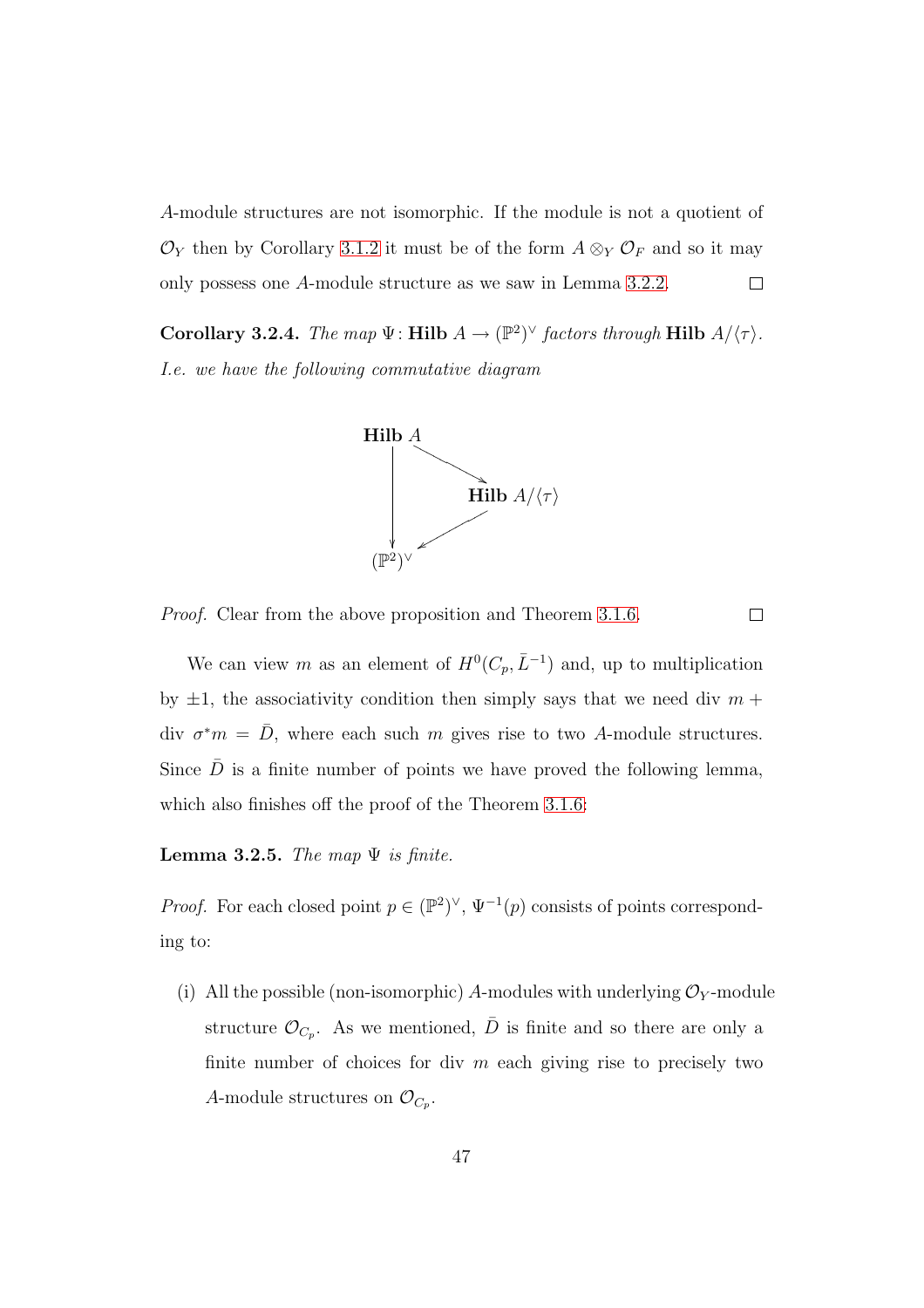$A$-module structures are not isomorphic. If the module is not a quotient of $\mathcal{O}_Y$ then by Corollary 3.1.2 it must be of the form $A \otimes_Y \mathcal{O}_F$ and so it may only possess one $A$-module structure as we saw in Lemma 3.2.2. $\square$

**Corollary 3.2.4.** *The map $\Psi \colon \mathbf{Hilb}\ A \to (\mathbb{P}^2)^\vee$ factors through $\mathbf{Hilb}\ A/\langle\tau\rangle$. I.e. we have the following commutative diagram*

$$\begin{array}{ccc} \mathbf{Hilb}\ A & \longrightarrow & \mathbf{Hilb}\ A/\langle\tau\rangle \\ \downarrow & \swarrow & \\ (\mathbb{P}^2)^\vee & & \end{array}$$

*Proof.* Clear from the above proposition and Theorem 3.1.6. $\square$

We can view $m$ as an element of $H^0(C_p, \bar{L}^{-1})$ and, up to multiplication by $\pm 1$, the associativity condition then simply says that we need div $m +$ div $\sigma^* m = \bar{D}$, where each such $m$ gives rise to two $A$-module structures. Since $\bar{D}$ is a finite number of points we have proved the following lemma, which also finishes off the proof of the Theorem 3.1.6:

**Lemma 3.2.5.** *The map $\Psi$ is finite.*

*Proof.* For each closed point $p \in (\mathbb{P}^2)^\vee$, $\Psi^{-1}(p)$ consists of points corresponding to:

(i) All the possible (non-isomorphic) $A$-modules with underlying $\mathcal{O}_Y$-module structure $\mathcal{O}_{C_p}$. As we mentioned, $\bar{D}$ is finite and so there are only a finite number of choices for div $m$ each giving rise to precisely two $A$-module structures on $\mathcal{O}_{C_p}$.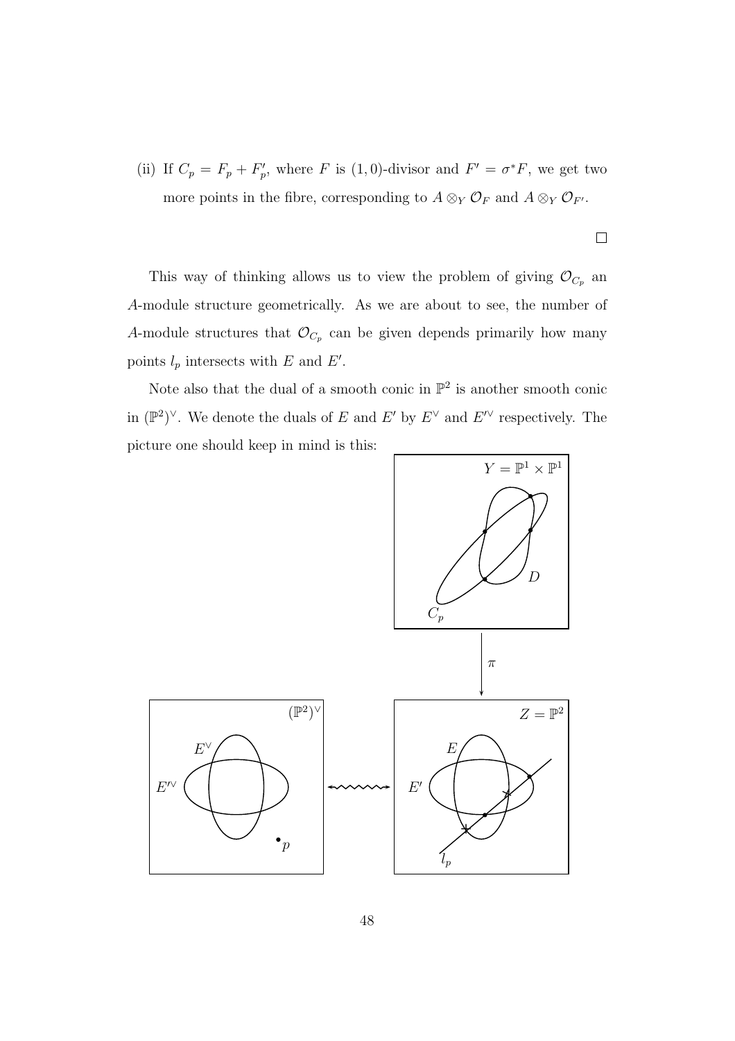(ii) If $C_p = F_p + F_p'$, where $F$ is $(1,0)$-divisor and $F' = \sigma^* F$, we get two more points in the fibre, corresponding to $A \otimes_Y \mathcal{O}_F$ and $A \otimes_Y \mathcal{O}_{F'}$.

□

This way of thinking allows us to view the problem of giving $\mathcal{O}_{C_p}$ an $A$-module structure geometrically. As we are about to see, the number of $A$-module structures that $\mathcal{O}_{C_p}$ can be given depends primarily how many points $l_p$ intersects with $E$ and $E'$.

Note also that the dual of a smooth conic in $\mathbb{P}^2$ is another smooth conic in $(\mathbb{P}^2)^\vee$. We denote the duals of $E$ and $E'$ by $E^\vee$ and $E'^\vee$ respectively. The picture one should keep in mind is this: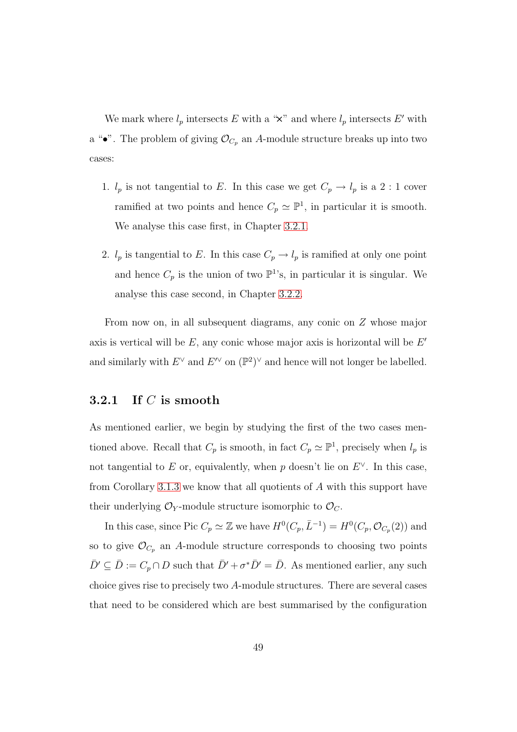We mark where $l_p$ intersects $E$ with a "×" and where $l_p$ intersects $E'$ with a "•". The problem of giving $\mathcal{O}_{C_p}$ an $A$-module structure breaks up into two cases:

1. $l_p$ is not tangential to $E$. In this case we get $C_p \to l_p$ is a $2:1$ cover ramified at two points and hence $C_p \simeq \mathbb{P}^1$, in particular it is smooth. We analyse this case first, in Chapter 3.2.1.

2. $l_p$ is tangential to $E$. In this case $C_p \to l_p$ is ramified at only one point and hence $C_p$ is the union of two $\mathbb{P}^1$'s, in particular it is singular. We analyse this case second, in Chapter 3.2.2.

From now on, in all subsequent diagrams, any conic on $Z$ whose major axis is vertical will be $E$, any conic whose major axis is horizontal will be $E'$ and similarly with $E^\vee$ and $E'^\vee$ on $(\mathbb{P}^2)^\vee$ and hence will not longer be labelled.

### 3.2.1 If $C$ is smooth

As mentioned earlier, we begin by studying the first of the two cases mentioned above. Recall that $C_p$ is smooth, in fact $C_p \simeq \mathbb{P}^1$, precisely when $l_p$ is not tangential to $E$ or, equivalently, when $p$ doesn't lie on $E^\vee$. In this case, from Corollary 3.1.3 we know that all quotients of $A$ with this support have their underlying $\mathcal{O}_Y$-module structure isomorphic to $\mathcal{O}_C$.

In this case, since Pic $C_p \simeq \mathbb{Z}$ we have $H^0(C_p, \bar{L}^{-1}) = H^0(C_p, \mathcal{O}_{C_p}(2))$ and so to give $\mathcal{O}_{C_p}$ an $A$-module structure corresponds to choosing two points $\bar{D}' \subseteq \bar{D} := C_p \cap D$ such that $\bar{D}' + \sigma^*\bar{D}' = \bar{D}$. As mentioned earlier, any such choice gives rise to precisely two $A$-module structures. There are several cases that need to be considered which are best summarised by the configuration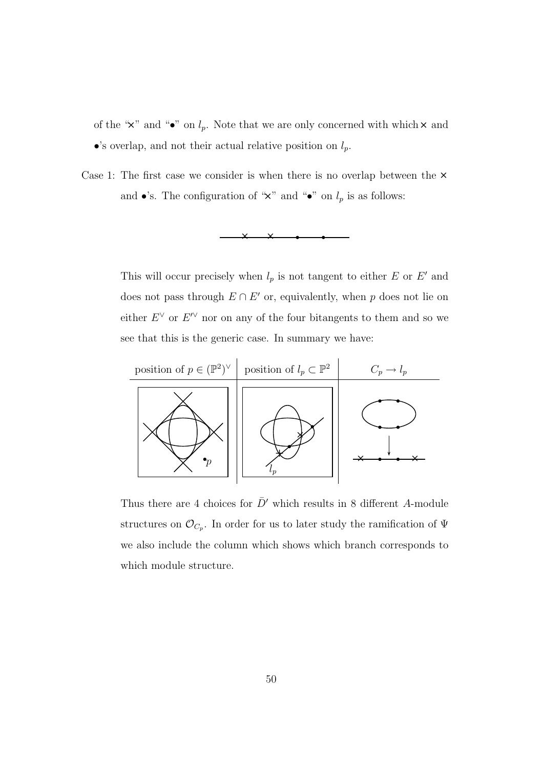of the "×" and "•" on $l_p$. Note that we are only concerned with which × and •'s overlap, and not their actual relative position on $l_p$.

Case 1: The first case we consider is when there is no overlap between the × and •'s. The configuration of "×" and "•" on $l_p$ is as follows:

This will occur precisely when $l_p$ is not tangent to either $E$ or $E'$ and does not pass through $E \cap E'$ or, equivalently, when $p$ does not lie on either $E^\vee$ or $E'^\vee$ nor on any of the four bitangents to them and so we see that this is the generic case. In summary we have:

| position of $p \in (\mathbb{P}^2)^\vee$ | position of $l_p \subset \mathbb{P}^2$ | $C_p \to l_p$ |
|---|---|---|
| | | |

Thus there are 4 choices for $\bar{D}'$ which results in 8 different $A$-module structures on $\mathcal{O}_{C_p}$. In order for us to later study the ramification of $\Psi$ we also include the column which shows which branch corresponds to which module structure.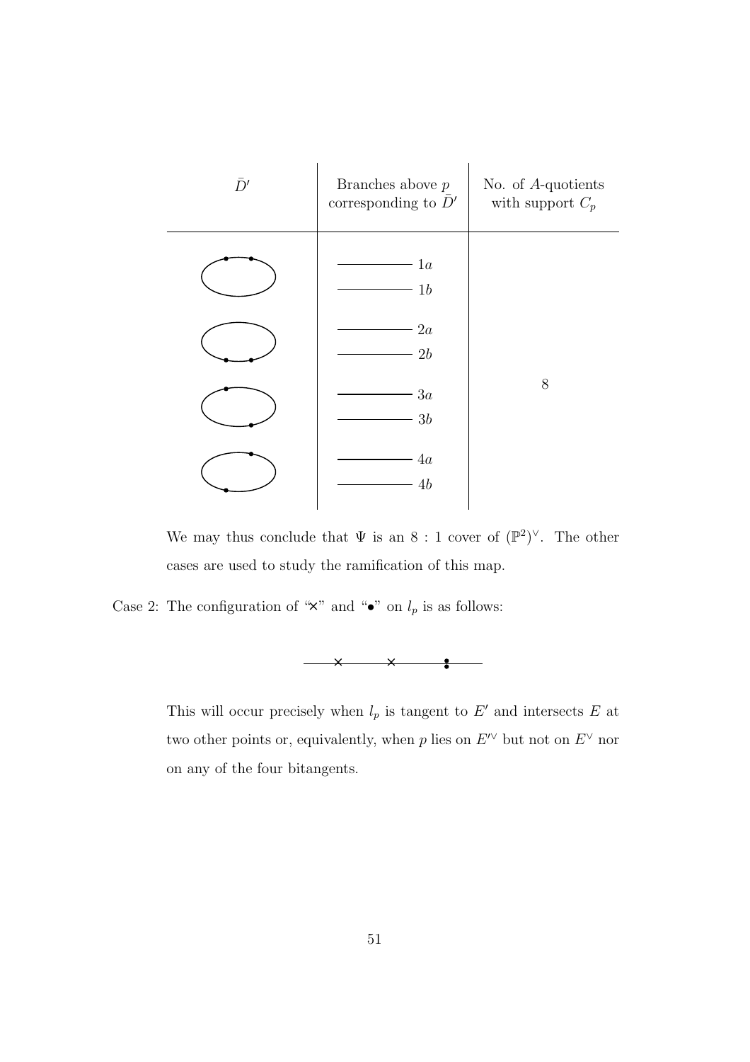| $\bar{D}'$ | Branches above $p$ corresponding to $\bar{D}'$ | No. of $A$-quotients with support $C_p$ |
| --- | --- | --- |
| | $1a$ | |
| | $1b$ | |
| | $2a$ | |
| | $2b$ | |
| | $3a$ | 8 |
| | $3b$ | |
| | $4a$ | |
| | $4b$ | |

We may thus conclude that $\Psi$ is an $8:1$ cover of $(\mathbb{P}^2)^\vee$. The other cases are used to study the ramification of this map.

Case 2: The configuration of "×" and "•" on $l_p$ is as follows:

This will occur precisely when $l_p$ is tangent to $E'$ and intersects $E$ at two other points or, equivalently, when $p$ lies on $E'^\vee$ but not on $E^\vee$ nor on any of the four bitangents.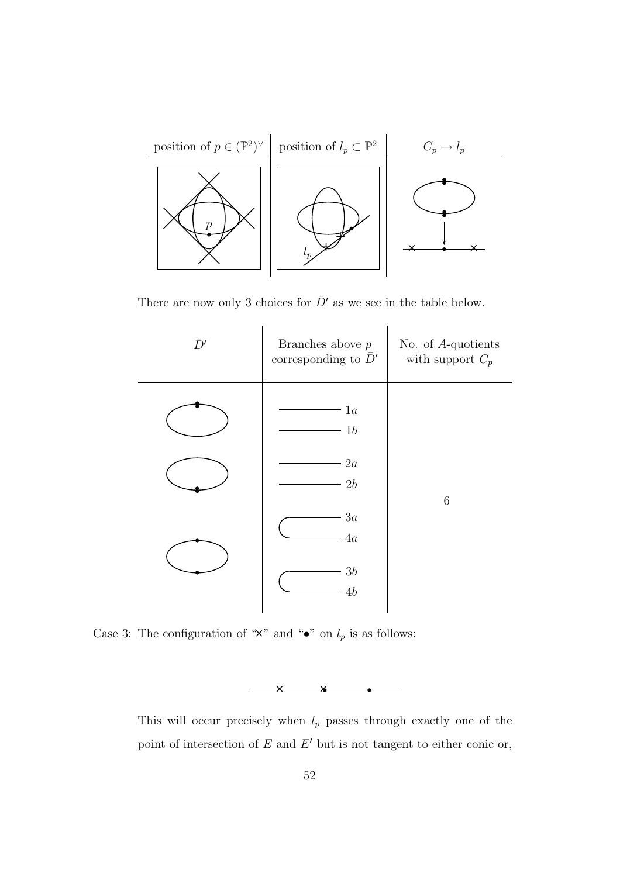| position of $p \in (\mathbb{P}^2)^\vee$ | position of $l_p \subset \mathbb{P}^2$ | $C_p \to l_p$ |
|---|---|---|
| $p$ | $l_p$ | |

There are now only 3 choices for $\bar{D}'$ as we see in the table below.

| $\bar{D}'$ | Branches above $p$ corresponding to $\bar{D}'$ | No. of $A$-quotients with support $C_p$ |
|---|---|---|
| | $1a$, $1b$ | |
| | $2a$, $2b$ | 6 |
| | $3a$, $4a$; $3b$, $4b$ | |

Case 3: The configuration of "×" and "•" on $l_p$ is as follows:

This will occur precisely when $l_p$ passes through exactly one of the point of intersection of $E$ and $E'$ but is not tangent to either conic or,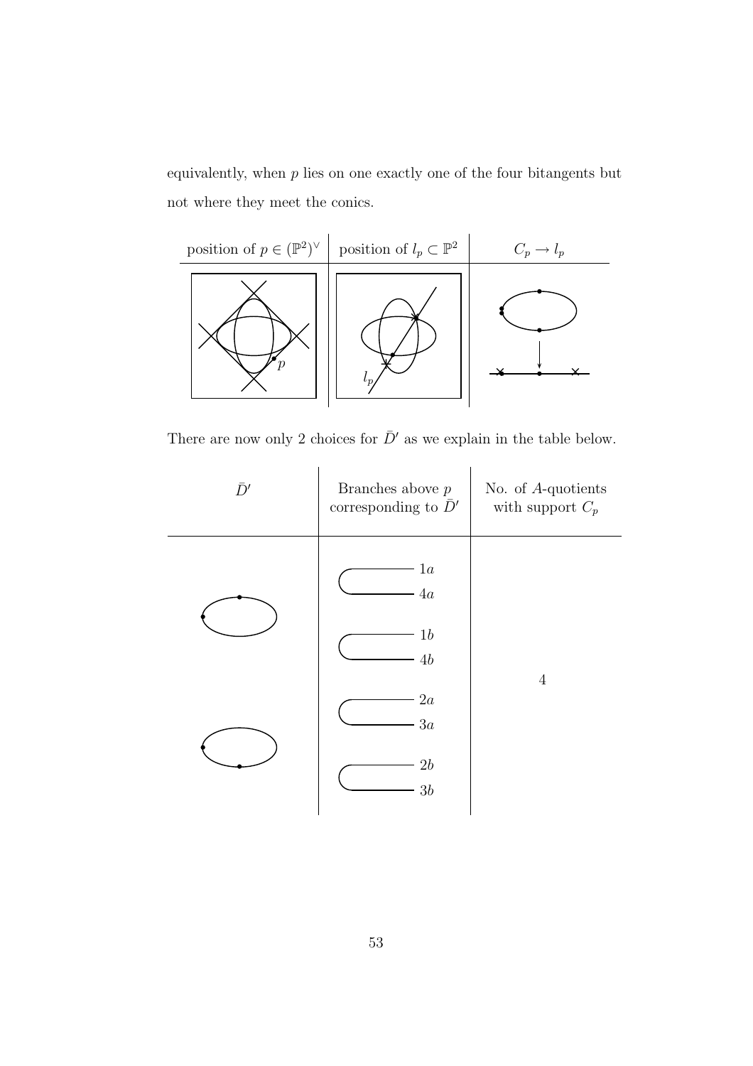equivalently, when $p$ lies on one exactly one of the four bitangents but not where they meet the conics.

| position of $p \in (\mathbb{P}^2)^\vee$ | position of $l_p \subset \mathbb{P}^2$ | $C_p \to l_p$ |
|---|---|---|
| $p$ | $l_p$ | |

There are now only 2 choices for $\bar{D}'$ as we explain in the table below.

| $\bar{D}'$ | Branches above $p$ corresponding to $\bar{D}'$ | No. of $A$-quotients with support $C_p$ |
|---|---|---|
| | $1a$, $4a$ | |
| | $1b$, $4b$ | 4 |
| | $2a$, $3a$ | |
| | $2b$, $3b$ | |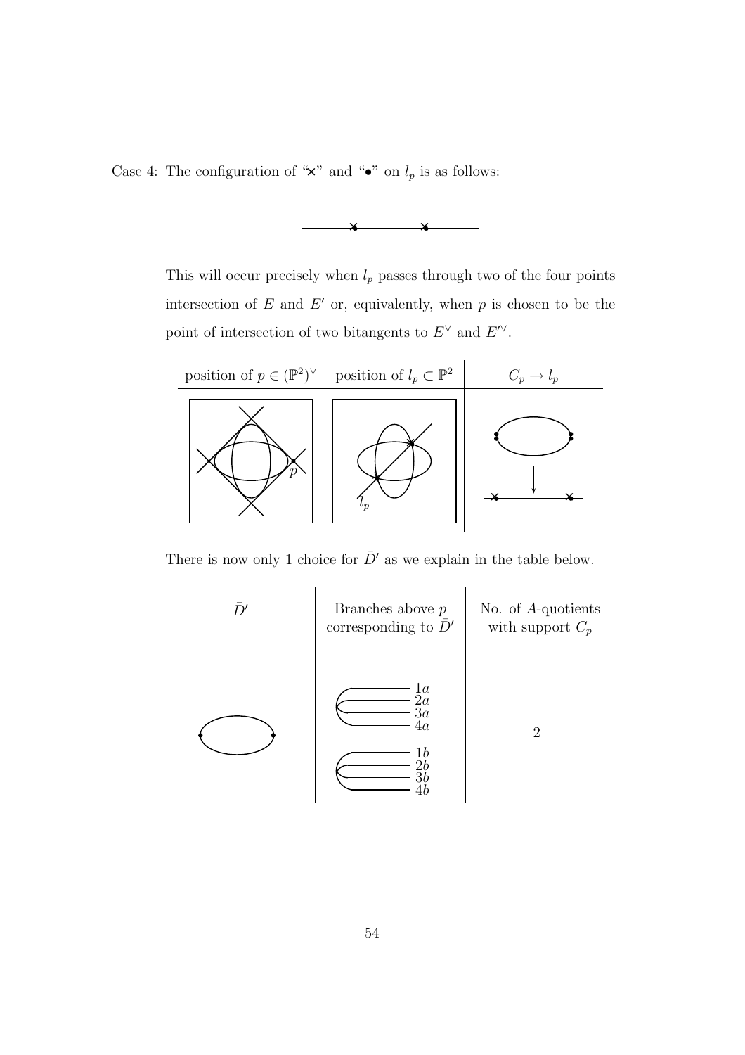Case 4: The configuration of "×" and "•" on $l_p$ is as follows:

This will occur precisely when $l_p$ passes through two of the four points intersection of $E$ and $E'$ or, equivalently, when $p$ is chosen to be the point of intersection of two bitangents to $E^\vee$ and $E'^\vee$.

| position of $p \in (\mathbb{P}^2)^\vee$ | position of $l_p \subset \mathbb{P}^2$ | $C_p \to l_p$ |
|---|---|---|
| $p$ | $l_p$ | |

There is now only 1 choice for $\bar{D}'$ as we explain in the table below.

| $\bar{D}'$ | Branches above $p$ corresponding to $\bar{D}'$ | No. of $A$-quotients with support $C_p$ |
|---|---|---|
| | $1a$, $2a$, $3a$, $4a$; $1b$, $2b$, $3b$, $4b$ | 2 |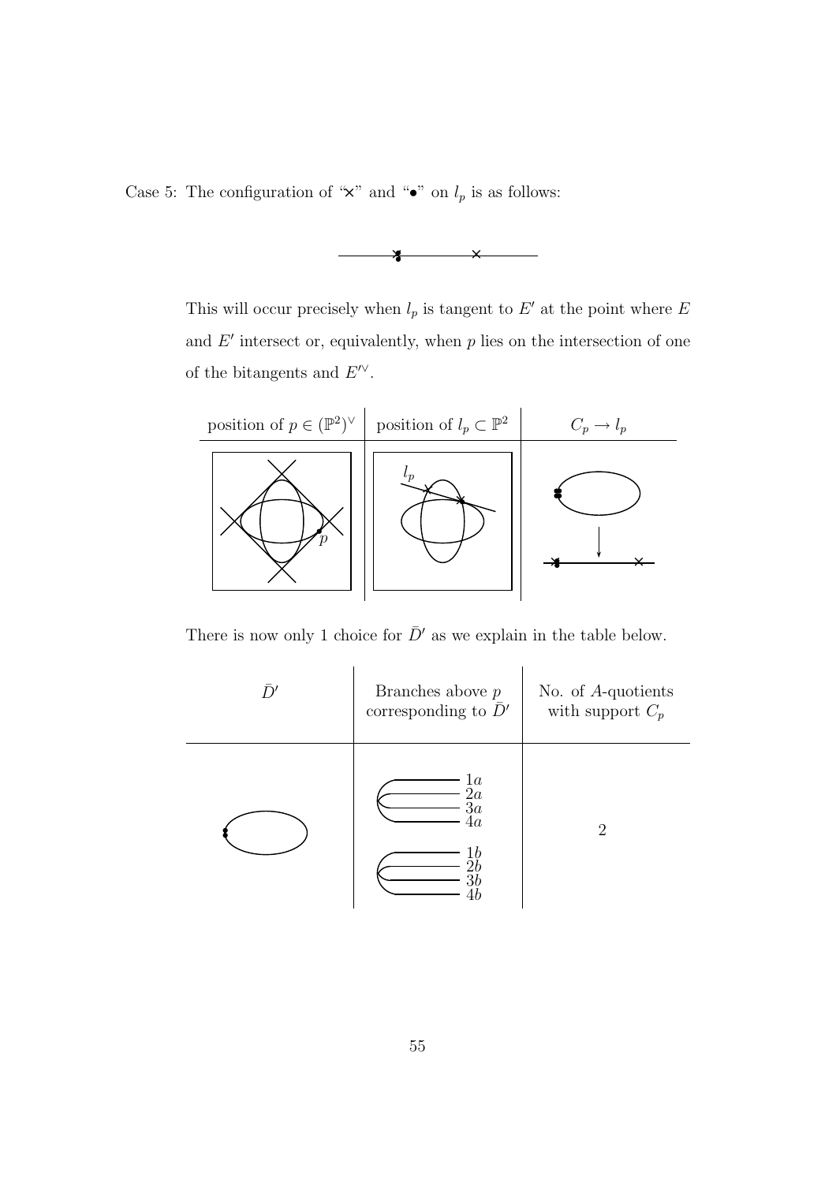Case 5: The configuration of "×" and "•" on $l_p$ is as follows:

This will occur precisely when $l_p$ is tangent to $E'$ at the point where $E$ and $E'$ intersect or, equivalently, when $p$ lies on the intersection of one of the bitangents and $E'^{\vee}$.

| position of $p \in (\mathbb{P}^2)^{\vee}$ | position of $l_p \subset \mathbb{P}^2$ | $C_p \to l_p$ |
|---|---|---|
| $p$ | $l_p$ | |

There is now only 1 choice for $\bar{D}'$ as we explain in the table below.

| $\bar{D}'$ | Branches above $p$ corresponding to $\bar{D}'$ | No. of $A$-quotients with support $C_p$ |
|---|---|---|
| | $1a$, $2a$, $3a$, $4a$; $1b$, $2b$, $3b$, $4b$ | 2 |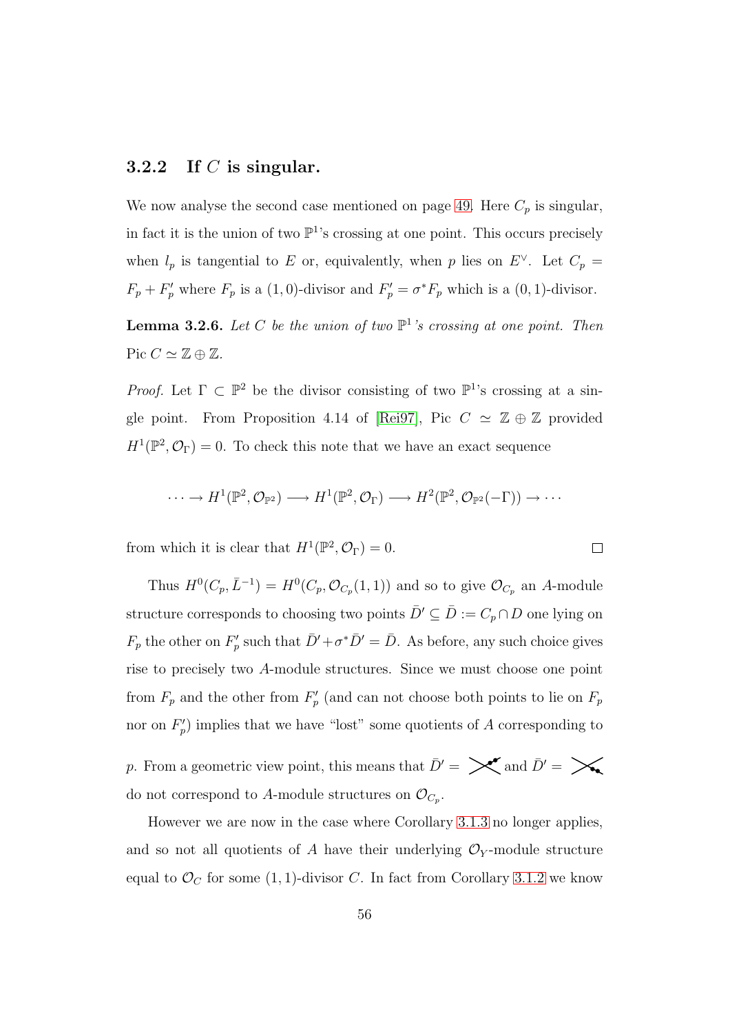### 3.2.2 If $C$ is singular.

We now analyse the second case mentioned on page 49. Here $C_p$ is singular, in fact it is the union of two $\mathbb{P}^1$'s crossing at one point. This occurs precisely when $l_p$ is tangential to $E$ or, equivalently, when $p$ lies on $E^\vee$. Let $C_p = F_p + F'_p$ where $F_p$ is a $(1,0)$-divisor and $F'_p = \sigma^* F_p$ which is a $(0,1)$-divisor.

**Lemma 3.2.6.** *Let $C$ be the union of two $\mathbb{P}^1$'s crossing at one point. Then* $\text{Pic}\ C \simeq \mathbb{Z} \oplus \mathbb{Z}$.

*Proof.* Let $\Gamma \subset \mathbb{P}^2$ be the divisor consisting of two $\mathbb{P}^1$'s crossing at a single point. From Proposition 4.14 of [Rei97], Pic $C \simeq \mathbb{Z} \oplus \mathbb{Z}$ provided $H^1(\mathbb{P}^2, \mathcal{O}_\Gamma) = 0$. To check this note that we have an exact sequence

$$\cdots \to H^1(\mathbb{P}^2, \mathcal{O}_{\mathbb{P}^2}) \longrightarrow H^1(\mathbb{P}^2, \mathcal{O}_\Gamma) \longrightarrow H^2(\mathbb{P}^2, \mathcal{O}_{\mathbb{P}^2}(-\Gamma)) \to \cdots$$

from which it is clear that $H^1(\mathbb{P}^2, \mathcal{O}_\Gamma) = 0$. $\square$

Thus $H^0(C_p, \bar{L}^{-1}) = H^0(C_p, \mathcal{O}_{C_p}(1,1))$ and so to give $\mathcal{O}_{C_p}$ an $A$-module structure corresponds to choosing two points $\bar{D}' \subseteq \bar{D} := C_p \cap D$ one lying on $F_p$ the other on $F'_p$ such that $\bar{D}' + \sigma^* \bar{D}' = \bar{D}$. As before, any such choice gives rise to precisely two $A$-module structures. Since we must choose one point from $F_p$ and the other from $F'_p$ (and can not choose both points to lie on $F_p$ nor on $F'_p$) implies that we have "lost" some quotients of $A$ corresponding to $p$. From a geometric view point, this means that $\bar{D}' =$ and $\bar{D}' =$ do not correspond to $A$-module structures on $\mathcal{O}_{C_p}$.

However we are now in the case where Corollary 3.1.3 no longer applies, and so not all quotients of $A$ have their underlying $\mathcal{O}_Y$-module structure equal to $\mathcal{O}_C$ for some $(1,1)$-divisor $C$. In fact from Corollary 3.1.2 we know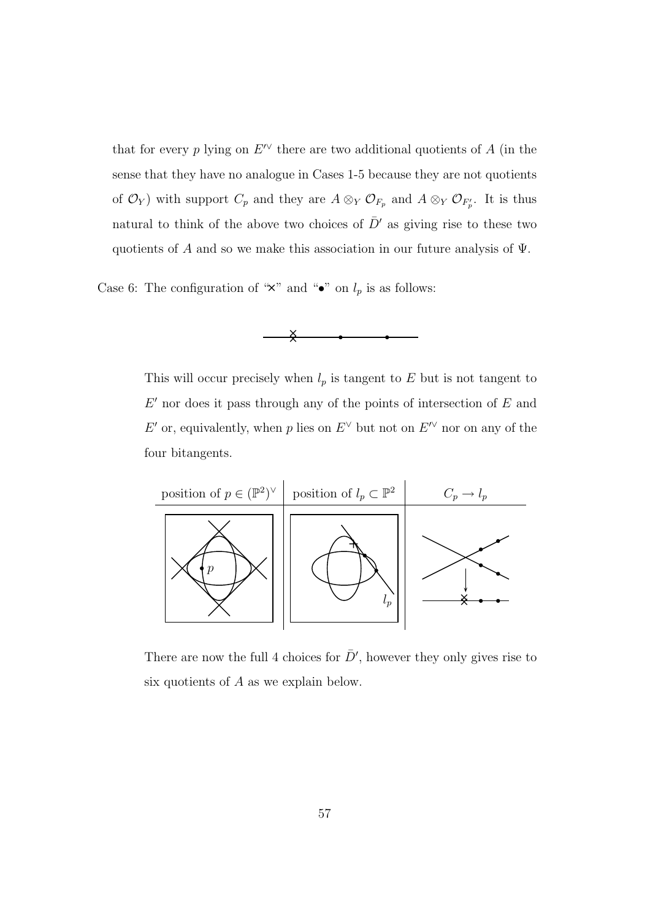that for every $p$ lying on $E'^{\vee}$ there are two additional quotients of $A$ (in the sense that they have no analogue in Cases 1-5 because they are not quotients of $\mathcal{O}_Y$) with support $C_p$ and they are $A \otimes_Y \mathcal{O}_{F_p}$ and $A \otimes_Y \mathcal{O}_{F'_p}$. It is thus natural to think of the above two choices of $\bar{D}'$ as giving rise to these two quotients of $A$ and so we make this association in our future analysis of $\Psi$.

Case 6: The configuration of "×" and "•" on $l_p$ is as follows:

This will occur precisely when $l_p$ is tangent to $E$ but is not tangent to $E'$ nor does it pass through any of the points of intersection of $E$ and $E'$ or, equivalently, when $p$ lies on $E^{\vee}$ but not on $E'^{\vee}$ nor on any of the four bitangents.

| position of $p \in (\mathbb{P}^2)^{\vee}$ | position of $l_p \subset \mathbb{P}^2$ | $C_p \to l_p$ |
|---|---|---|
| | | |

There are now the full 4 choices for $\bar{D}'$, however they only gives rise to six quotients of $A$ as we explain below.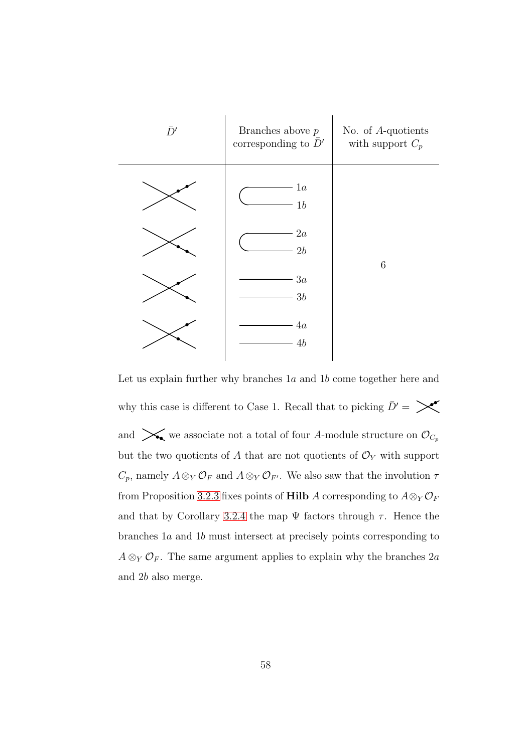| $\bar{D}'$ | Branches above $p$ corresponding to $\bar{D}'$ | No. of $A$-quotients with support $C_p$ |
|---|---|---|
| | $1a$, $1b$ | |
| | $2a$, $2b$ | 6 |
| | $3a$, $3b$ | |
| | $4a$, $4b$ | |

Let us explain further why branches $1a$ and $1b$ come together here and why this case is different to Case 1. Recall that to picking $\bar{D}' =$ and we associate not a total of four $A$-module structure on $\mathcal{O}_{C_p}$ but the two quotients of $A$ that are not quotients of $\mathcal{O}_Y$ with support $C_p$, namely $A \otimes_Y \mathcal{O}_F$ and $A \otimes_Y \mathcal{O}_{F'}$. We also saw that the involution $\tau$ from Proposition 3.2.3 fixes points of **Hilb** $A$ corresponding to $A \otimes_Y \mathcal{O}_F$ and that by Corollary 3.2.4 the map $\Psi$ factors through $\tau$. Hence the branches $1a$ and $1b$ must intersect at precisely points corresponding to $A \otimes_Y \mathcal{O}_F$. The same argument applies to explain why the branches $2a$ and $2b$ also merge.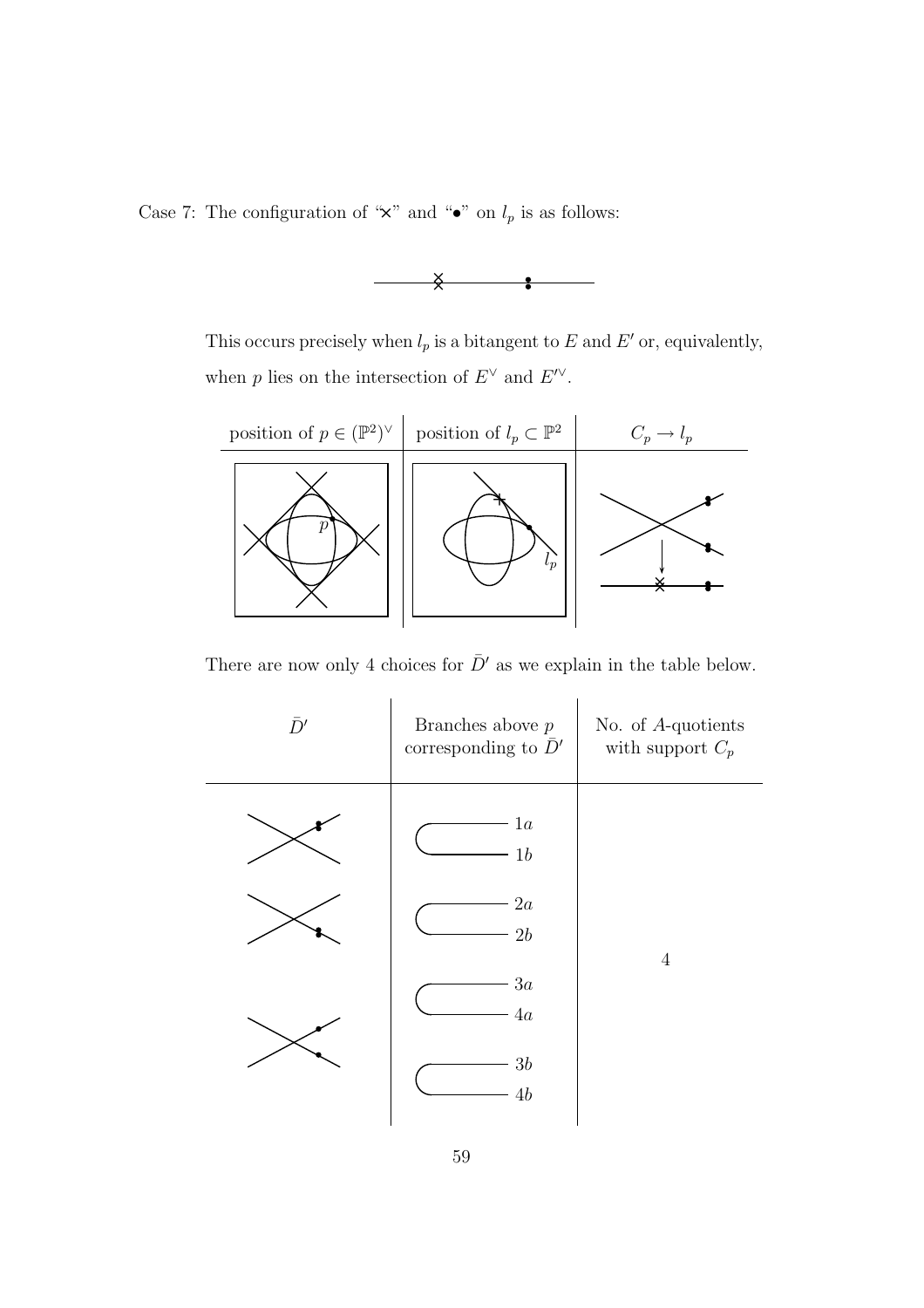Case 7: The configuration of "×" and "•" on $l_p$ is as follows:

This occurs precisely when $l_p$ is a bitangent to $E$ and $E'$ or, equivalently, when $p$ lies on the intersection of $E^\vee$ and $E'^\vee$.

| position of $p \in (\mathbb{P}^2)^\vee$ | position of $l_p \subset \mathbb{P}^2$ | $C_p \to l_p$ |
|---|---|---|
| | | |

There are now only 4 choices for $\bar{D}'$ as we explain in the table below.

| $\bar{D}'$ | Branches above $p$ corresponding to $\bar{D}'$ | No. of $A$-quotients with support $C_p$ |
|---|---|---|
| | $1a$, $1b$ | |
| | $2a$, $2b$ | 4 |
| | $3a$, $4a$ | |
| | $3b$, $4b$ | |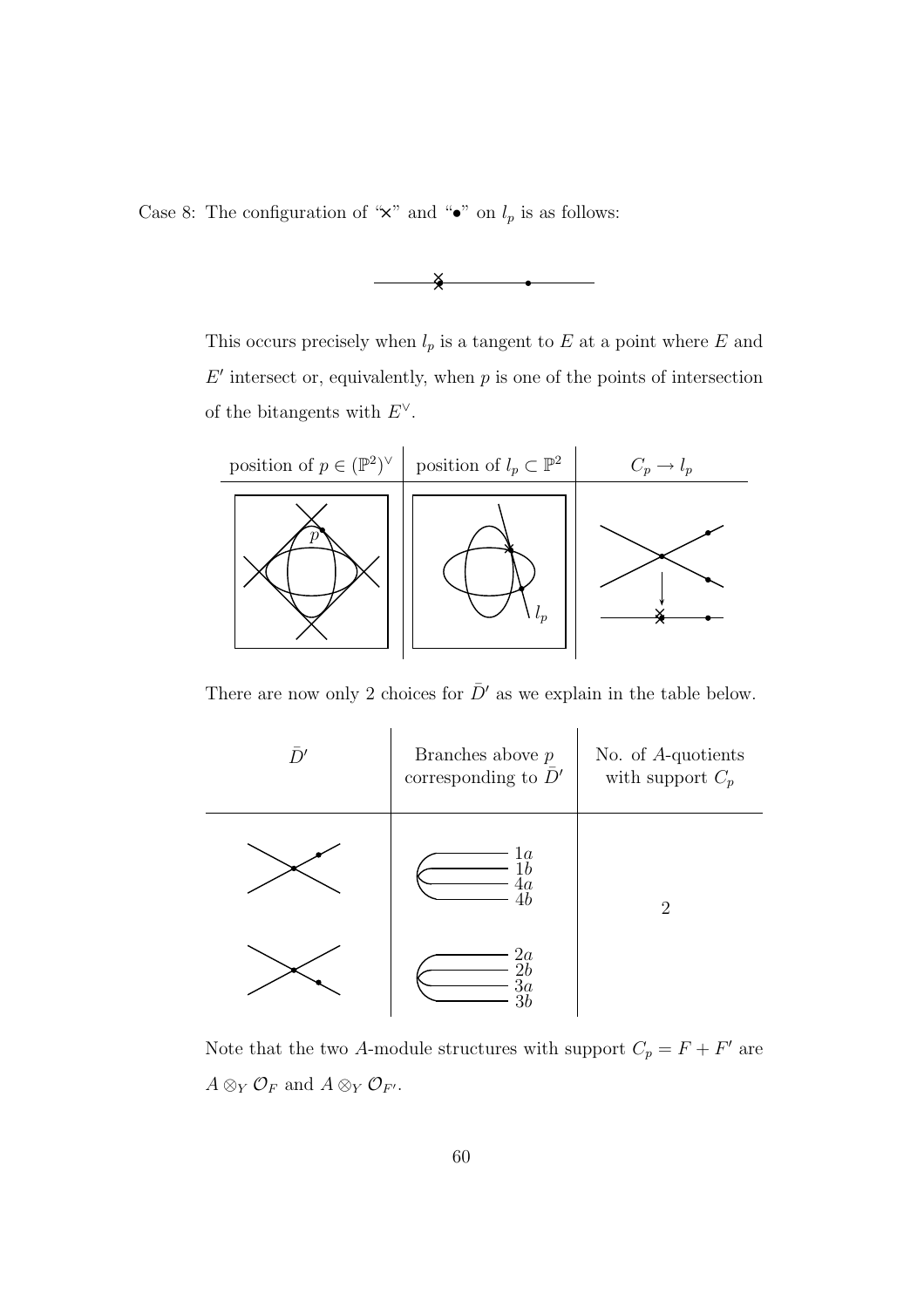Case 8: The configuration of "×" and "•" on $l_p$ is as follows:

This occurs precisely when $l_p$ is a tangent to $E$ at a point where $E$ and $E'$ intersect or, equivalently, when $p$ is one of the points of intersection of the bitangents with $E^\vee$.

| position of $p \in (\mathbb{P}^2)^\vee$ | position of $l_p \subset \mathbb{P}^2$ | $C_p \to l_p$ |
| --- | --- | --- |
| $p$ | $l_p$ | |

There are now only 2 choices for $\bar{D}'$ as we explain in the table below.

| $\bar{D}'$ | Branches above $p$ corresponding to $\bar{D}'$ | No. of $A$-quotients with support $C_p$ |
| --- | --- | --- |
| | 1a, 1b, 4a, 4b | 2 |
| | 2a, 2b, 3a, 3b | |

Note that the two $A$-module structures with support $C_p = F + F'$ are $A \otimes_Y \mathcal{O}_F$ and $A \otimes_Y \mathcal{O}_{F'}$.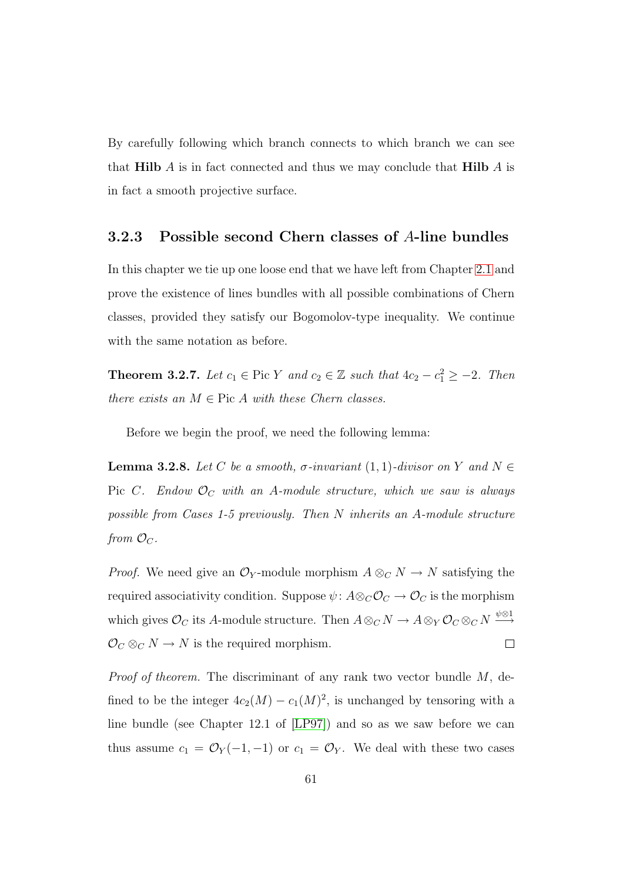By carefully following which branch connects to which branch we can see that **Hilb** $A$ is in fact connected and thus we may conclude that **Hilb** $A$ is in fact a smooth projective surface.

### 3.2.3 Possible second Chern classes of $A$-line bundles

In this chapter we tie up one loose end that we have left from Chapter 2.1 and prove the existence of lines bundles with all possible combinations of Chern classes, provided they satisfy our Bogomolov-type inequality. We continue with the same notation as before.

**Theorem 3.2.7.** *Let $c_1 \in \operatorname{Pic} Y$ and $c_2 \in \mathbb{Z}$ such that $4c_2 - c_1^2 \geq -2$. Then there exists an $M \in \operatorname{Pic} A$ with these Chern classes.*

Before we begin the proof, we need the following lemma:

**Lemma 3.2.8.** *Let $C$ be a smooth, $\sigma$-invariant $(1,1)$-divisor on $Y$ and $N \in \operatorname{Pic} C$. Endow $\mathcal{O}_C$ with an $A$-module structure, which we saw is always possible from Cases 1-5 previously. Then $N$ inherits an $A$-module structure from $\mathcal{O}_C$.*

*Proof.* We need give an $\mathcal{O}_Y$-module morphism $A \otimes_C N \to N$ satisfying the required associativity condition. Suppose $\psi\colon A \otimes_C \mathcal{O}_C \to \mathcal{O}_C$ is the morphism which gives $\mathcal{O}_C$ its $A$-module structure. Then $A \otimes_C N \to A \otimes_Y \mathcal{O}_C \otimes_C N \xrightarrow{\psi \otimes 1} \mathcal{O}_C \otimes_C N \to N$ is the required morphism. $\square$

*Proof of theorem.* The discriminant of any rank two vector bundle $M$, defined to be the integer $4c_2(M) - c_1(M)^2$, is unchanged by tensoring with a line bundle (see Chapter 12.1 of [LP97]) and so as we saw before we can thus assume $c_1 = \mathcal{O}_Y(-1,-1)$ or $c_1 = \mathcal{O}_Y$. We deal with these two cases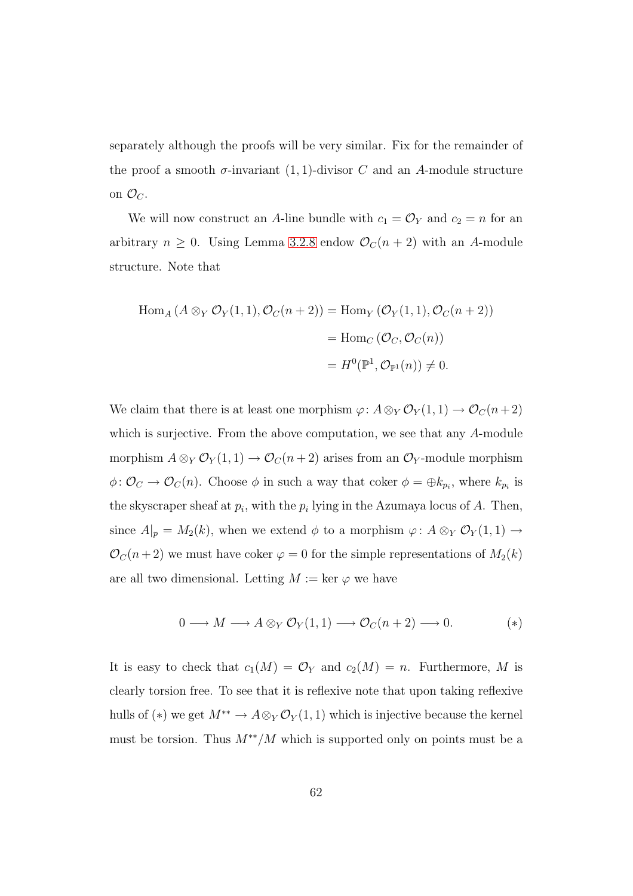separately although the proofs will be very similar. Fix for the remainder of the proof a smooth $\sigma$-invariant $(1,1)$-divisor $C$ and an $A$-module structure on $\mathcal{O}_C$.

We will now construct an $A$-line bundle with $c_1 = \mathcal{O}_Y$ and $c_2 = n$ for an arbitrary $n \geq 0$. Using Lemma 3.2.8 endow $\mathcal{O}_C(n+2)$ with an $A$-module structure. Note that

$$\begin{aligned}
\operatorname{Hom}_A\left(A \otimes_Y \mathcal{O}_Y(1,1), \mathcal{O}_C(n+2)\right) &= \operatorname{Hom}_Y\left(\mathcal{O}_Y(1,1), \mathcal{O}_C(n+2)\right) \\
&= \operatorname{Hom}_C\left(\mathcal{O}_C, \mathcal{O}_C(n)\right) \\
&= H^0(\mathbb{P}^1, \mathcal{O}_{\mathbb{P}^1}(n)) \neq 0.
\end{aligned}$$

We claim that there is at least one morphism $\varphi\colon A \otimes_Y \mathcal{O}_Y(1,1) \to \mathcal{O}_C(n+2)$ which is surjective. From the above computation, we see that any $A$-module morphism $A \otimes_Y \mathcal{O}_Y(1,1) \to \mathcal{O}_C(n+2)$ arises from an $\mathcal{O}_Y$-module morphism $\phi\colon \mathcal{O}_C \to \mathcal{O}_C(n)$. Choose $\phi$ in such a way that coker $\phi = \oplus k_{p_i}$, where $k_{p_i}$ is the skyscraper sheaf at $p_i$, with the $p_i$ lying in the Azumaya locus of $A$. Then, since $A|_p = M_2(k)$, when we extend $\phi$ to a morphism $\varphi\colon A \otimes_Y \mathcal{O}_Y(1,1) \to \mathcal{O}_C(n+2)$ we must have coker $\varphi = 0$ for the simple representations of $M_2(k)$ are all two dimensional. Letting $M :=$ ker $\varphi$ we have

$$0 \longrightarrow M \longrightarrow A \otimes_Y \mathcal{O}_Y(1,1) \longrightarrow \mathcal{O}_C(n+2) \longrightarrow 0. \qquad (*)$$

It is easy to check that $c_1(M) = \mathcal{O}_Y$ and $c_2(M) = n$. Furthermore, $M$ is clearly torsion free. To see that it is reflexive note that upon taking reflexive hulls of $(*)$ we get $M^{**} \to A \otimes_Y \mathcal{O}_Y(1,1)$ which is injective because the kernel must be torsion. Thus $M^{**}/M$ which is supported only on points must be a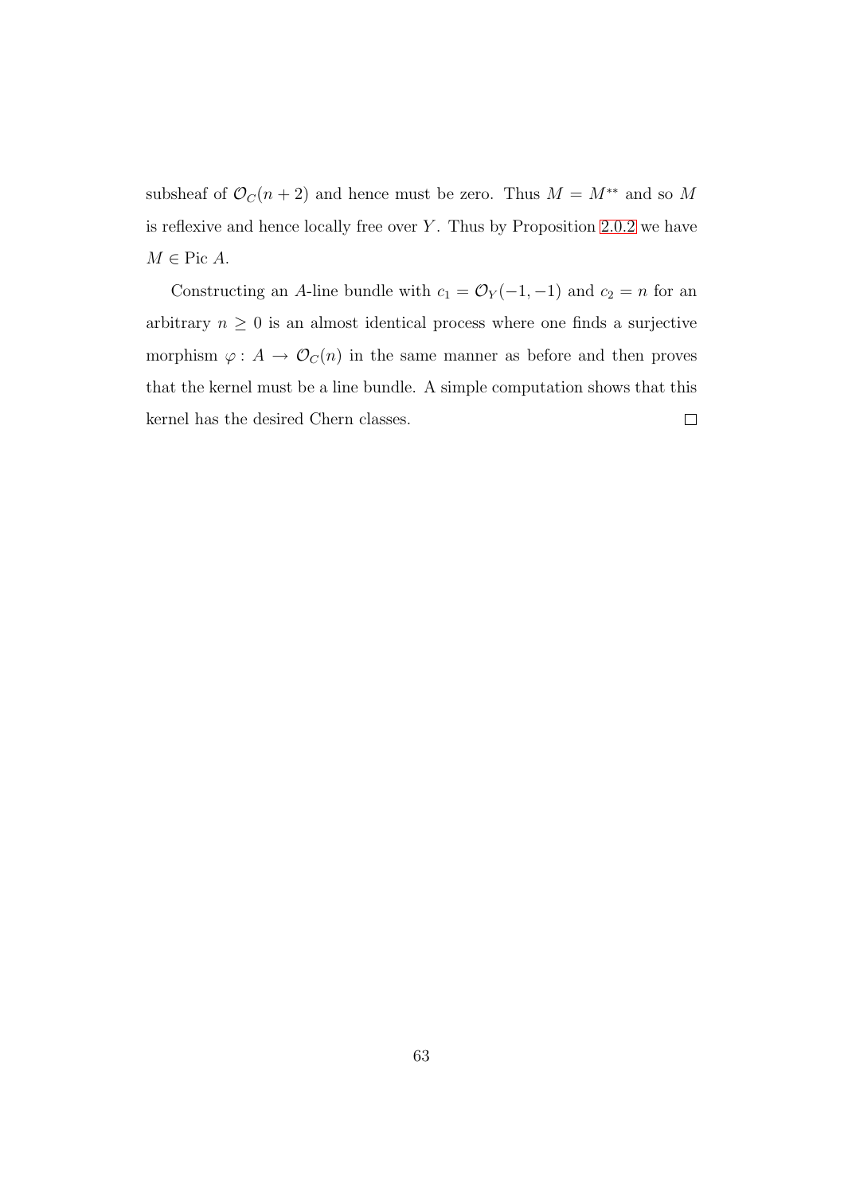subsheaf of $\mathcal{O}_C(n+2)$ and hence must be zero. Thus $M = M^{**}$ and so $M$ is reflexive and hence locally free over $Y$. Thus by Proposition 2.0.2 we have $M \in \text{Pic } A$.

Constructing an $A$-line bundle with $c_1 = \mathcal{O}_Y(-1,-1)$ and $c_2 = n$ for an arbitrary $n \geq 0$ is an almost identical process where one finds a surjective morphism $\varphi : A \to \mathcal{O}_C(n)$ in the same manner as before and then proves that the kernel must be a line bundle. A simple computation shows that this kernel has the desired Chern classes. $\square$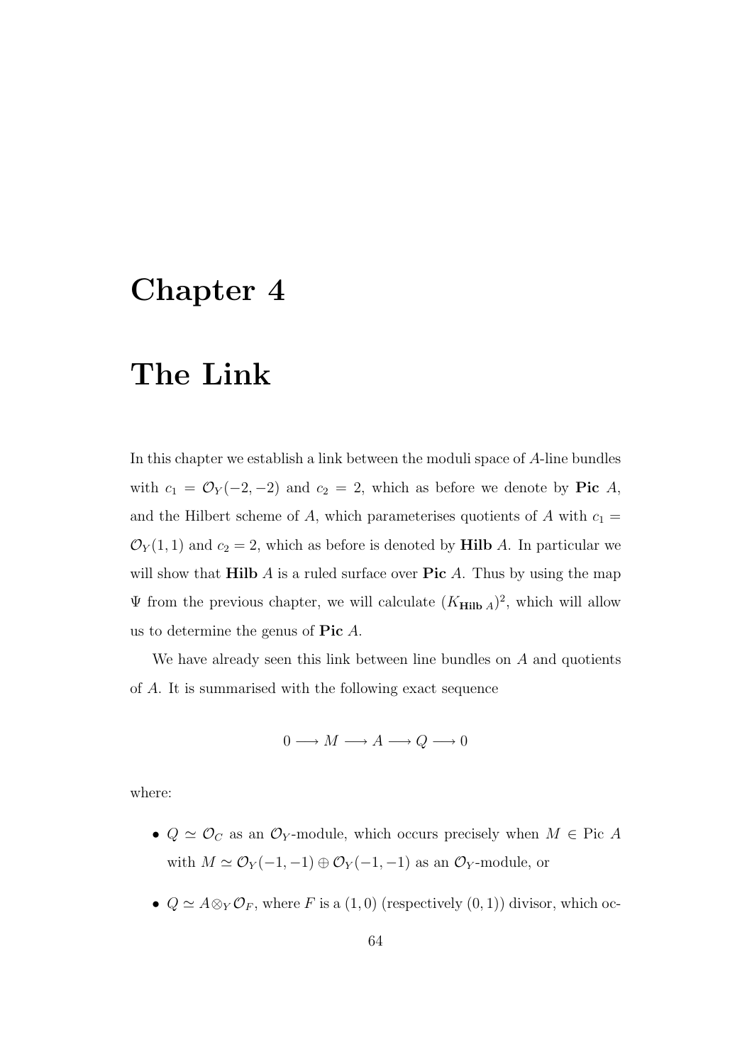# Chapter 4

# The Link

In this chapter we establish a link between the moduli space of $A$-line bundles with $c_1 = \mathcal{O}_Y(-2,-2)$ and $c_2 = 2$, which as before we denote by **Pic** $A$, and the Hilbert scheme of $A$, which parameterises quotients of $A$ with $c_1 = \mathcal{O}_Y(1,1)$ and $c_2 = 2$, which as before is denoted by **Hilb** $A$. In particular we will show that **Hilb** $A$ is a ruled surface over **Pic** $A$. Thus by using the map $\Psi$ from the previous chapter, we will calculate $(K_{\mathbf{Hilb}\ A})^2$, which will allow us to determine the genus of **Pic** $A$.

We have already seen this link between line bundles on $A$ and quotients of $A$. It is summarised with the following exact sequence

$$0 \longrightarrow M \longrightarrow A \longrightarrow Q \longrightarrow 0$$

where:

- $Q \simeq \mathcal{O}_C$ as an $\mathcal{O}_Y$-module, which occurs precisely when $M \in$ Pic $A$ with $M \simeq \mathcal{O}_Y(-1,-1) \oplus \mathcal{O}_Y(-1,-1)$ as an $\mathcal{O}_Y$-module, or
- $Q \simeq A \otimes_Y \mathcal{O}_F$, where $F$ is a $(1,0)$ (respectively $(0,1)$) divisor, which oc-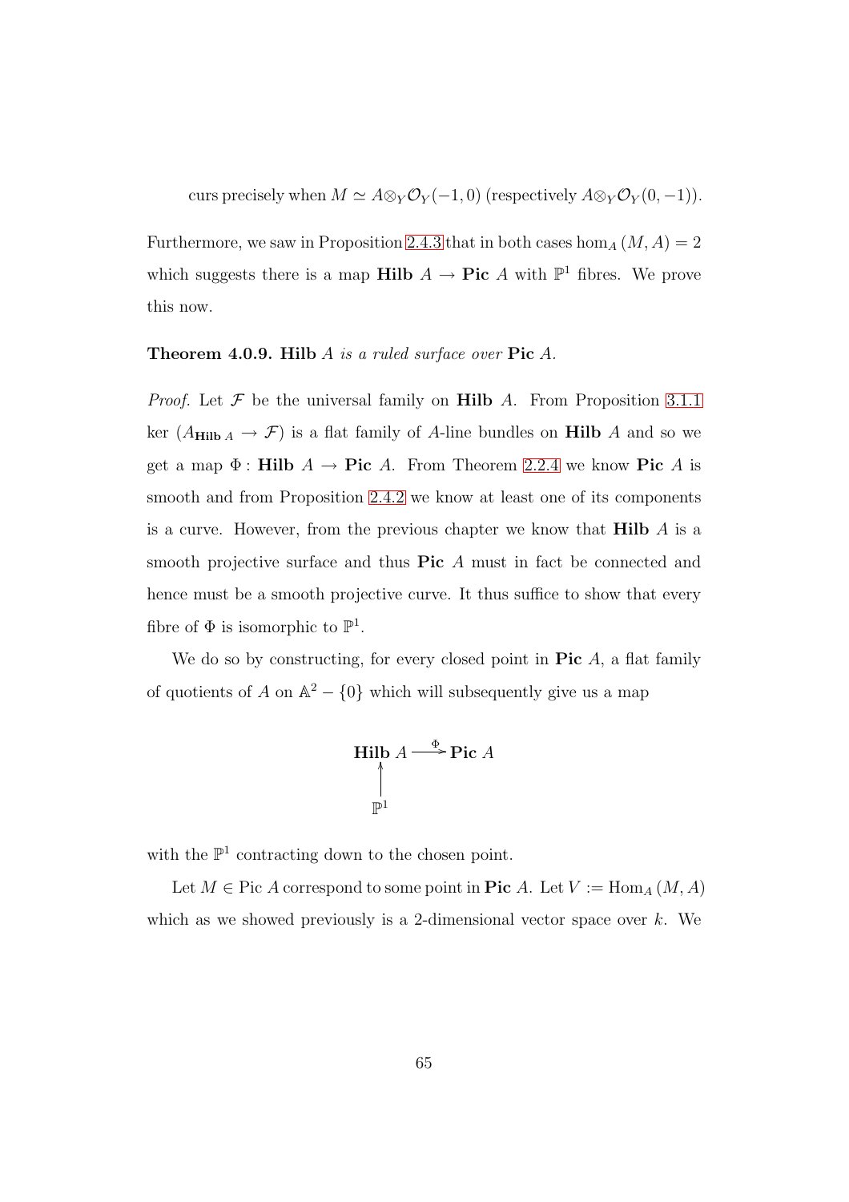curs precisely when $M \simeq A \otimes_Y \mathcal{O}_Y(-1,0)$ (respectively $A \otimes_Y \mathcal{O}_Y(0,-1)$).

Furthermore, we saw in Proposition 2.4.3 that in both cases $\hom_A(M, A) = 2$ which suggests there is a map $\mathbf{Hilb}\ A \to \mathbf{Pic}\ A$ with $\mathbb{P}^1$ fibres. We prove this now.

**Theorem 4.0.9.** **Hilb** $A$ *is a ruled surface over* **Pic** $A$.

*Proof.* Let $\mathcal{F}$ be the universal family on $\mathbf{Hilb}\ A$. From Proposition 3.1.1 $\ker(A_{\mathbf{Hilb}\ A} \to \mathcal{F})$ is a flat family of $A$-line bundles on $\mathbf{Hilb}\ A$ and so we get a map $\Phi : \mathbf{Hilb}\ A \to \mathbf{Pic}\ A$. From Theorem 2.2.4 we know $\mathbf{Pic}\ A$ is smooth and from Proposition 2.4.2 we know at least one of its components is a curve. However, from the previous chapter we know that $\mathbf{Hilb}\ A$ is a smooth projective surface and thus $\mathbf{Pic}\ A$ must in fact be connected and hence must be a smooth projective curve. It thus suffice to show that every fibre of $\Phi$ is isomorphic to $\mathbb{P}^1$.

We do so by constructing, for every closed point in $\mathbf{Pic}\ A$, a flat family of quotients of $A$ on $\mathbb{A}^2 - \{0\}$ which will subsequently give us a map

$$\begin{array}{ccc} \mathbf{Hilb}\ A & \xrightarrow{\Phi} & \mathbf{Pic}\ A \\ \uparrow & & \\ \mathbb{P}^1 & & \end{array}$$

with the $\mathbb{P}^1$ contracting down to the chosen point.

Let $M \in \operatorname{Pic} A$ correspond to some point in $\mathbf{Pic}\ A$. Let $V := \operatorname{Hom}_A(M, A)$ which as we showed previously is a 2-dimensional vector space over $k$. We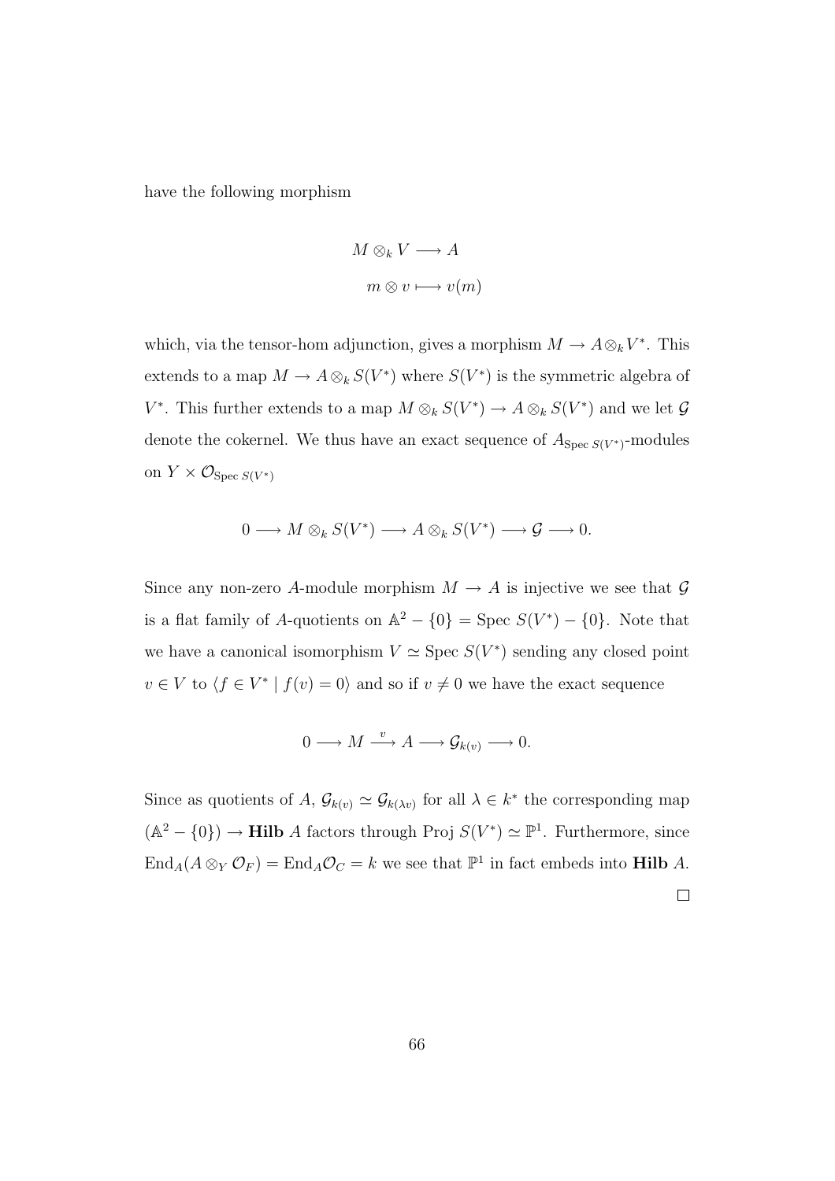have the following morphism

$$\begin{aligned} M \otimes_k V &\longrightarrow A \\ m \otimes v &\longmapsto v(m) \end{aligned}$$

which, via the tensor-hom adjunction, gives a morphism $M \to A \otimes_k V^*$. This extends to a map $M \to A \otimes_k S(V^*)$ where $S(V^*)$ is the symmetric algebra of $V^*$. This further extends to a map $M \otimes_k S(V^*) \to A \otimes_k S(V^*)$ and we let $\mathcal{G}$ denote the cokernel. We thus have an exact sequence of $A_{\text{Spec } S(V^*)}$-modules on $Y \times \mathcal{O}_{\text{Spec } S(V^*)}$

$$0 \longrightarrow M \otimes_k S(V^*) \longrightarrow A \otimes_k S(V^*) \longrightarrow \mathcal{G} \longrightarrow 0.$$

Since any non-zero $A$-module morphism $M \to A$ is injective we see that $\mathcal{G}$ is a flat family of $A$-quotients on $\mathbb{A}^2 - \{0\} = \text{Spec } S(V^*) - \{0\}$. Note that we have a canonical isomorphism $V \simeq \text{Spec } S(V^*)$ sending any closed point $v \in V$ to $\langle f \in V^* \mid f(v) = 0 \rangle$ and so if $v \neq 0$ we have the exact sequence

$$0 \longrightarrow M \xrightarrow{\ v\ } A \longrightarrow \mathcal{G}_{k(v)} \longrightarrow 0.$$

Since as quotients of $A$, $\mathcal{G}_{k(v)} \simeq \mathcal{G}_{k(\lambda v)}$ for all $\lambda \in k^*$ the corresponding map $(\mathbb{A}^2 - \{0\}) \to \textbf{Hilb } A$ factors through $\text{Proj } S(V^*) \simeq \mathbb{P}^1$. Furthermore, since $\text{End}_A(A \otimes_Y \mathcal{O}_F) = \text{End}_A \mathcal{O}_C = k$ we see that $\mathbb{P}^1$ in fact embeds into $\textbf{Hilb } A$.

□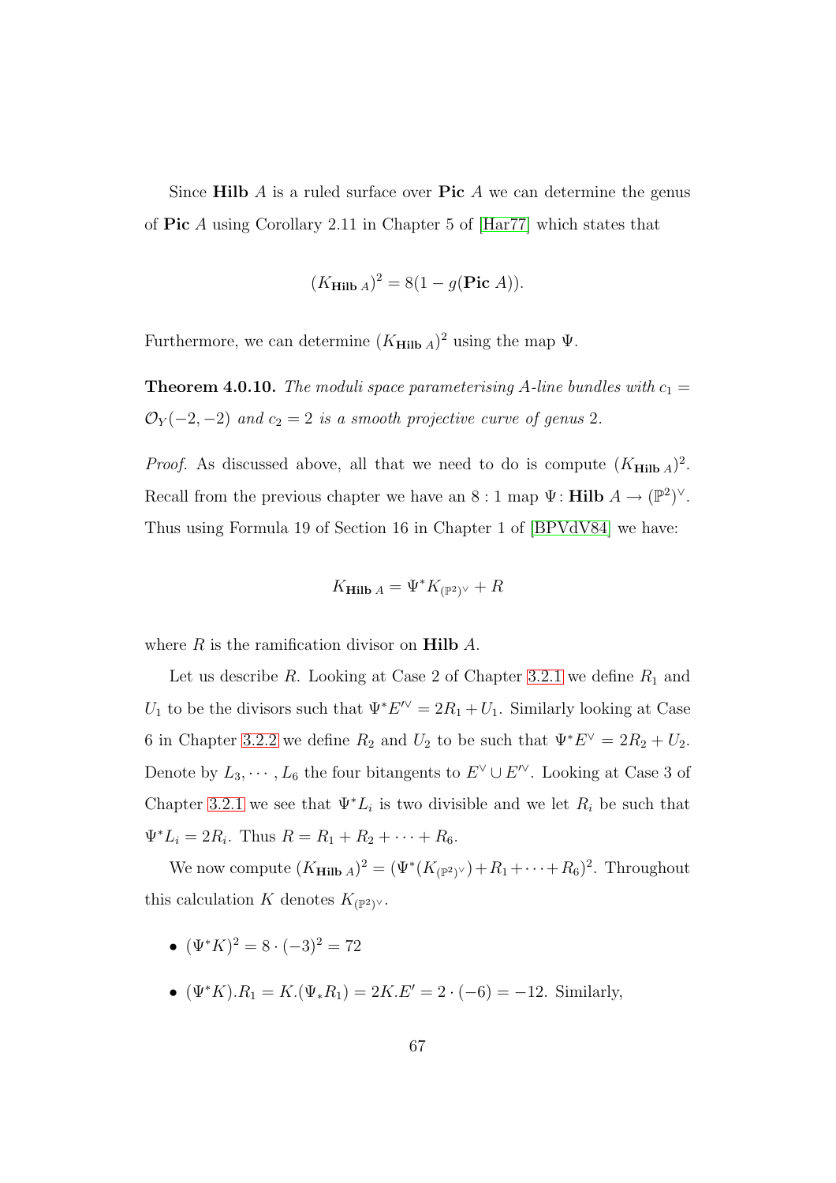Since **Hilb** $A$ is a ruled surface over **Pic** $A$ we can determine the genus of **Pic** $A$ using Corollary 2.11 in Chapter 5 of [Har77] which states that

$$(K_{\mathbf{Hilb}\ A})^2 = 8(1 - g(\mathbf{Pic}\ A)).$$

Furthermore, we can determine $(K_{\mathbf{Hilb}\ A})^2$ using the map $\Psi$.

**Theorem 4.0.10.** *The moduli space parameterising A-line bundles with $c_1 = \mathcal{O}_Y(-2,-2)$ and $c_2 = 2$ is a smooth projective curve of genus 2.*

*Proof.* As discussed above, all that we need to do is compute $(K_{\mathbf{Hilb}\ A})^2$. Recall from the previous chapter we have an $8:1$ map $\Psi\colon \mathbf{Hilb}\ A \to (\mathbb{P}^2)^\vee$. Thus using Formula 19 of Section 16 in Chapter 1 of [BPVdV84] we have:

$$K_{\mathbf{Hilb}\ A} = \Psi^* K_{(\mathbb{P}^2)^\vee} + R$$

where $R$ is the ramification divisor on **Hilb** $A$.

Let us describe $R$. Looking at Case 2 of Chapter 3.2.1 we define $R_1$ and $U_1$ to be the divisors such that $\Psi^* E'^\vee = 2R_1 + U_1$. Similarly looking at Case 6 in Chapter 3.2.2 we define $R_2$ and $U_2$ to be such that $\Psi^* E^\vee = 2R_2 + U_2$. Denote by $L_3, \cdots, L_6$ the four bitangents to $E^\vee \cup E'^\vee$. Looking at Case 3 of Chapter 3.2.1 we see that $\Psi^* L_i$ is two divisible and we let $R_i$ be such that $\Psi^* L_i = 2R_i$. Thus $R = R_1 + R_2 + \cdots + R_6$.

We now compute $(K_{\mathbf{Hilb}\ A})^2 = (\Psi^*(K_{(\mathbb{P}^2)^\vee}) + R_1 + \cdots + R_6)^2$. Throughout this calculation $K$ denotes $K_{(\mathbb{P}^2)^\vee}$.

- $(\Psi^* K)^2 = 8 \cdot (-3)^2 = 72$
- $(\Psi^* K).R_1 = K.(\Psi_* R_1) = 2K.E' = 2 \cdot (-6) = -12$. Similarly,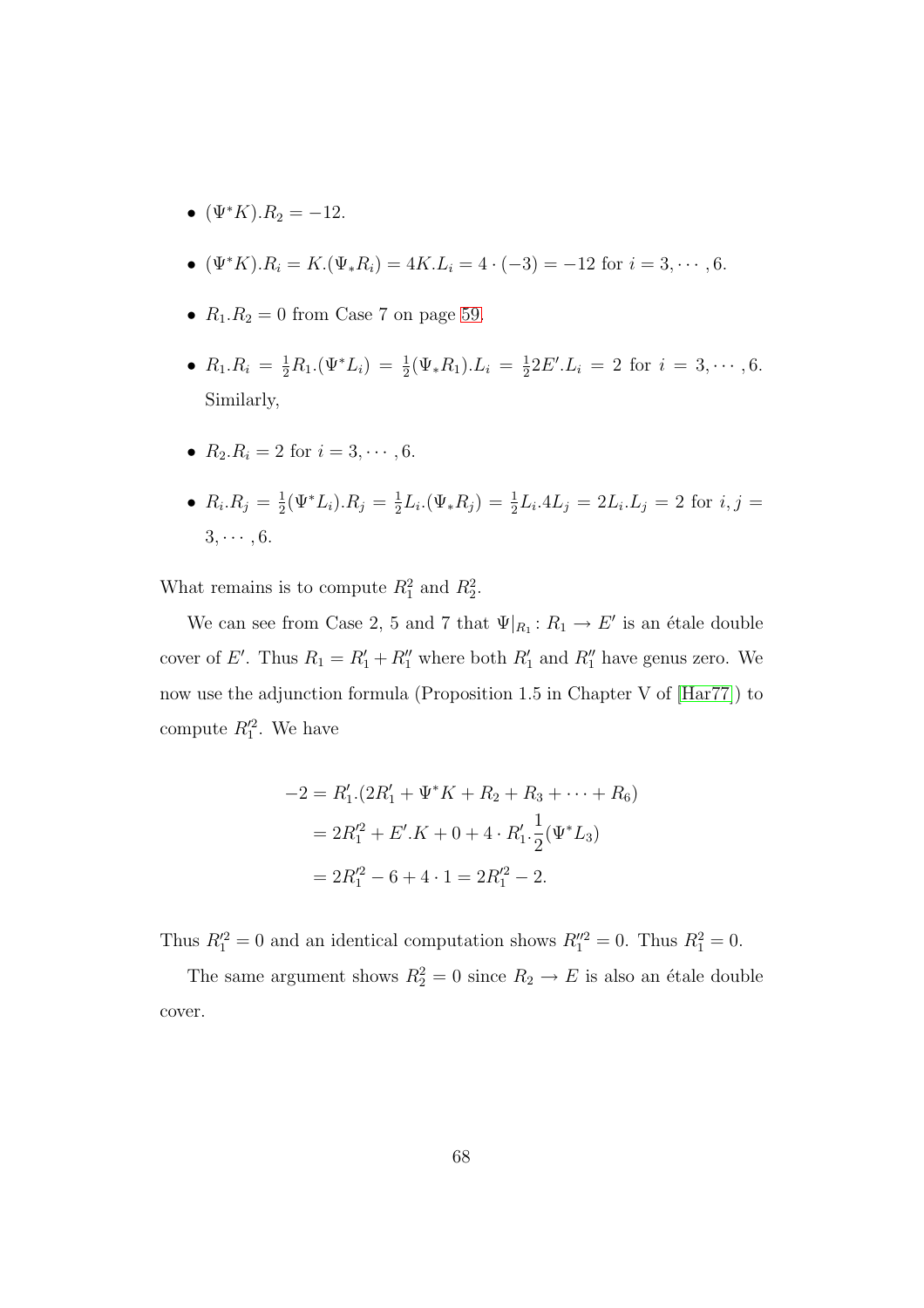- $(\Psi^* K).R_2 = -12$.
- $(\Psi^* K).R_i = K.(\Psi_* R_i) = 4K.L_i = 4 \cdot (-3) = -12$ for $i = 3, \cdots, 6$.
- $R_1.R_2 = 0$ from Case 7 on page 59.
- $R_1.R_i = \frac{1}{2} R_1.(\Psi^* L_i) = \frac{1}{2}(\Psi_* R_1).L_i = \frac{1}{2} 2E'.L_i = 2$ for $i = 3, \cdots, 6$. Similarly,
- $R_2.R_i = 2$ for $i = 3, \cdots, 6$.
- $R_i.R_j = \frac{1}{2}(\Psi^* L_i).R_j = \frac{1}{2} L_i.(\Psi_* R_j) = \frac{1}{2} L_i.4L_j = 2L_i.L_j = 2$ for $i, j = 3, \cdots, 6$.

What remains is to compute $R_1^2$ and $R_2^2$.

We can see from Case 2, 5 and 7 that $\Psi|_{R_1} : R_1 \to E'$ is an étale double cover of $E'$. Thus $R_1 = R_1' + R_1''$ where both $R_1'$ and $R_1''$ have genus zero. We now use the adjunction formula (Proposition 1.5 in Chapter V of [Har77]) to compute $R_1'^2$. We have

$$
\begin{aligned}
-2 &= R_1'.(2R_1' + \Psi^* K + R_2 + R_3 + \cdots + R_6) \\
&= 2R_1'^2 + E'.K + 0 + 4 \cdot R_1'.\frac{1}{2}(\Psi^* L_3) \\
&= 2R_1'^2 - 6 + 4 \cdot 1 = 2R_1'^2 - 2.
\end{aligned}
$$

Thus $R_1'^2 = 0$ and an identical computation shows $R_1''^2 = 0$. Thus $R_1^2 = 0$.

The same argument shows $R_2^2 = 0$ since $R_2 \to E$ is also an étale double cover.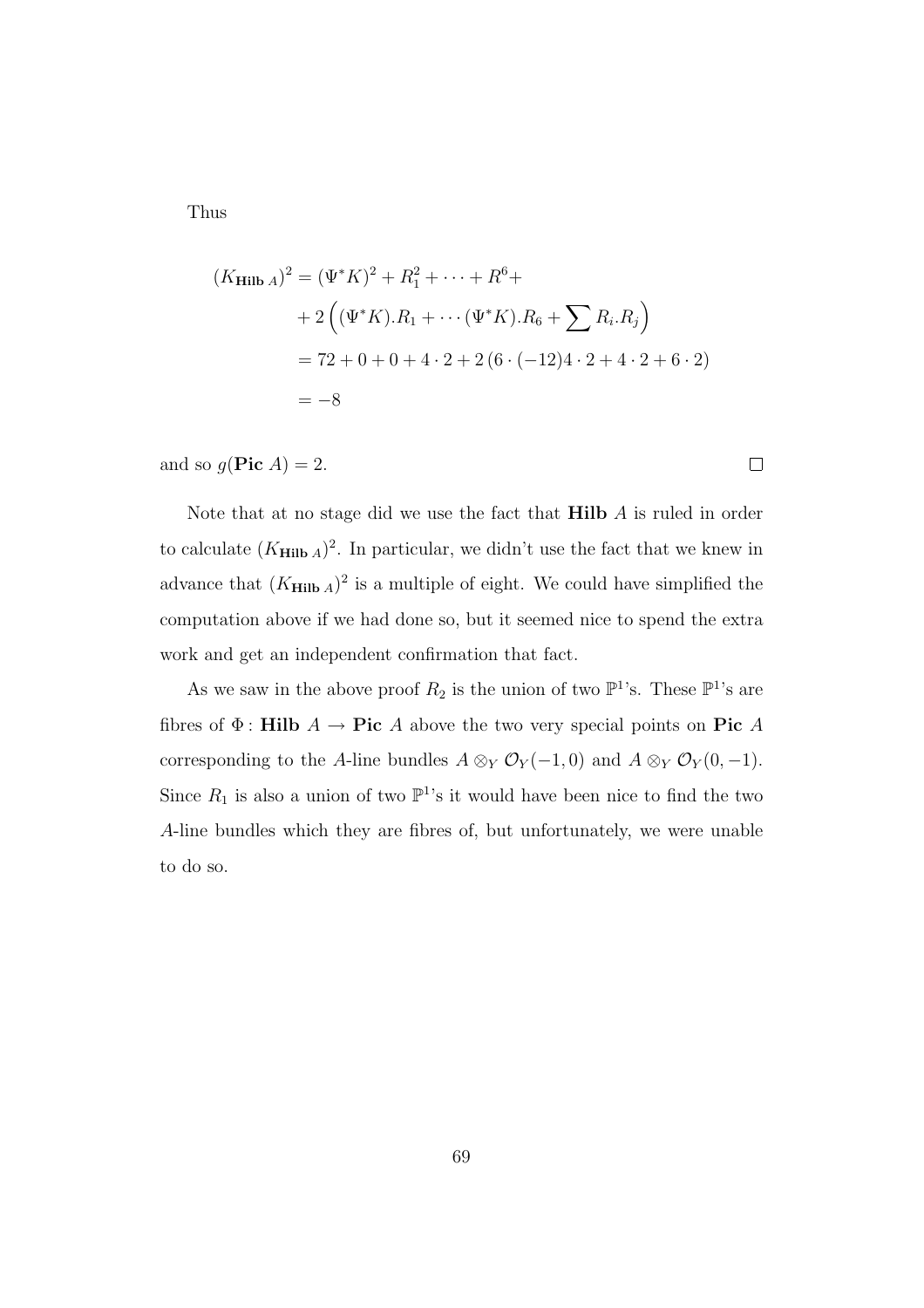Thus

$$
\begin{aligned}
(K_{\mathbf{Hilb}\ A})^2 &= (\Psi^* K)^2 + R_1^2 + \cdots + R^6 + \\
&+ 2\left((\Psi^* K).R_1 + \cdots (\Psi^* K).R_6 + \sum R_i.R_j\right) \\
&= 72 + 0 + 0 + 4 \cdot 2 + 2\,(6 \cdot (-12)4 \cdot 2 + 4 \cdot 2 + 6 \cdot 2) \\
&= -8
\end{aligned}
$$

and so $g(\mathbf{Pic}\ A) = 2$. □

Note that at no stage did we use the fact that **Hilb** $A$ is ruled in order to calculate $(K_{\mathbf{Hilb}\ A})^2$. In particular, we didn't use the fact that we knew in advance that $(K_{\mathbf{Hilb}\ A})^2$ is a multiple of eight. We could have simplified the computation above if we had done so, but it seemed nice to spend the extra work and get an independent confirmation that fact.

As we saw in the above proof $R_2$ is the union of two $\mathbb{P}^1$'s. These $\mathbb{P}^1$'s are fibres of $\Phi\colon \mathbf{Hilb}\ A \to \mathbf{Pic}\ A$ above the two very special points on **Pic** $A$ corresponding to the $A$-line bundles $A \otimes_Y \mathcal{O}_Y(-1,0)$ and $A \otimes_Y \mathcal{O}_Y(0,-1)$. Since $R_1$ is also a union of two $\mathbb{P}^1$'s it would have been nice to find the two $A$-line bundles which they are fibres of, but unfortunately, we were unable to do so.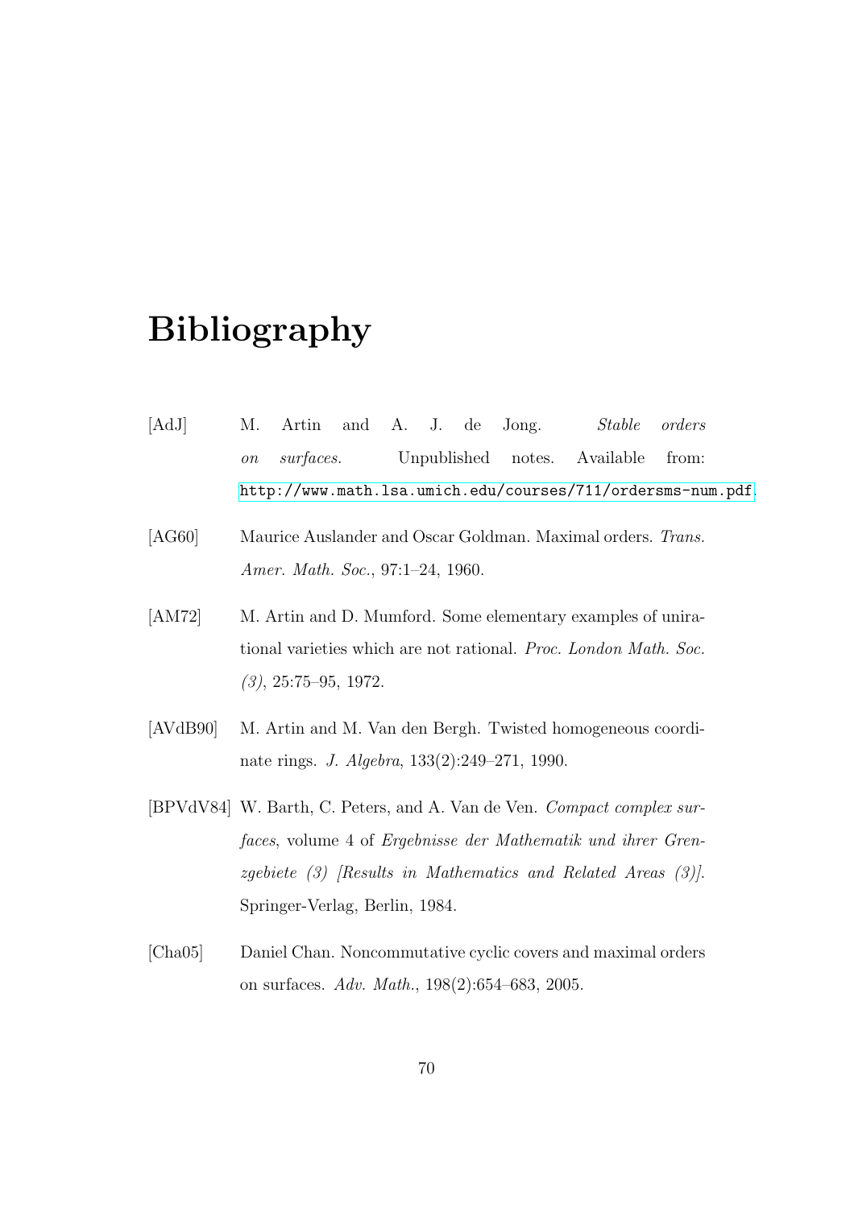# Bibliography

[AdJ] M. Artin and A. J. de Jong. *Stable orders on surfaces.* Unpublished notes. Available from: http://www.math.lsa.umich.edu/courses/711/ordersms-num.pdf.

[AG60] Maurice Auslander and Oscar Goldman. Maximal orders. *Trans. Amer. Math. Soc.*, 97:1–24, 1960.

[AM72] M. Artin and D. Mumford. Some elementary examples of unirational varieties which are not rational. *Proc. London Math. Soc. (3)*, 25:75–95, 1972.

[AVdB90] M. Artin and M. Van den Bergh. Twisted homogeneous coordinate rings. *J. Algebra*, 133(2):249–271, 1990.

[BPVdV84] W. Barth, C. Peters, and A. Van de Ven. *Compact complex surfaces*, volume 4 of *Ergebnisse der Mathematik und ihrer Grenzgebiete (3) [Results in Mathematics and Related Areas (3)]*. Springer-Verlag, Berlin, 1984.

[Cha05] Daniel Chan. Noncommutative cyclic covers and maximal orders on surfaces. *Adv. Math.*, 198(2):654–683, 2005.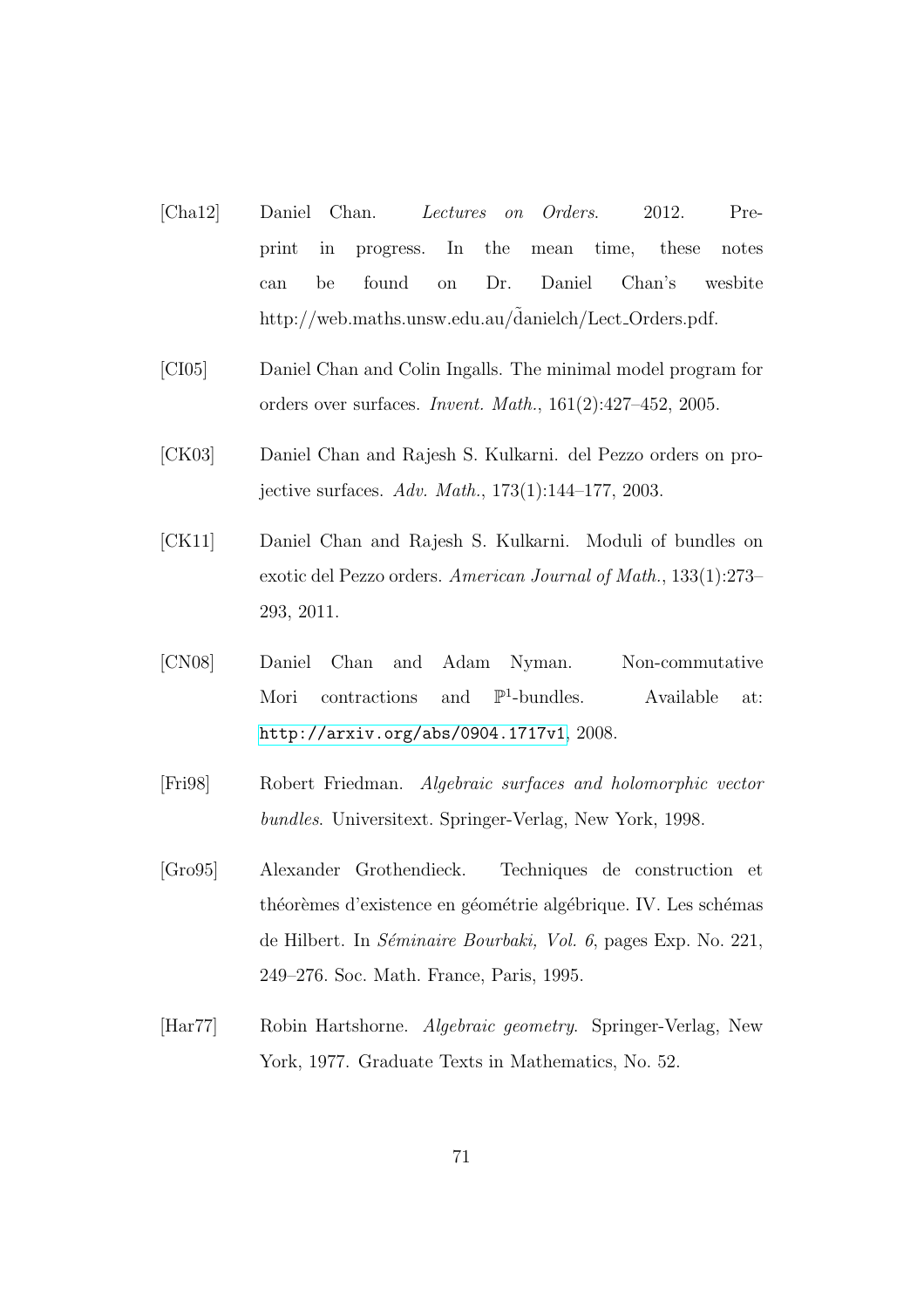[Cha12] Daniel Chan. *Lectures on Orders*. 2012. Preprint in progress. In the mean time, these notes can be found on Dr. Daniel Chan's wesbite http://web.maths.unsw.edu.au/~danielch/Lect_Orders.pdf.

[CI05] Daniel Chan and Colin Ingalls. The minimal model program for orders over surfaces. *Invent. Math.*, 161(2):427–452, 2005.

[CK03] Daniel Chan and Rajesh S. Kulkarni. del Pezzo orders on projective surfaces. *Adv. Math.*, 173(1):144–177, 2003.

[CK11] Daniel Chan and Rajesh S. Kulkarni. Moduli of bundles on exotic del Pezzo orders. *American Journal of Math.*, 133(1):273–293, 2011.

[CN08] Daniel Chan and Adam Nyman. Non-commutative Mori contractions and $\mathbb{P}^1$-bundles. Available at: http://arxiv.org/abs/0904.1717v1, 2008.

[Fri98] Robert Friedman. *Algebraic surfaces and holomorphic vector bundles*. Universitext. Springer-Verlag, New York, 1998.

[Gro95] Alexander Grothendieck. Techniques de construction et théorèmes d'existence en géométrie algébrique. IV. Les schémas de Hilbert. In *Séminaire Bourbaki, Vol. 6*, pages Exp. No. 221, 249–276. Soc. Math. France, Paris, 1995.

[Har77] Robin Hartshorne. *Algebraic geometry*. Springer-Verlag, New York, 1977. Graduate Texts in Mathematics, No. 52.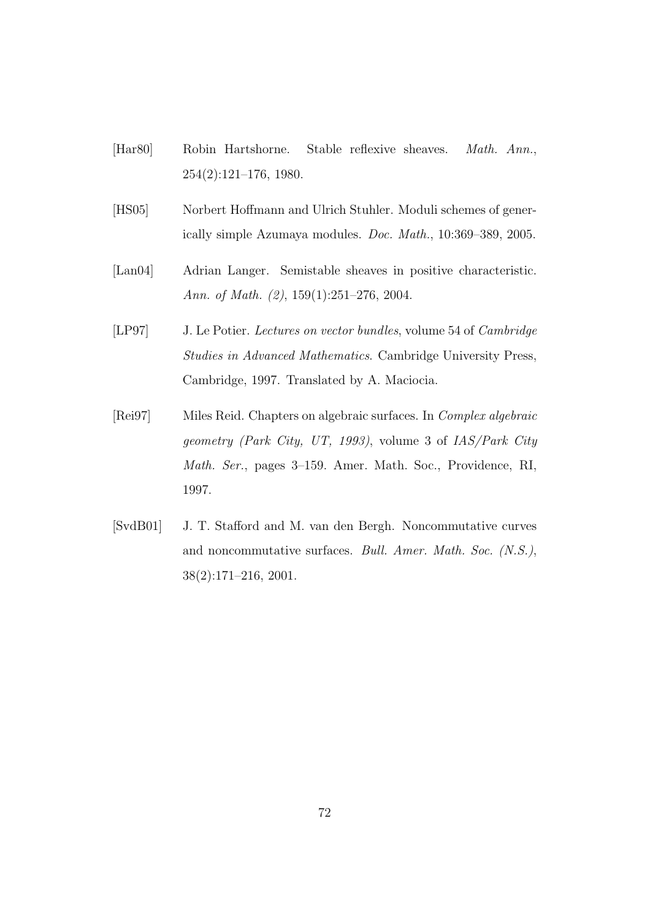[Har80] Robin Hartshorne. Stable reflexive sheaves. *Math. Ann.*, 254(2):121–176, 1980.

[HS05] Norbert Hoffmann and Ulrich Stuhler. Moduli schemes of generically simple Azumaya modules. *Doc. Math.*, 10:369–389, 2005.

[Lan04] Adrian Langer. Semistable sheaves in positive characteristic. *Ann. of Math. (2)*, 159(1):251–276, 2004.

[LP97] J. Le Potier. *Lectures on vector bundles*, volume 54 of *Cambridge Studies in Advanced Mathematics*. Cambridge University Press, Cambridge, 1997. Translated by A. Maciocia.

[Rei97] Miles Reid. Chapters on algebraic surfaces. In *Complex algebraic geometry (Park City, UT, 1993)*, volume 3 of *IAS/Park City Math. Ser.*, pages 3–159. Amer. Math. Soc., Providence, RI, 1997.

[SvdB01] J. T. Stafford and M. van den Bergh. Noncommutative curves and noncommutative surfaces. *Bull. Amer. Math. Soc. (N.S.)*, 38(2):171–216, 2001.